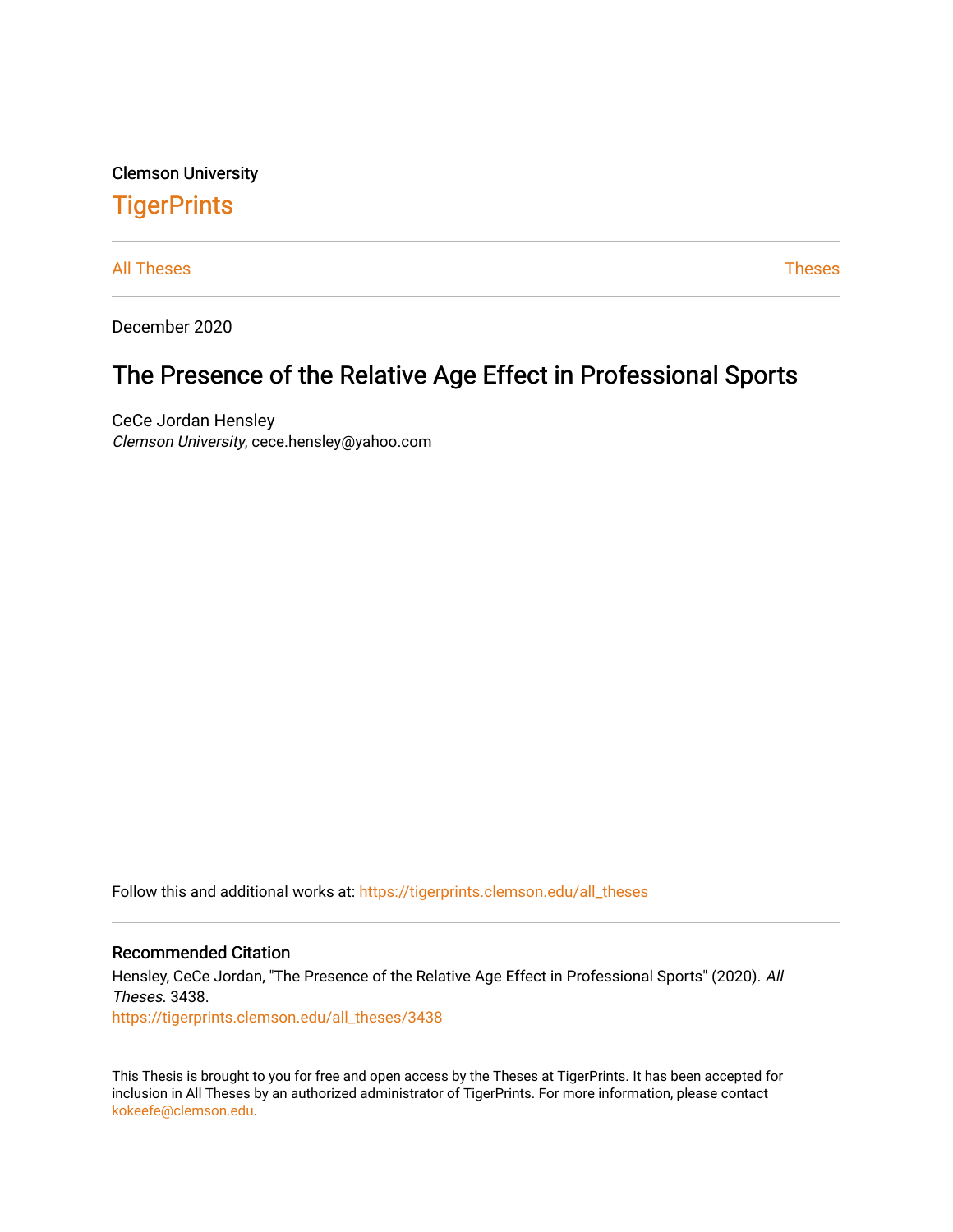Clemson University

# TigerPrints

All Theses

Theses

December 2020

## The Presence of the Relative Age Effect in Professional Sports

CeCe Jordan Hensley

*Clemson University*, cece.hensley@yahoo.com

Follow this and additional works at: https://tigerprints.clemson.edu/all_theses

### Recommended Citation

Hensley, CeCe Jordan, "The Presence of the Relative Age Effect in Professional Sports" (2020). *All Theses*. 3438.
https://tigerprints.clemson.edu/all_theses/3438

This Thesis is brought to you for free and open access by the Theses at TigerPrints. It has been accepted for inclusion in All Theses by an authorized administrator of TigerPrints. For more information, please contact kokeefe@clemson.edu.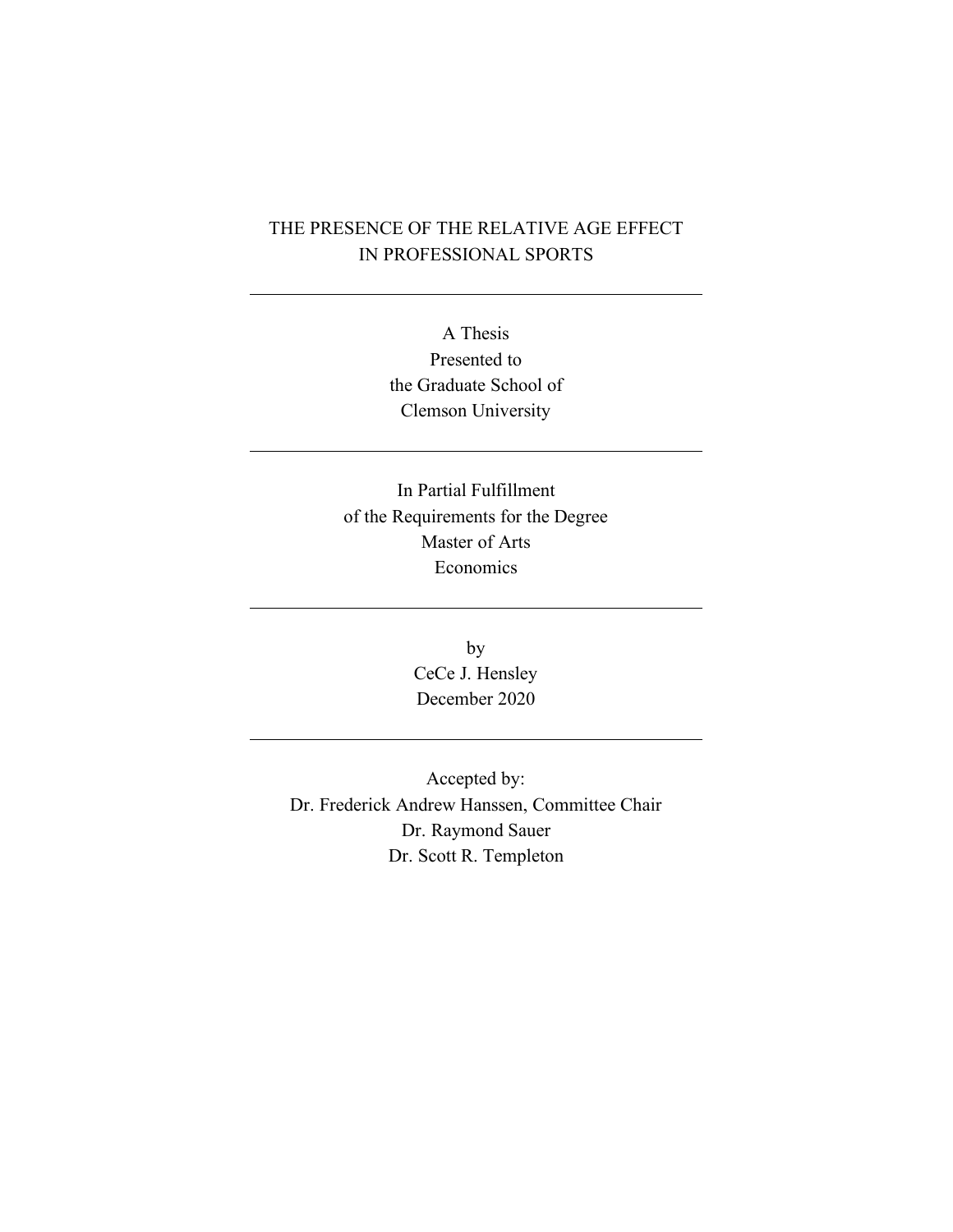# THE PRESENCE OF THE RELATIVE AGE EFFECT IN PROFESSIONAL SPORTS

---

A Thesis
Presented to
the Graduate School of
Clemson University

---

In Partial Fulfillment
of the Requirements for the Degree
Master of Arts
Economics

---

by
CeCe J. Hensley
December 2020

---

Accepted by:
Dr. Frederick Andrew Hanssen, Committee Chair
Dr. Raymond Sauer
Dr. Scott R. Templeton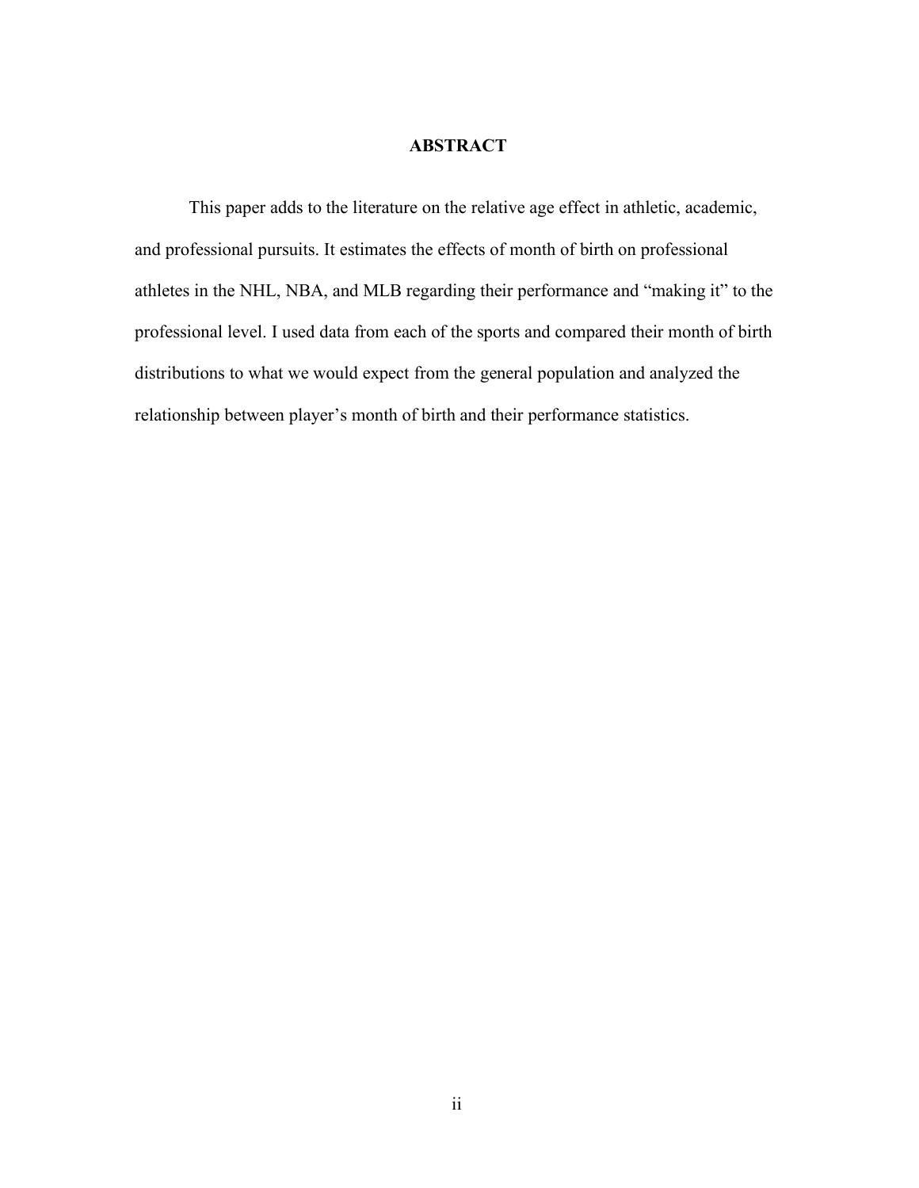# ABSTRACT

This paper adds to the literature on the relative age effect in athletic, academic, and professional pursuits. It estimates the effects of month of birth on professional athletes in the NHL, NBA, and MLB regarding their performance and "making it" to the professional level. I used data from each of the sports and compared their month of birth distributions to what we would expect from the general population and analyzed the relationship between player's month of birth and their performance statistics.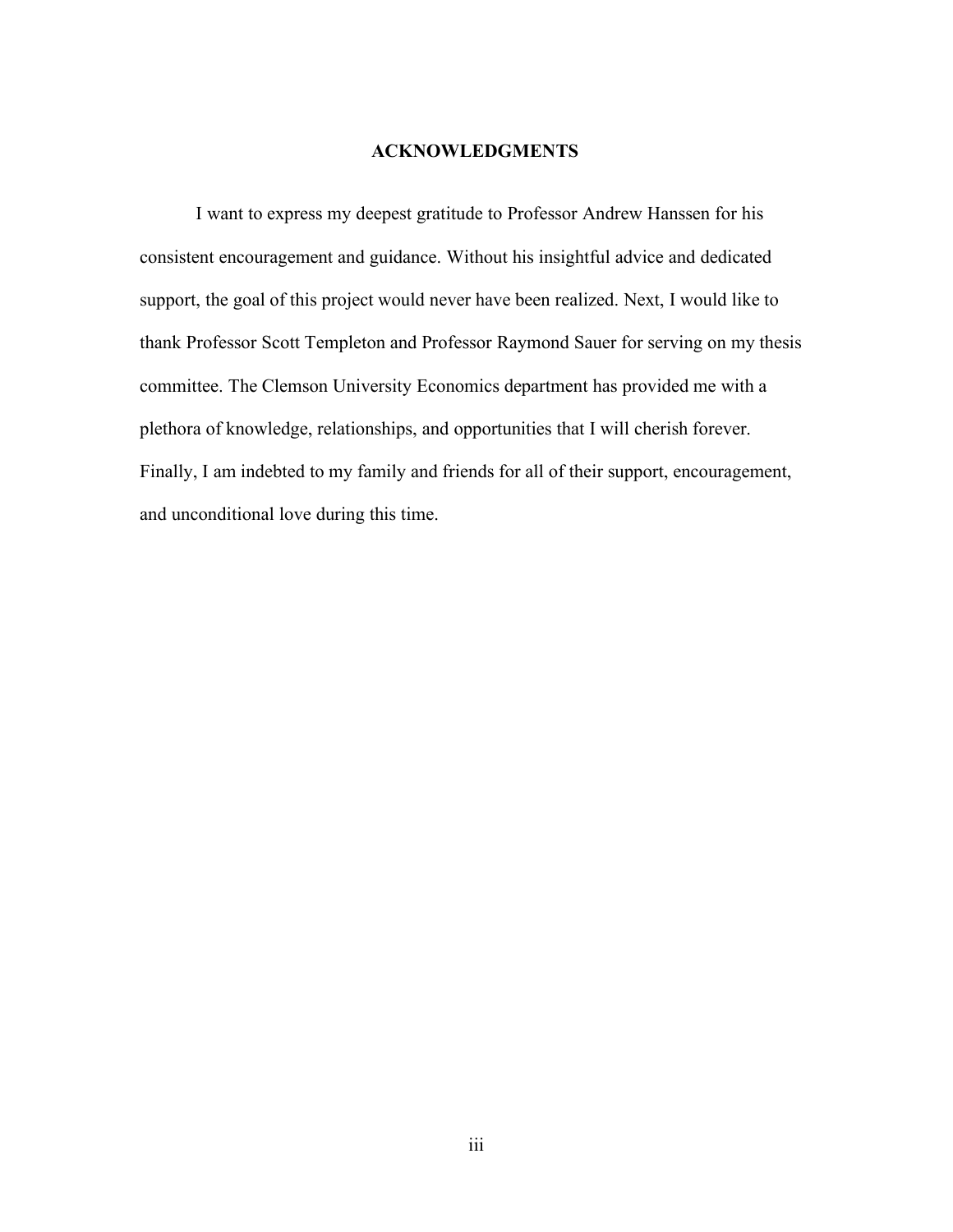## ACKNOWLEDGMENTS

I want to express my deepest gratitude to Professor Andrew Hanssen for his consistent encouragement and guidance. Without his insightful advice and dedicated support, the goal of this project would never have been realized. Next, I would like to thank Professor Scott Templeton and Professor Raymond Sauer for serving on my thesis committee. The Clemson University Economics department has provided me with a plethora of knowledge, relationships, and opportunities that I will cherish forever. Finally, I am indebted to my family and friends for all of their support, encouragement, and unconditional love during this time.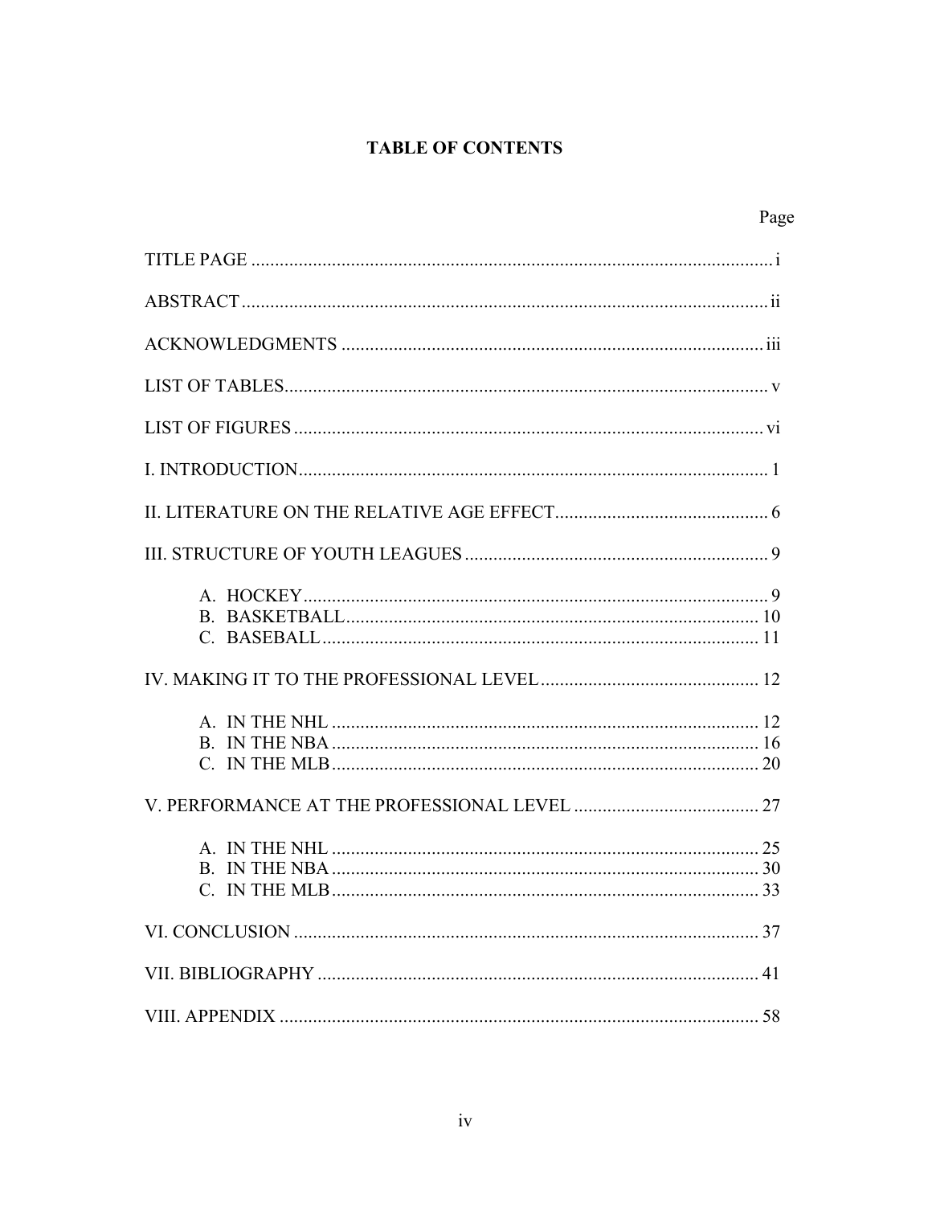# TABLE OF CONTENTS

| | Page |
|---|---|
| TITLE PAGE | i |
| ABSTRACT | ii |
| ACKNOWLEDGMENTS | iii |
| LIST OF TABLES | v |
| LIST OF FIGURES | vi |
| I. INTRODUCTION | 1 |
| II. LITERATURE ON THE RELATIVE AGE EFFECT | 6 |
| III. STRUCTURE OF YOUTH LEAGUES | 9 |
| A. HOCKEY | 9 |
| B. BASKETBALL | 10 |
| C. BASEBALL | 11 |
| IV. MAKING IT TO THE PROFESSIONAL LEVEL | 12 |
| A. IN THE NHL | 12 |
| B. IN THE NBA | 16 |
| C. IN THE MLB | 20 |
| V. PERFORMANCE AT THE PROFESSIONAL LEVEL | 27 |
| A. IN THE NHL | 25 |
| B. IN THE NBA | 30 |
| C. IN THE MLB | 33 |
| VI. CONCLUSION | 37 |
| VII. BIBLIOGRAPHY | 41 |
| VIII. APPENDIX | 58 |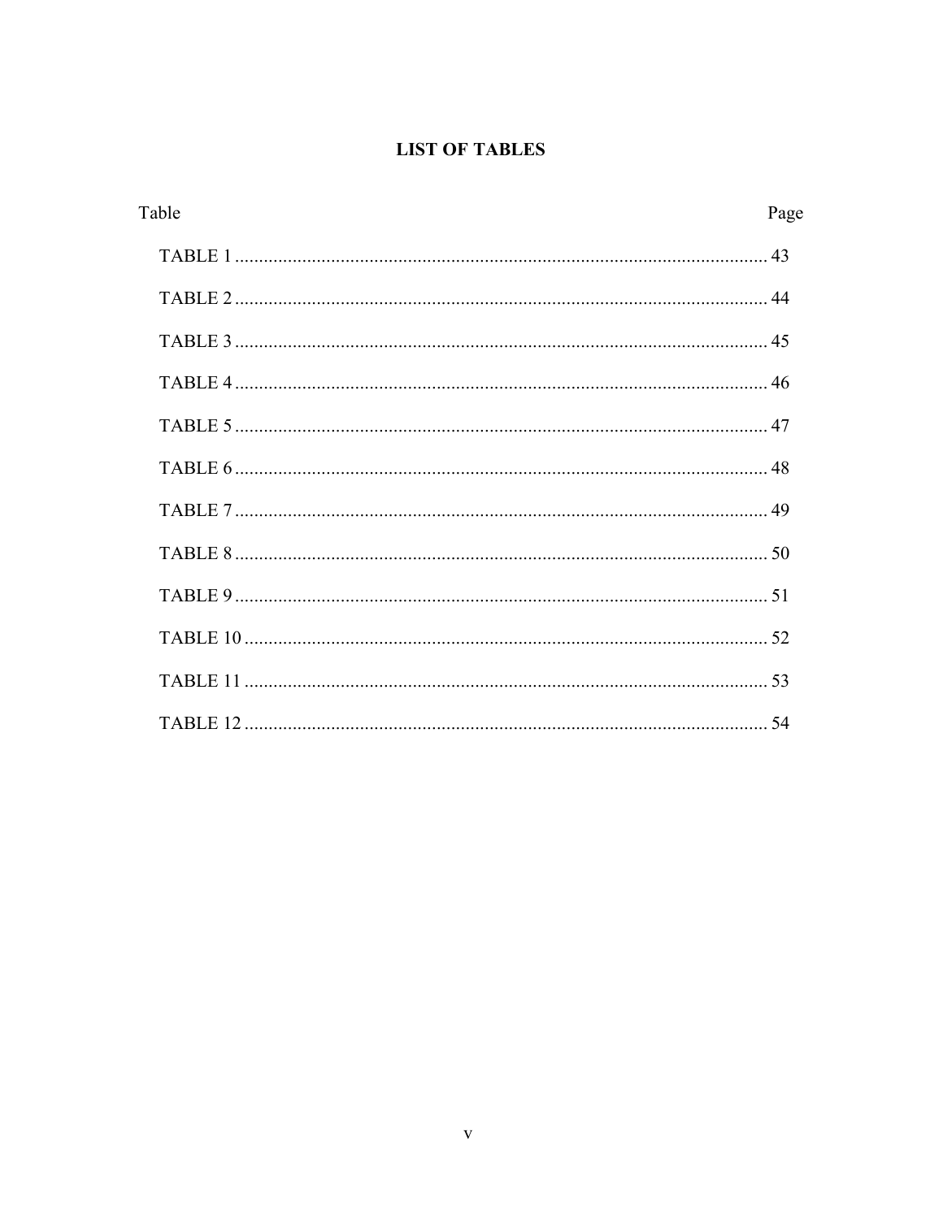# LIST OF TABLES

| Table | Page |
|---|---|
| TABLE 1 | 43 |
| TABLE 2 | 44 |
| TABLE 3 | 45 |
| TABLE 4 | 46 |
| TABLE 5 | 47 |
| TABLE 6 | 48 |
| TABLE 7 | 49 |
| TABLE 8 | 50 |
| TABLE 9 | 51 |
| TABLE 10 | 52 |
| TABLE 11 | 53 |
| TABLE 12 | 54 |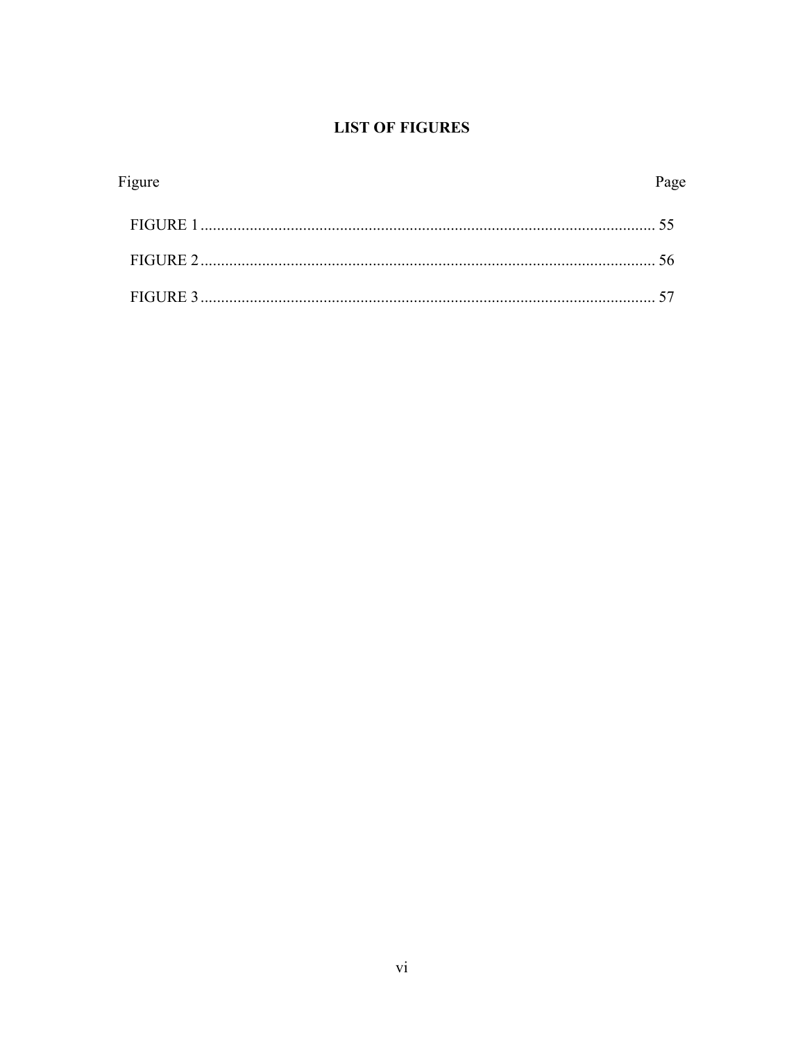# LIST OF FIGURES

| Figure | Page |
| --- | --- |
| FIGURE 1 | 55 |
| FIGURE 2 | 56 |
| FIGURE 3 | 57 |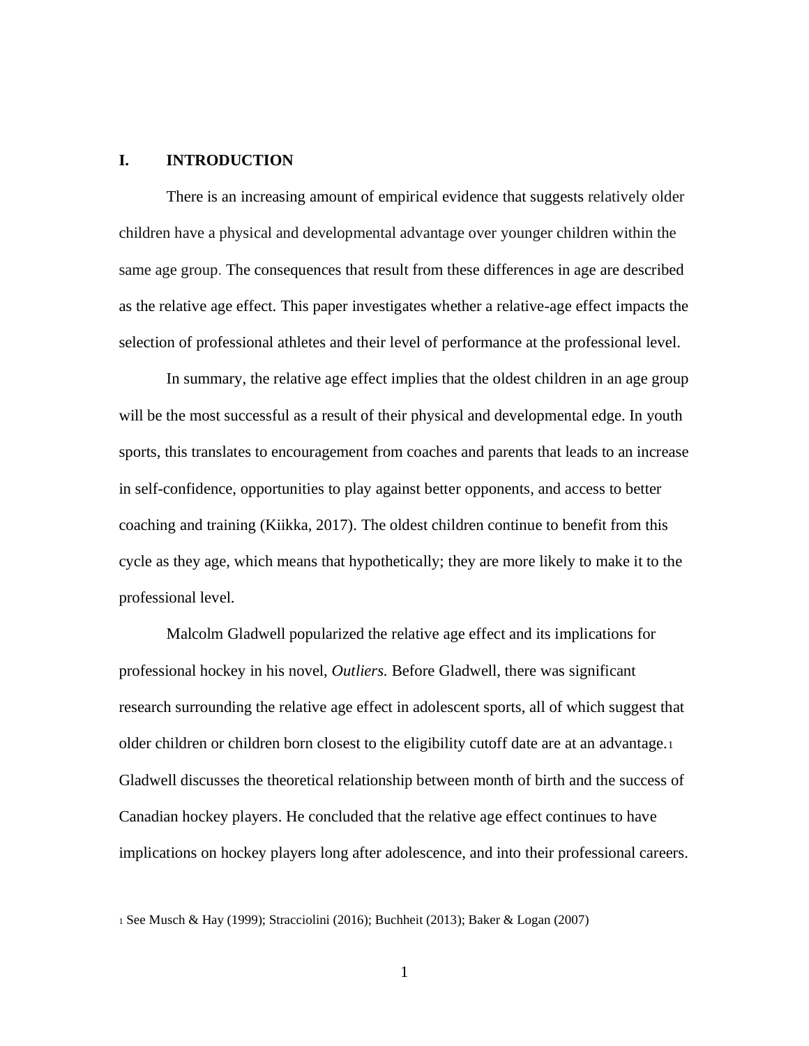## I. INTRODUCTION

There is an increasing amount of empirical evidence that suggests relatively older children have a physical and developmental advantage over younger children within the same age group. The consequences that result from these differences in age are described as the relative age effect. This paper investigates whether a relative-age effect impacts the selection of professional athletes and their level of performance at the professional level.

In summary, the relative age effect implies that the oldest children in an age group will be the most successful as a result of their physical and developmental edge. In youth sports, this translates to encouragement from coaches and parents that leads to an increase in self-confidence, opportunities to play against better opponents, and access to better coaching and training (Kiikka, 2017). The oldest children continue to benefit from this cycle as they age, which means that hypothetically; they are more likely to make it to the professional level.

Malcolm Gladwell popularized the relative age effect and its implications for professional hockey in his novel, *Outliers.* Before Gladwell, there was significant research surrounding the relative age effect in adolescent sports, all of which suggest that older children or children born closest to the eligibility cutoff date are at an advantage.[1] Gladwell discusses the theoretical relationship between month of birth and the success of Canadian hockey players. He concluded that the relative age effect continues to have implications on hockey players long after adolescence, and into their professional careers.

[1] See Musch & Hay (1999); Stracciolini (2016); Buchheit (2013); Baker & Logan (2007)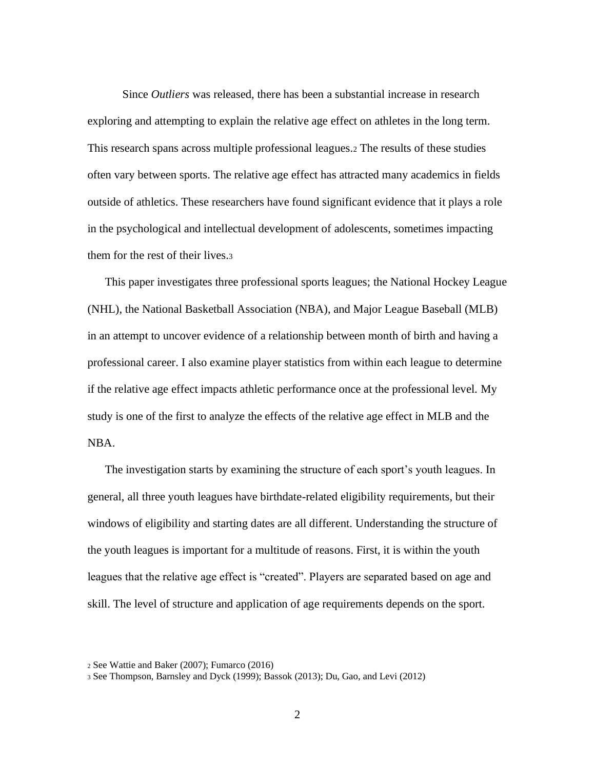Since *Outliers* was released, there has been a substantial increase in research exploring and attempting to explain the relative age effect on athletes in the long term. This research spans across multiple professional leagues.[2] The results of these studies often vary between sports. The relative age effect has attracted many academics in fields outside of athletics. These researchers have found significant evidence that it plays a role in the psychological and intellectual development of adolescents, sometimes impacting them for the rest of their lives.[3]

This paper investigates three professional sports leagues; the National Hockey League (NHL), the National Basketball Association (NBA), and Major League Baseball (MLB) in an attempt to uncover evidence of a relationship between month of birth and having a professional career. I also examine player statistics from within each league to determine if the relative age effect impacts athletic performance once at the professional level. My study is one of the first to analyze the effects of the relative age effect in MLB and the NBA.

The investigation starts by examining the structure of each sport's youth leagues. In general, all three youth leagues have birthdate-related eligibility requirements, but their windows of eligibility and starting dates are all different. Understanding the structure of the youth leagues is important for a multitude of reasons. First, it is within the youth leagues that the relative age effect is "created". Players are separated based on age and skill. The level of structure and application of age requirements depends on the sport.

[2] See Wattie and Baker (2007); Fumarco (2016)

[3] See Thompson, Barnsley and Dyck (1999); Bassok (2013); Du, Gao, and Levi (2012)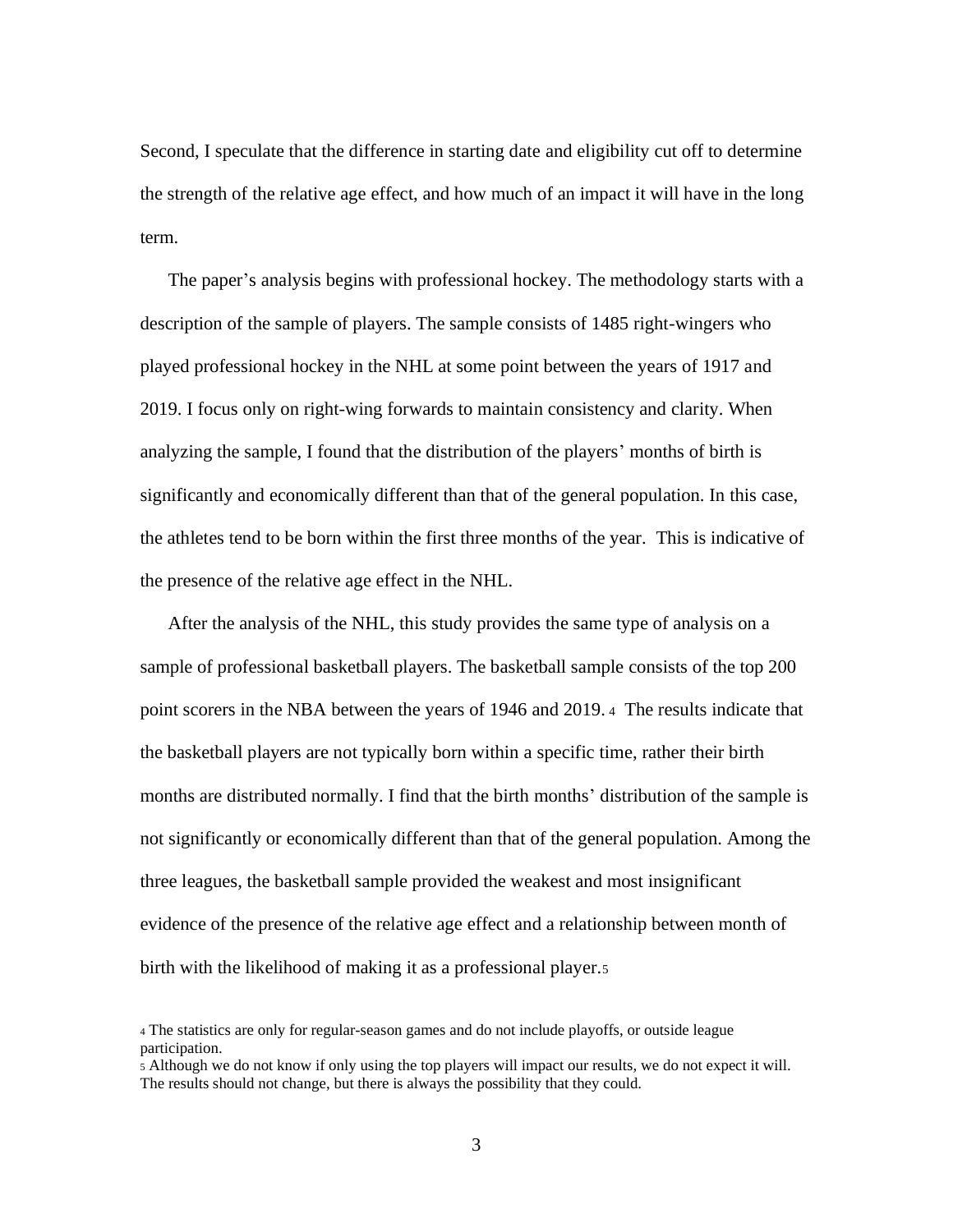Second, I speculate that the difference in starting date and eligibility cut off to determine the strength of the relative age effect, and how much of an impact it will have in the long term.

The paper's analysis begins with professional hockey. The methodology starts with a description of the sample of players. The sample consists of 1485 right-wingers who played professional hockey in the NHL at some point between the years of 1917 and 2019. I focus only on right-wing forwards to maintain consistency and clarity. When analyzing the sample, I found that the distribution of the players' months of birth is significantly and economically different than that of the general population. In this case, the athletes tend to be born within the first three months of the year. This is indicative of the presence of the relative age effect in the NHL.

After the analysis of the NHL, this study provides the same type of analysis on a sample of professional basketball players. The basketball sample consists of the top 200 point scorers in the NBA between the years of 1946 and 2019. [4] The results indicate that the basketball players are not typically born within a specific time, rather their birth months are distributed normally. I find that the birth months' distribution of the sample is not significantly or economically different than that of the general population. Among the three leagues, the basketball sample provided the weakest and most insignificant evidence of the presence of the relative age effect and a relationship between month of birth with the likelihood of making it as a professional player.[5]

[4] The statistics are only for regular-season games and do not include playoffs, or outside league participation.

[5] Although we do not know if only using the top players will impact our results, we do not expect it will. The results should not change, but there is always the possibility that they could.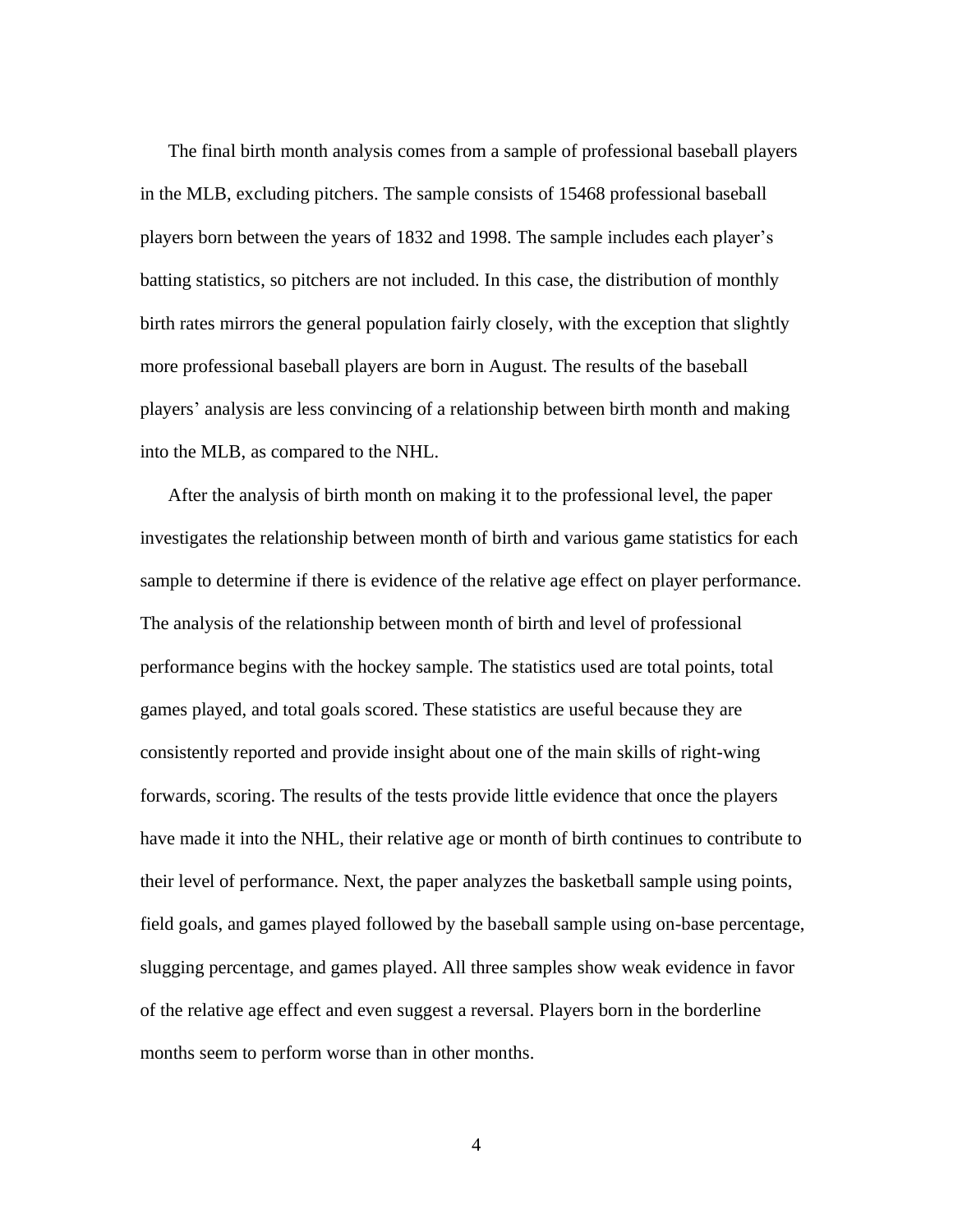The final birth month analysis comes from a sample of professional baseball players in the MLB, excluding pitchers. The sample consists of 15468 professional baseball players born between the years of 1832 and 1998. The sample includes each player's batting statistics, so pitchers are not included. In this case, the distribution of monthly birth rates mirrors the general population fairly closely, with the exception that slightly more professional baseball players are born in August. The results of the baseball players' analysis are less convincing of a relationship between birth month and making into the MLB, as compared to the NHL.

After the analysis of birth month on making it to the professional level, the paper investigates the relationship between month of birth and various game statistics for each sample to determine if there is evidence of the relative age effect on player performance. The analysis of the relationship between month of birth and level of professional performance begins with the hockey sample. The statistics used are total points, total games played, and total goals scored. These statistics are useful because they are consistently reported and provide insight about one of the main skills of right-wing forwards, scoring. The results of the tests provide little evidence that once the players have made it into the NHL, their relative age or month of birth continues to contribute to their level of performance. Next, the paper analyzes the basketball sample using points, field goals, and games played followed by the baseball sample using on-base percentage, slugging percentage, and games played. All three samples show weak evidence in favor of the relative age effect and even suggest a reversal. Players born in the borderline months seem to perform worse than in other months.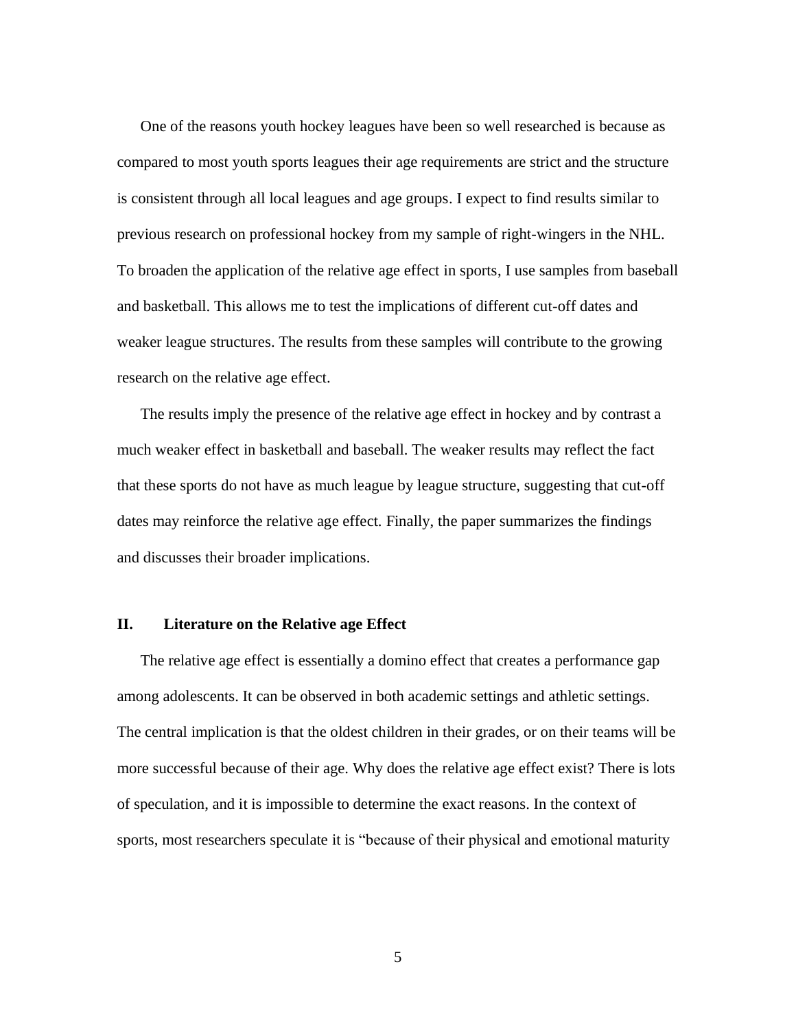One of the reasons youth hockey leagues have been so well researched is because as compared to most youth sports leagues their age requirements are strict and the structure is consistent through all local leagues and age groups. I expect to find results similar to previous research on professional hockey from my sample of right-wingers in the NHL. To broaden the application of the relative age effect in sports, I use samples from baseball and basketball. This allows me to test the implications of different cut-off dates and weaker league structures. The results from these samples will contribute to the growing research on the relative age effect.

The results imply the presence of the relative age effect in hockey and by contrast a much weaker effect in basketball and baseball. The weaker results may reflect the fact that these sports do not have as much league by league structure, suggesting that cut-off dates may reinforce the relative age effect. Finally, the paper summarizes the findings and discusses their broader implications.

## II. Literature on the Relative age Effect

The relative age effect is essentially a domino effect that creates a performance gap among adolescents. It can be observed in both academic settings and athletic settings. The central implication is that the oldest children in their grades, or on their teams will be more successful because of their age. Why does the relative age effect exist? There is lots of speculation, and it is impossible to determine the exact reasons. In the context of sports, most researchers speculate it is "because of their physical and emotional maturity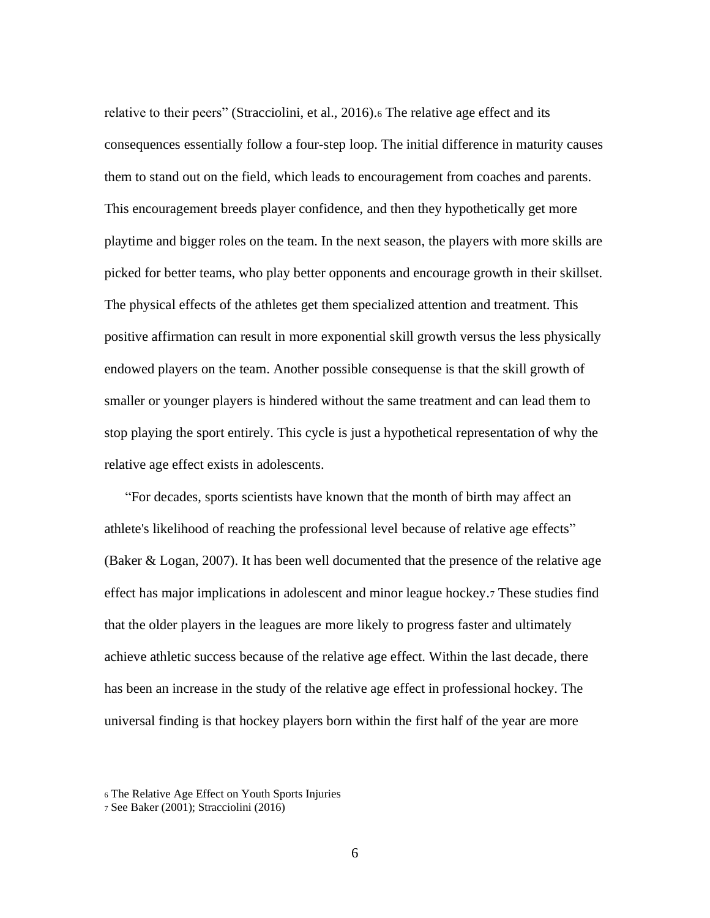relative to their peers" (Stracciolini, et al., 2016).[6] The relative age effect and its consequences essentially follow a four-step loop. The initial difference in maturity causes them to stand out on the field, which leads to encouragement from coaches and parents. This encouragement breeds player confidence, and then they hypothetically get more playtime and bigger roles on the team. In the next season, the players with more skills are picked for better teams, who play better opponents and encourage growth in their skillset. The physical effects of the athletes get them specialized attention and treatment. This positive affirmation can result in more exponential skill growth versus the less physically endowed players on the team. Another possible consequense is that the skill growth of smaller or younger players is hindered without the same treatment and can lead them to stop playing the sport entirely. This cycle is just a hypothetical representation of why the relative age effect exists in adolescents.

"For decades, sports scientists have known that the month of birth may affect an athlete's likelihood of reaching the professional level because of relative age effects" (Baker & Logan, 2007). It has been well documented that the presence of the relative age effect has major implications in adolescent and minor league hockey.[7] These studies find that the older players in the leagues are more likely to progress faster and ultimately achieve athletic success because of the relative age effect. Within the last decade, there has been an increase in the study of the relative age effect in professional hockey. The universal finding is that hockey players born within the first half of the year are more

[6] The Relative Age Effect on Youth Sports Injuries

[7] See Baker (2001); Stracciolini (2016)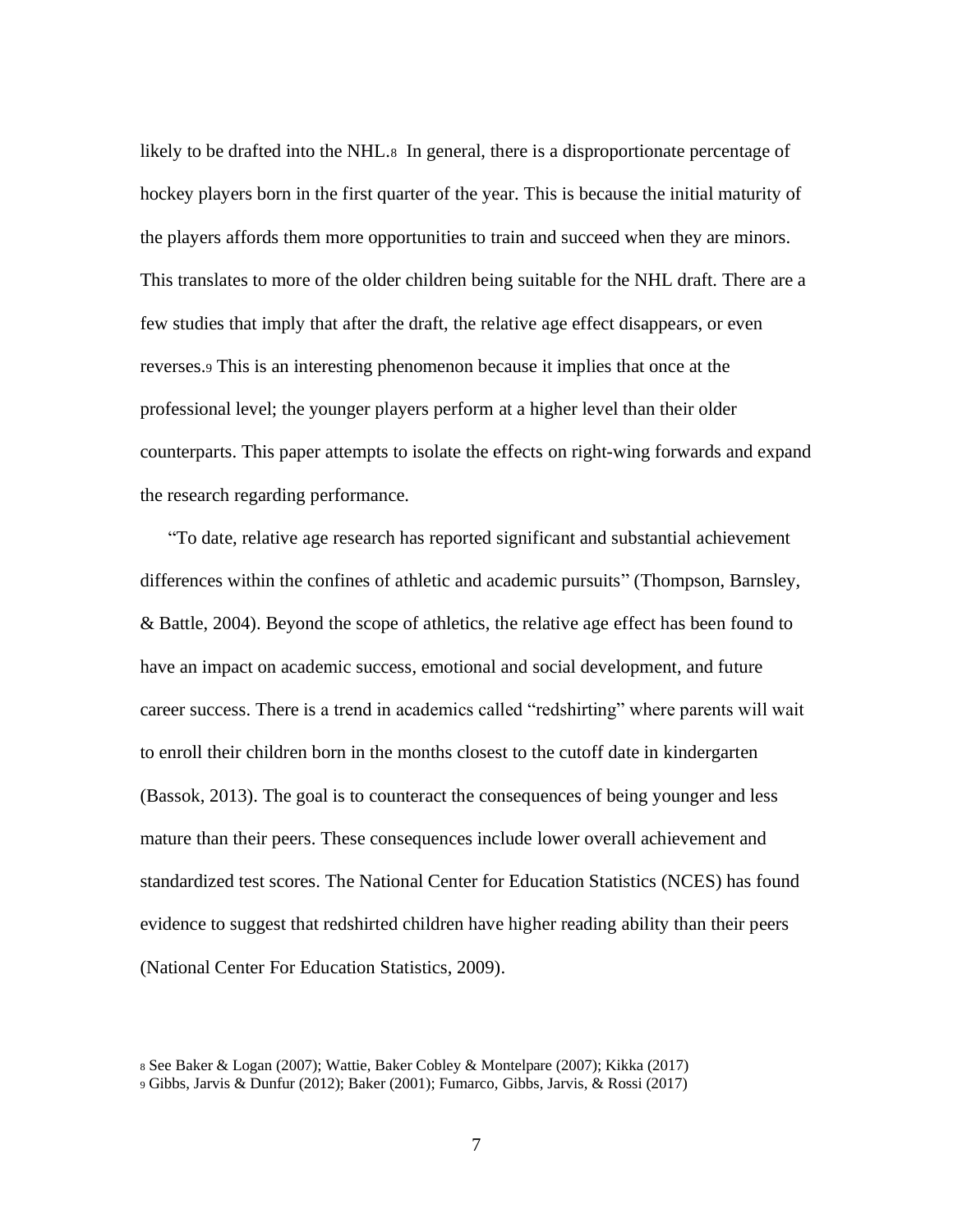likely to be drafted into the NHL.[8] In general, there is a disproportionate percentage of hockey players born in the first quarter of the year. This is because the initial maturity of the players affords them more opportunities to train and succeed when they are minors. This translates to more of the older children being suitable for the NHL draft. There are a few studies that imply that after the draft, the relative age effect disappears, or even reverses.[9] This is an interesting phenomenon because it implies that once at the professional level; the younger players perform at a higher level than their older counterparts. This paper attempts to isolate the effects on right-wing forwards and expand the research regarding performance.

"To date, relative age research has reported significant and substantial achievement differences within the confines of athletic and academic pursuits" (Thompson, Barnsley, & Battle, 2004). Beyond the scope of athletics, the relative age effect has been found to have an impact on academic success, emotional and social development, and future career success. There is a trend in academics called "redshirting" where parents will wait to enroll their children born in the months closest to the cutoff date in kindergarten (Bassok, 2013). The goal is to counteract the consequences of being younger and less mature than their peers. These consequences include lower overall achievement and standardized test scores. The National Center for Education Statistics (NCES) has found evidence to suggest that redshirted children have higher reading ability than their peers (National Center For Education Statistics, 2009).

[8] See Baker & Logan (2007); Wattie, Baker Cobley & Montelpare (2007); Kikka (2017)

[9] Gibbs, Jarvis & Dunfur (2012); Baker (2001); Fumarco, Gibbs, Jarvis, & Rossi (2017)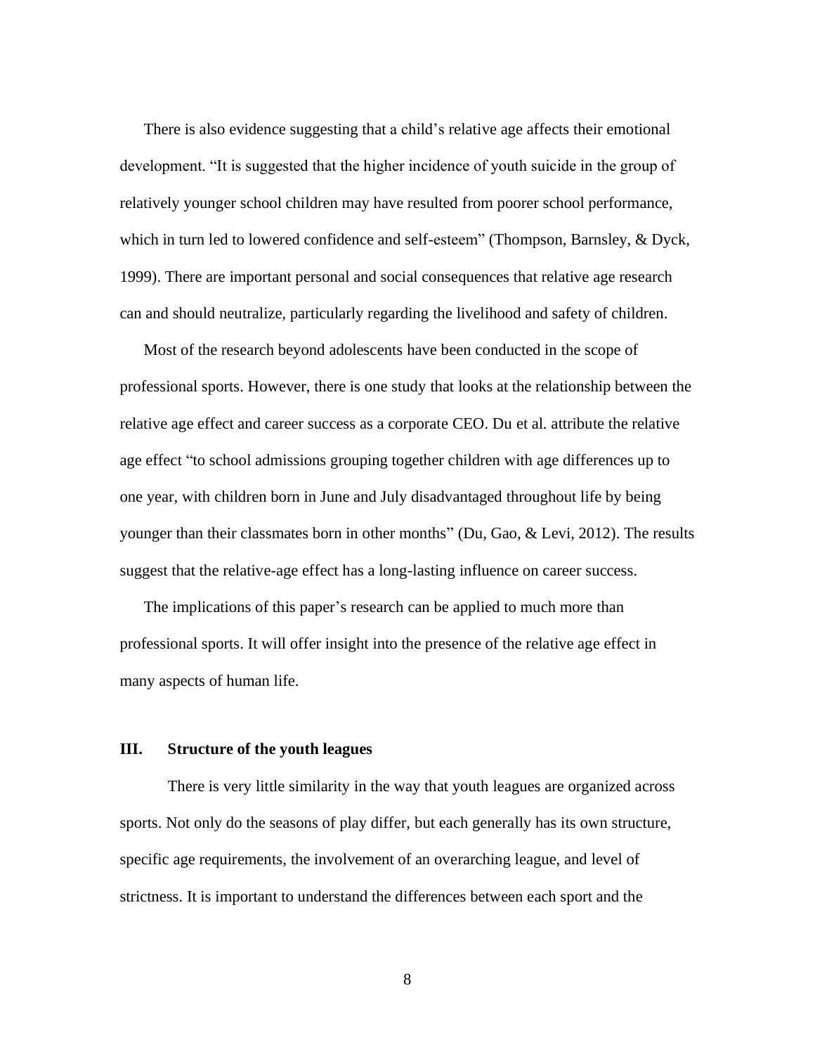There is also evidence suggesting that a child's relative age affects their emotional development. "It is suggested that the higher incidence of youth suicide in the group of relatively younger school children may have resulted from poorer school performance, which in turn led to lowered confidence and self-esteem" (Thompson, Barnsley, & Dyck, 1999). There are important personal and social consequences that relative age research can and should neutralize, particularly regarding the livelihood and safety of children.

Most of the research beyond adolescents have been conducted in the scope of professional sports. However, there is one study that looks at the relationship between the relative age effect and career success as a corporate CEO. Du et al. attribute the relative age effect "to school admissions grouping together children with age differences up to one year, with children born in June and July disadvantaged throughout life by being younger than their classmates born in other months" (Du, Gao, & Levi, 2012). The results suggest that the relative-age effect has a long-lasting influence on career success.

The implications of this paper's research can be applied to much more than professional sports. It will offer insight into the presence of the relative age effect in many aspects of human life.

## III. Structure of the youth leagues

There is very little similarity in the way that youth leagues are organized across sports. Not only do the seasons of play differ, but each generally has its own structure, specific age requirements, the involvement of an overarching league, and level of strictness. It is important to understand the differences between each sport and the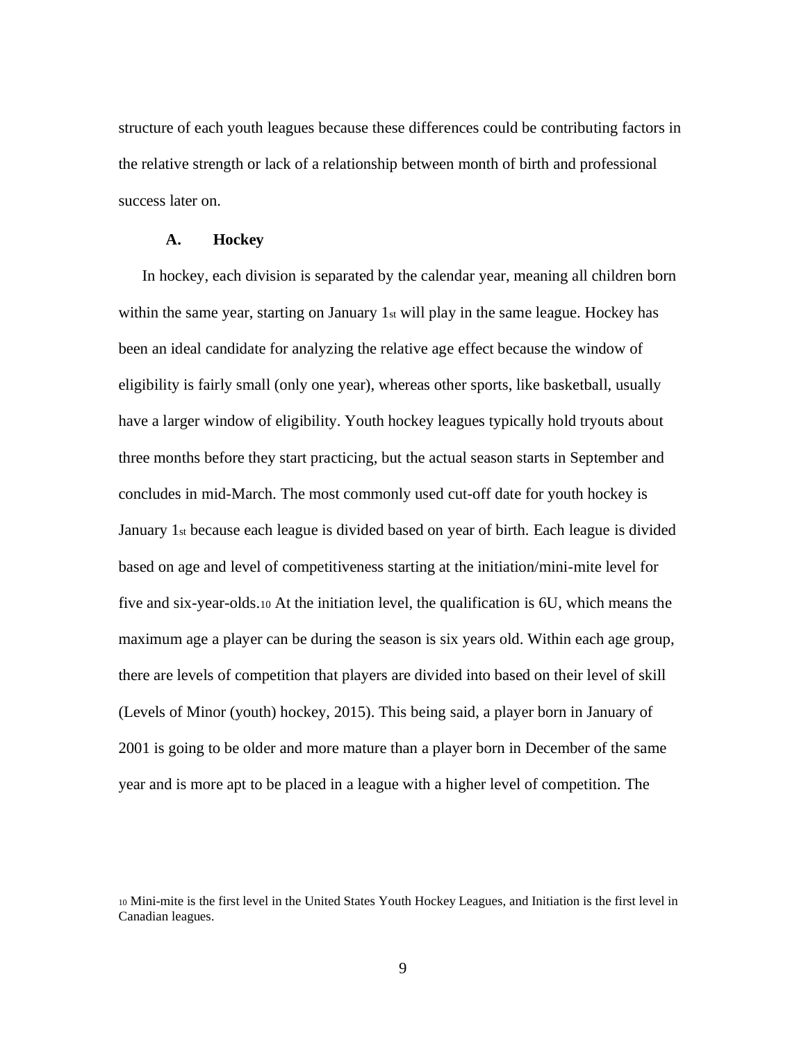structure of each youth leagues because these differences could be contributing factors in the relative strength or lack of a relationship between month of birth and professional success later on.

### A. Hockey

In hockey, each division is separated by the calendar year, meaning all children born within the same year, starting on January 1st will play in the same league. Hockey has been an ideal candidate for analyzing the relative age effect because the window of eligibility is fairly small (only one year), whereas other sports, like basketball, usually have a larger window of eligibility. Youth hockey leagues typically hold tryouts about three months before they start practicing, but the actual season starts in September and concludes in mid-March. The most commonly used cut-off date for youth hockey is January 1st because each league is divided based on year of birth. Each league is divided based on age and level of competitiveness starting at the initiation/mini-mite level for five and six-year-olds.[10] At the initiation level, the qualification is 6U, which means the maximum age a player can be during the season is six years old. Within each age group, there are levels of competition that players are divided into based on their level of skill (Levels of Minor (youth) hockey, 2015). This being said, a player born in January of 2001 is going to be older and more mature than a player born in December of the same year and is more apt to be placed in a league with a higher level of competition. The

[10] Mini-mite is the first level in the United States Youth Hockey Leagues, and Initiation is the first level in Canadian leagues.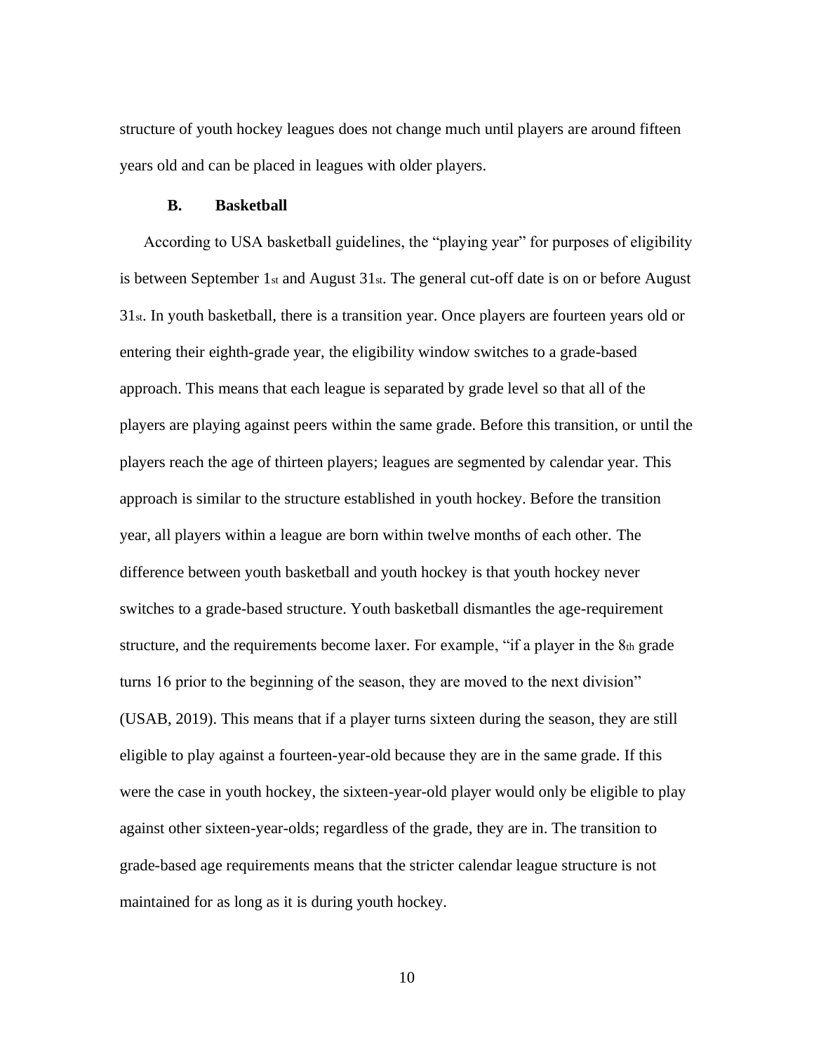structure of youth hockey leagues does not change much until players are around fifteen years old and can be placed in leagues with older players.

### B. Basketball

According to USA basketball guidelines, the "playing year" for purposes of eligibility is between September 1st and August 31st. The general cut-off date is on or before August 31st. In youth basketball, there is a transition year. Once players are fourteen years old or entering their eighth-grade year, the eligibility window switches to a grade-based approach. This means that each league is separated by grade level so that all of the players are playing against peers within the same grade. Before this transition, or until the players reach the age of thirteen players; leagues are segmented by calendar year. This approach is similar to the structure established in youth hockey. Before the transition year, all players within a league are born within twelve months of each other. The difference between youth basketball and youth hockey is that youth hockey never switches to a grade-based structure. Youth basketball dismantles the age-requirement structure, and the requirements become laxer. For example, "if a player in the 8th grade turns 16 prior to the beginning of the season, they are moved to the next division" (USAB, 2019). This means that if a player turns sixteen during the season, they are still eligible to play against a fourteen-year-old because they are in the same grade. If this were the case in youth hockey, the sixteen-year-old player would only be eligible to play against other sixteen-year-olds; regardless of the grade, they are in. The transition to grade-based age requirements means that the stricter calendar league structure is not maintained for as long as it is during youth hockey.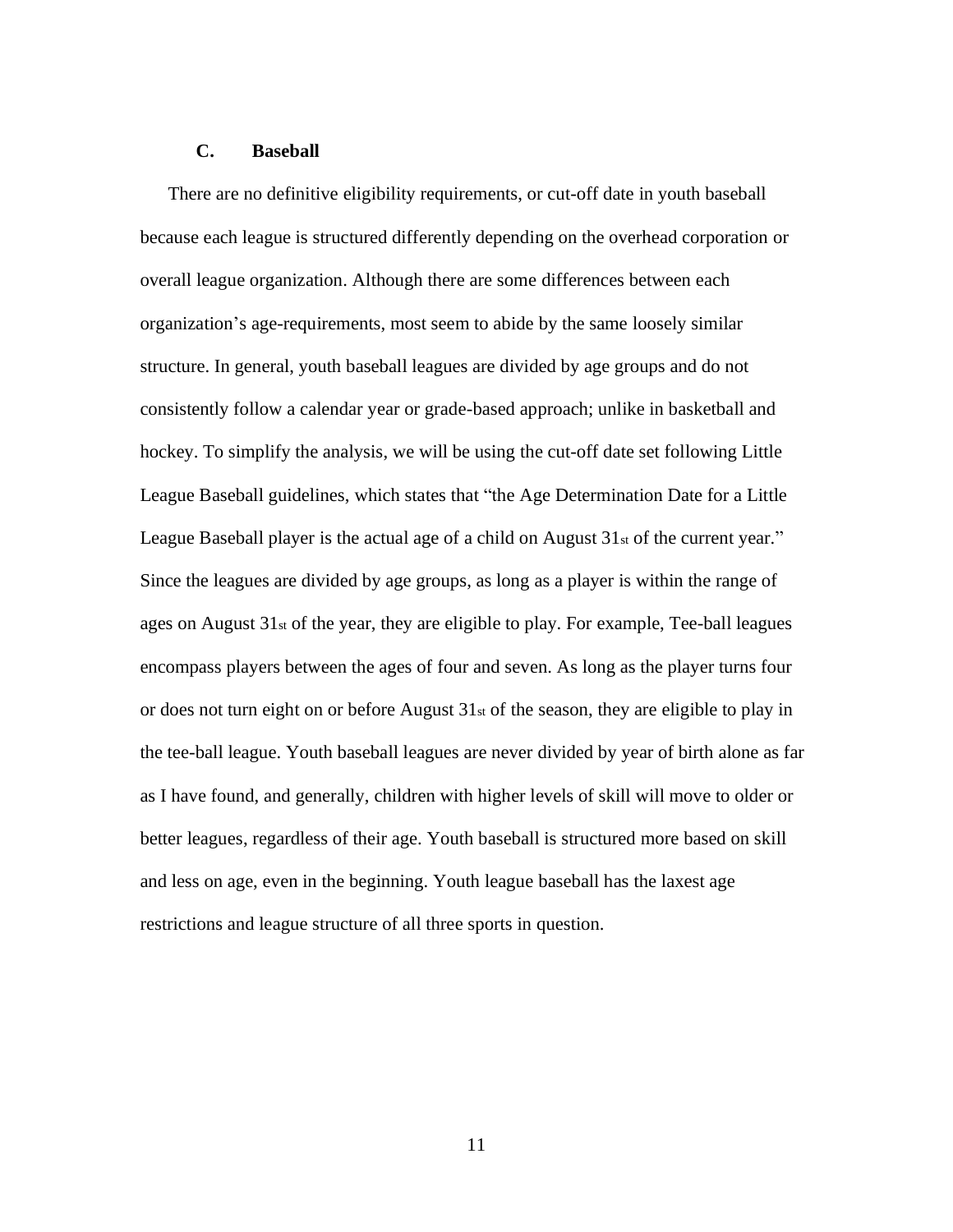### C. Baseball

There are no definitive eligibility requirements, or cut-off date in youth baseball because each league is structured differently depending on the overhead corporation or overall league organization. Although there are some differences between each organization's age-requirements, most seem to abide by the same loosely similar structure. In general, youth baseball leagues are divided by age groups and do not consistently follow a calendar year or grade-based approach; unlike in basketball and hockey. To simplify the analysis, we will be using the cut-off date set following Little League Baseball guidelines, which states that "the Age Determination Date for a Little League Baseball player is the actual age of a child on August 31st of the current year." Since the leagues are divided by age groups, as long as a player is within the range of ages on August 31st of the year, they are eligible to play. For example, Tee-ball leagues encompass players between the ages of four and seven. As long as the player turns four or does not turn eight on or before August 31st of the season, they are eligible to play in the tee-ball league. Youth baseball leagues are never divided by year of birth alone as far as I have found, and generally, children with higher levels of skill will move to older or better leagues, regardless of their age. Youth baseball is structured more based on skill and less on age, even in the beginning. Youth league baseball has the laxest age restrictions and league structure of all three sports in question.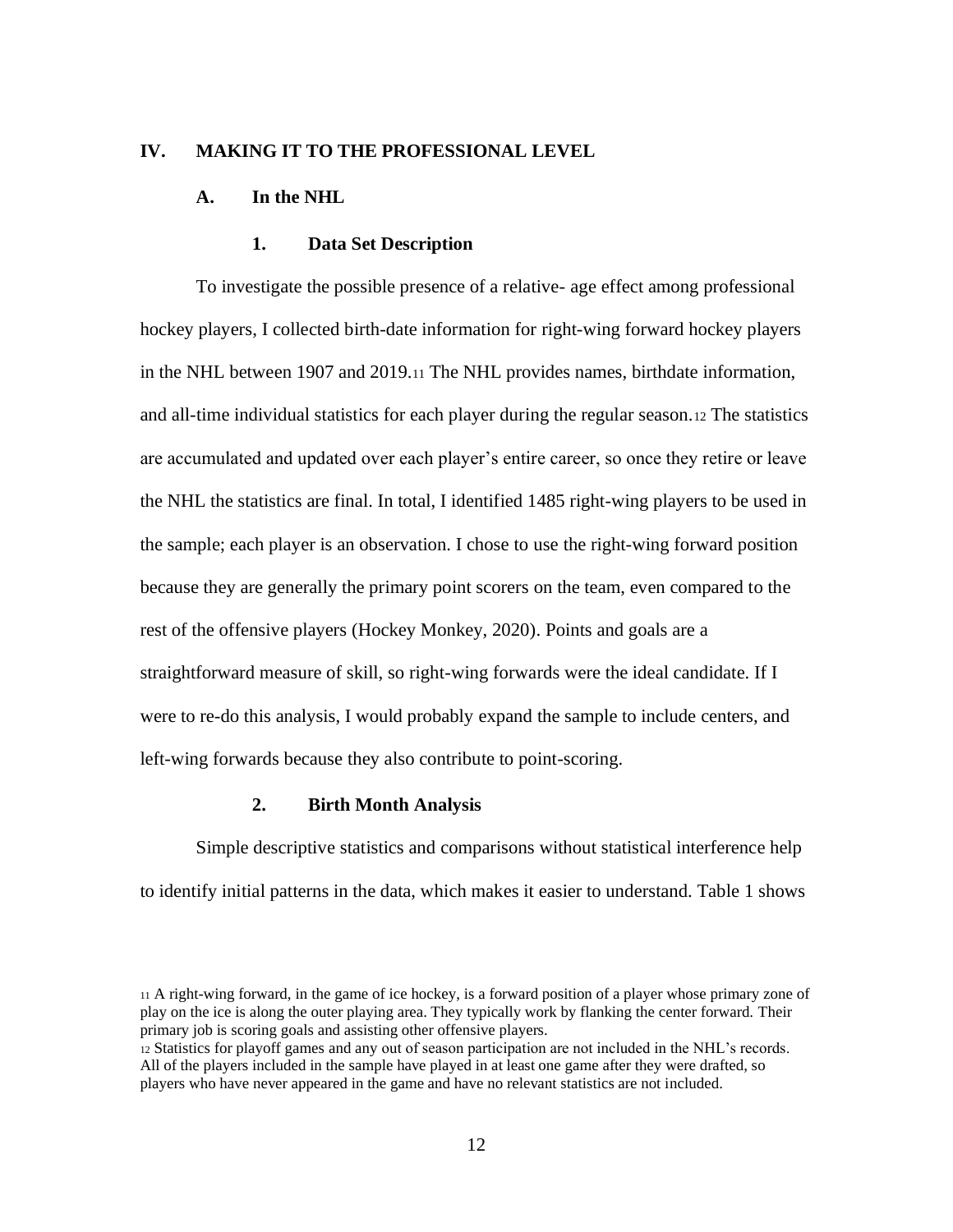## IV. MAKING IT TO THE PROFESSIONAL LEVEL

### A. In the NHL

#### 1. Data Set Description

To investigate the possible presence of a relative- age effect among professional hockey players, I collected birth-date information for right-wing forward hockey players in the NHL between 1907 and 2019.[11] The NHL provides names, birthdate information, and all-time individual statistics for each player during the regular season.[12] The statistics are accumulated and updated over each player's entire career, so once they retire or leave the NHL the statistics are final. In total, I identified 1485 right-wing players to be used in the sample; each player is an observation. I chose to use the right-wing forward position because they are generally the primary point scorers on the team, even compared to the rest of the offensive players (Hockey Monkey, 2020). Points and goals are a straightforward measure of skill, so right-wing forwards were the ideal candidate. If I were to re-do this analysis, I would probably expand the sample to include centers, and left-wing forwards because they also contribute to point-scoring.

#### 2. Birth Month Analysis

Simple descriptive statistics and comparisons without statistical interference help to identify initial patterns in the data, which makes it easier to understand. Table 1 shows

---

[11] A right-wing forward, in the game of ice hockey, is a forward position of a player whose primary zone of play on the ice is along the outer playing area. They typically work by flanking the center forward. Their primary job is scoring goals and assisting other offensive players.

[12] Statistics for playoff games and any out of season participation are not included in the NHL's records. All of the players included in the sample have played in at least one game after they were drafted, so players who have never appeared in the game and have no relevant statistics are not included.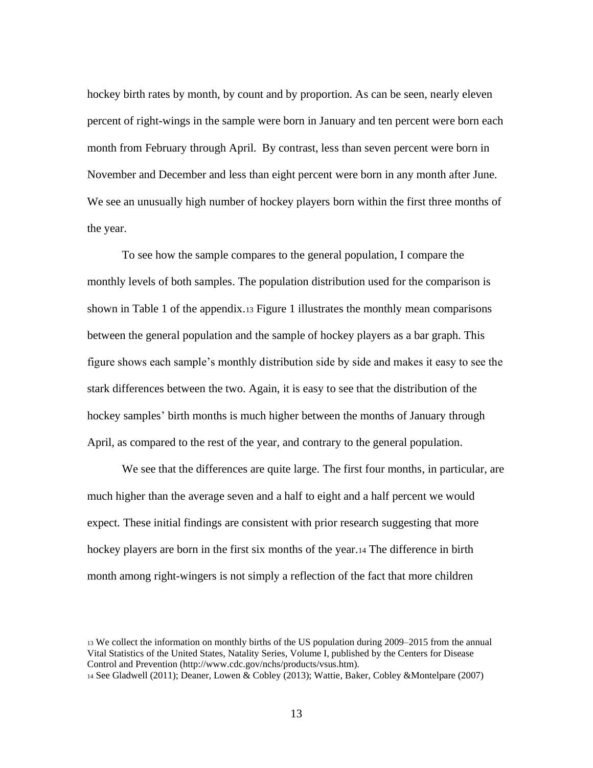hockey birth rates by month, by count and by proportion. As can be seen, nearly eleven percent of right-wings in the sample were born in January and ten percent were born each month from February through April. By contrast, less than seven percent were born in November and December and less than eight percent were born in any month after June. We see an unusually high number of hockey players born within the first three months of the year.

To see how the sample compares to the general population, I compare the monthly levels of both samples. The population distribution used for the comparison is shown in Table 1 of the appendix.[13] Figure 1 illustrates the monthly mean comparisons between the general population and the sample of hockey players as a bar graph. This figure shows each sample's monthly distribution side by side and makes it easy to see the stark differences between the two. Again, it is easy to see that the distribution of the hockey samples' birth months is much higher between the months of January through April, as compared to the rest of the year, and contrary to the general population.

We see that the differences are quite large. The first four months, in particular, are much higher than the average seven and a half to eight and a half percent we would expect. These initial findings are consistent with prior research suggesting that more hockey players are born in the first six months of the year.[14] The difference in birth month among right-wingers is not simply a reflection of the fact that more children

[13] We collect the information on monthly births of the US population during 2009–2015 from the annual Vital Statistics of the United States, Natality Series, Volume I, published by the Centers for Disease Control and Prevention (http://www.cdc.gov/nchs/products/vsus.htm).

[14] See Gladwell (2011); Deaner, Lowen & Cobley (2013); Wattie, Baker, Cobley &Montelpare (2007)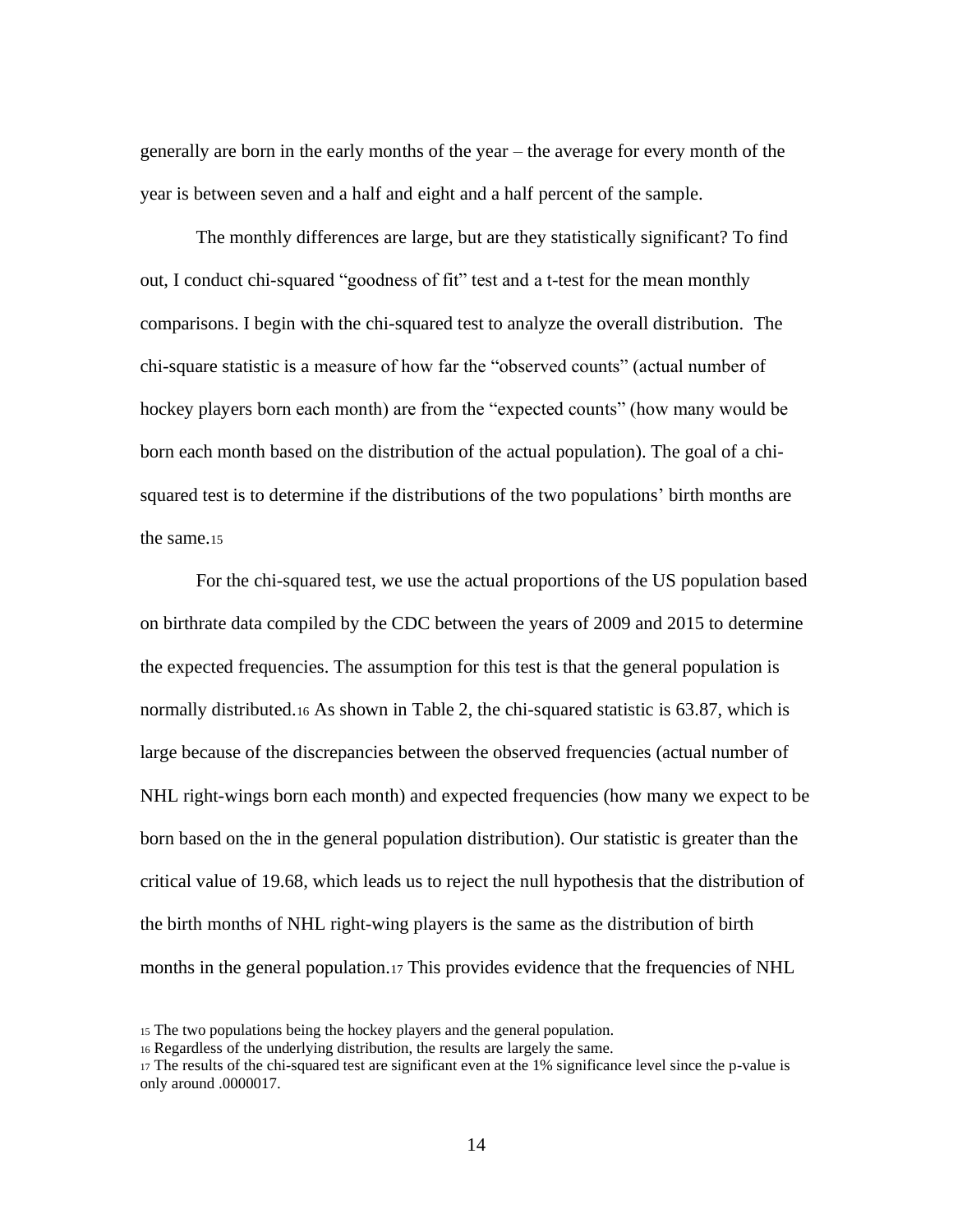generally are born in the early months of the year – the average for every month of the year is between seven and a half and eight and a half percent of the sample.

The monthly differences are large, but are they statistically significant? To find out, I conduct chi-squared "goodness of fit" test and a t-test for the mean monthly comparisons. I begin with the chi-squared test to analyze the overall distribution. The chi-square statistic is a measure of how far the "observed counts" (actual number of hockey players born each month) are from the "expected counts" (how many would be born each month based on the distribution of the actual population). The goal of a chi-squared test is to determine if the distributions of the two populations' birth months are the same.[15]

For the chi-squared test, we use the actual proportions of the US population based on birthrate data compiled by the CDC between the years of 2009 and 2015 to determine the expected frequencies. The assumption for this test is that the general population is normally distributed.[16] As shown in Table 2, the chi-squared statistic is 63.87, which is large because of the discrepancies between the observed frequencies (actual number of NHL right-wings born each month) and expected frequencies (how many we expect to be born based on the in the general population distribution). Our statistic is greater than the critical value of 19.68, which leads us to reject the null hypothesis that the distribution of the birth months of NHL right-wing players is the same as the distribution of birth months in the general population.[17] This provides evidence that the frequencies of NHL

[15] The two populations being the hockey players and the general population.

[16] Regardless of the underlying distribution, the results are largely the same.

[17] The results of the chi-squared test are significant even at the 1% significance level since the p-value is only around .0000017.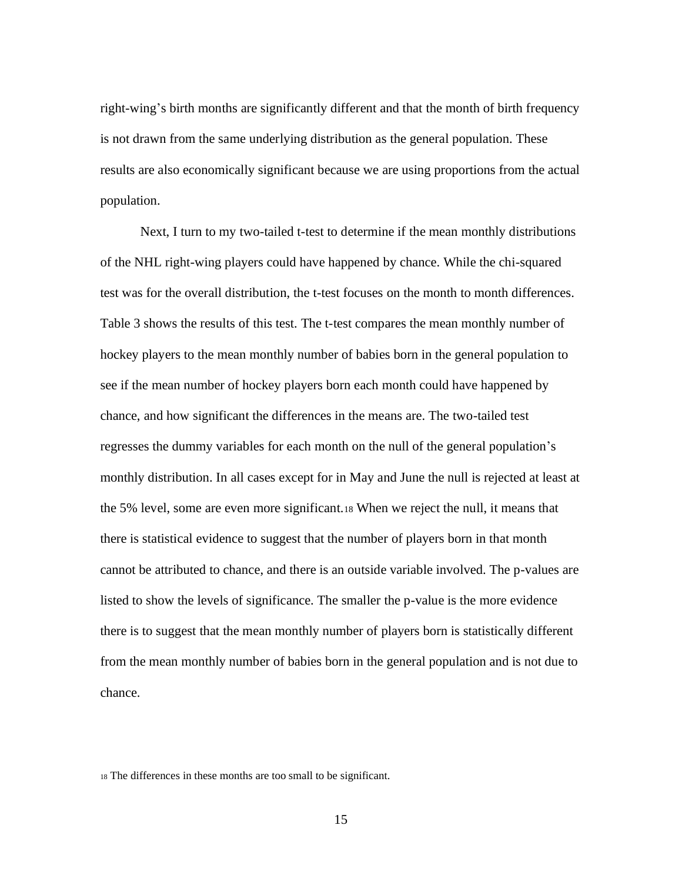right-wing's birth months are significantly different and that the month of birth frequency is not drawn from the same underlying distribution as the general population. These results are also economically significant because we are using proportions from the actual population.

Next, I turn to my two-tailed t-test to determine if the mean monthly distributions of the NHL right-wing players could have happened by chance. While the chi-squared test was for the overall distribution, the t-test focuses on the month to month differences. Table 3 shows the results of this test. The t-test compares the mean monthly number of hockey players to the mean monthly number of babies born in the general population to see if the mean number of hockey players born each month could have happened by chance, and how significant the differences in the means are. The two-tailed test regresses the dummy variables for each month on the null of the general population's monthly distribution. In all cases except for in May and June the null is rejected at least at the 5% level, some are even more significant.[18] When we reject the null, it means that there is statistical evidence to suggest that the number of players born in that month cannot be attributed to chance, and there is an outside variable involved. The p-values are listed to show the levels of significance. The smaller the p-value is the more evidence there is to suggest that the mean monthly number of players born is statistically different from the mean monthly number of babies born in the general population and is not due to chance.

[18] The differences in these months are too small to be significant.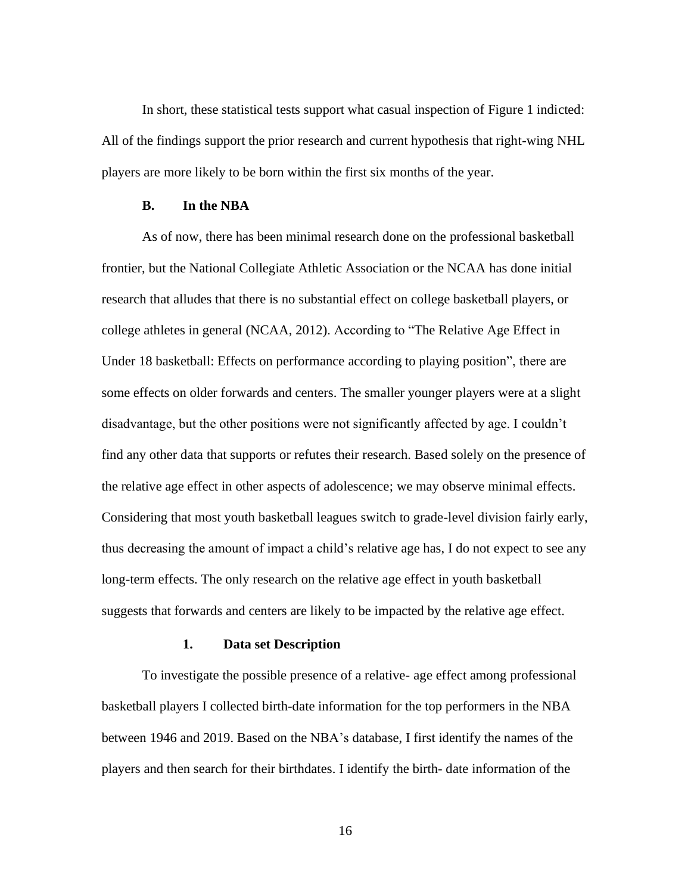In short, these statistical tests support what casual inspection of Figure 1 indicted: All of the findings support the prior research and current hypothesis that right-wing NHL players are more likely to be born within the first six months of the year.

### B. In the NBA

As of now, there has been minimal research done on the professional basketball frontier, but the National Collegiate Athletic Association or the NCAA has done initial research that alludes that there is no substantial effect on college basketball players, or college athletes in general (NCAA, 2012). According to "The Relative Age Effect in Under 18 basketball: Effects on performance according to playing position", there are some effects on older forwards and centers. The smaller younger players were at a slight disadvantage, but the other positions were not significantly affected by age. I couldn't find any other data that supports or refutes their research. Based solely on the presence of the relative age effect in other aspects of adolescence; we may observe minimal effects. Considering that most youth basketball leagues switch to grade-level division fairly early, thus decreasing the amount of impact a child's relative age has, I do not expect to see any long-term effects. The only research on the relative age effect in youth basketball suggests that forwards and centers are likely to be impacted by the relative age effect.

#### 1. Data set Description

To investigate the possible presence of a relative- age effect among professional basketball players I collected birth-date information for the top performers in the NBA between 1946 and 2019. Based on the NBA's database, I first identify the names of the players and then search for their birthdates. I identify the birth- date information of the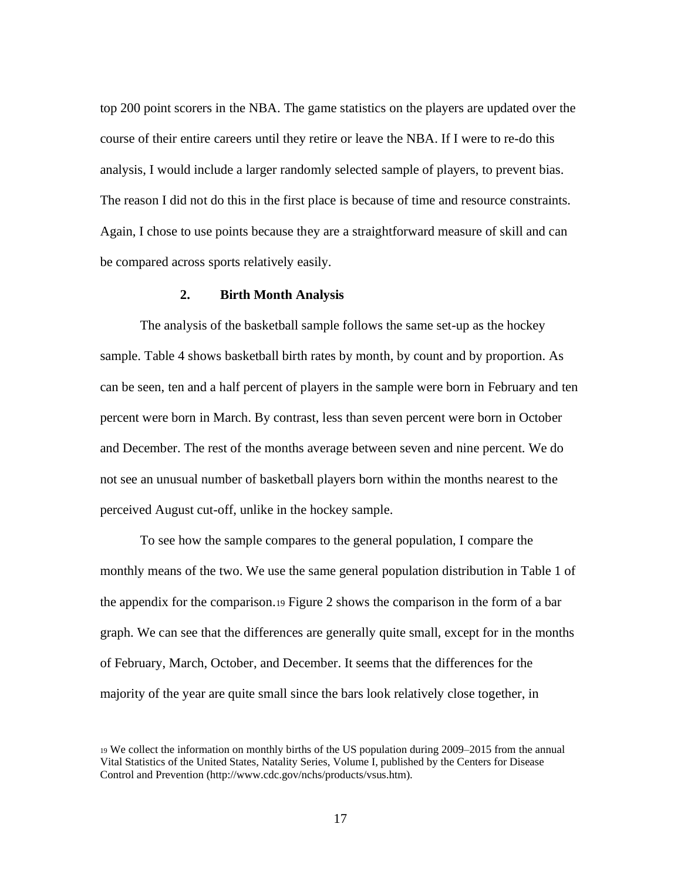top 200 point scorers in the NBA. The game statistics on the players are updated over the course of their entire careers until they retire or leave the NBA. If I were to re-do this analysis, I would include a larger randomly selected sample of players, to prevent bias. The reason I did not do this in the first place is because of time and resource constraints. Again, I chose to use points because they are a straightforward measure of skill and can be compared across sports relatively easily.

### 2. Birth Month Analysis

The analysis of the basketball sample follows the same set-up as the hockey sample. Table 4 shows basketball birth rates by month, by count and by proportion. As can be seen, ten and a half percent of players in the sample were born in February and ten percent were born in March. By contrast, less than seven percent were born in October and December. The rest of the months average between seven and nine percent. We do not see an unusual number of basketball players born within the months nearest to the perceived August cut-off, unlike in the hockey sample.

To see how the sample compares to the general population, I compare the monthly means of the two. We use the same general population distribution in Table 1 of the appendix for the comparison.[19] Figure 2 shows the comparison in the form of a bar graph. We can see that the differences are generally quite small, except for in the months of February, March, October, and December. It seems that the differences for the majority of the year are quite small since the bars look relatively close together, in

[19] We collect the information on monthly births of the US population during 2009–2015 from the annual Vital Statistics of the United States, Natality Series, Volume I, published by the Centers for Disease Control and Prevention (http://www.cdc.gov/nchs/products/vsus.htm).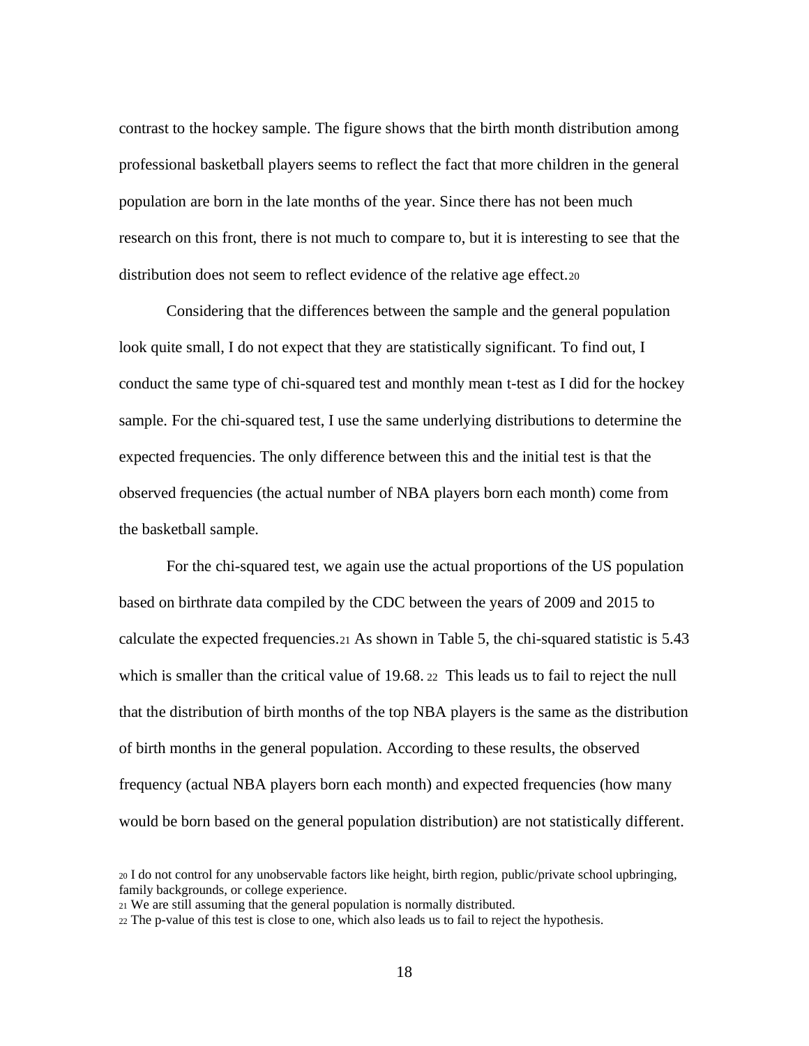contrast to the hockey sample. The figure shows that the birth month distribution among professional basketball players seems to reflect the fact that more children in the general population are born in the late months of the year. Since there has not been much research on this front, there is not much to compare to, but it is interesting to see that the distribution does not seem to reflect evidence of the relative age effect.[20]

Considering that the differences between the sample and the general population look quite small, I do not expect that they are statistically significant. To find out, I conduct the same type of chi-squared test and monthly mean t-test as I did for the hockey sample. For the chi-squared test, I use the same underlying distributions to determine the expected frequencies. The only difference between this and the initial test is that the observed frequencies (the actual number of NBA players born each month) come from the basketball sample.

For the chi-squared test, we again use the actual proportions of the US population based on birthrate data compiled by the CDC between the years of 2009 and 2015 to calculate the expected frequencies.[21] As shown in Table 5, the chi-squared statistic is 5.43 which is smaller than the critical value of 19.68.[22] This leads us to fail to reject the null that the distribution of birth months of the top NBA players is the same as the distribution of birth months in the general population. According to these results, the observed frequency (actual NBA players born each month) and expected frequencies (how many would be born based on the general population distribution) are not statistically different.

[20] I do not control for any unobservable factors like height, birth region, public/private school upbringing, family backgrounds, or college experience.

[21] We are still assuming that the general population is normally distributed.

[22] The p-value of this test is close to one, which also leads us to fail to reject the hypothesis.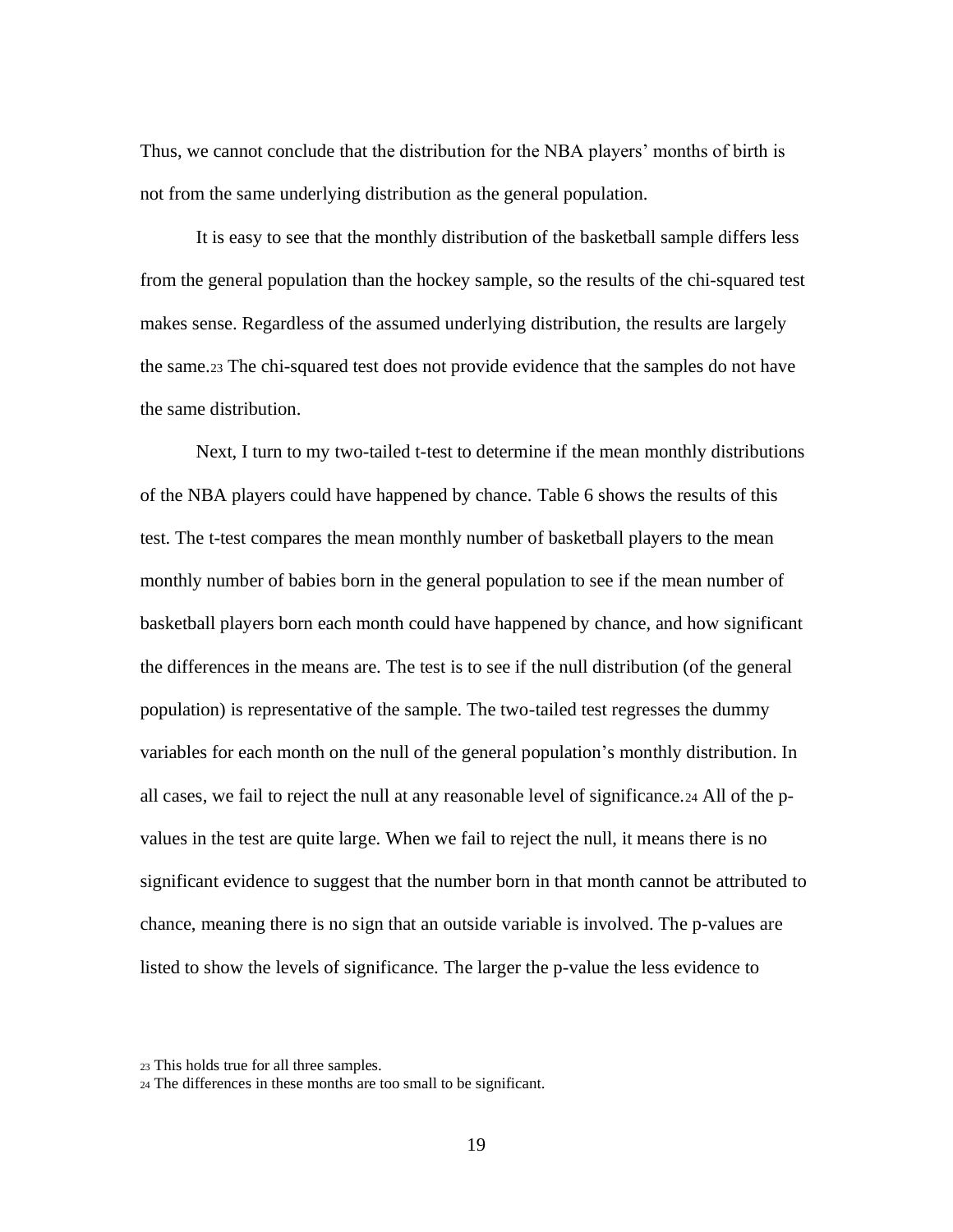Thus, we cannot conclude that the distribution for the NBA players' months of birth is not from the same underlying distribution as the general population.

It is easy to see that the monthly distribution of the basketball sample differs less from the general population than the hockey sample, so the results of the chi-squared test makes sense. Regardless of the assumed underlying distribution, the results are largely the same.[23] The chi-squared test does not provide evidence that the samples do not have the same distribution.

Next, I turn to my two-tailed t-test to determine if the mean monthly distributions of the NBA players could have happened by chance. Table 6 shows the results of this test. The t-test compares the mean monthly number of basketball players to the mean monthly number of babies born in the general population to see if the mean number of basketball players born each month could have happened by chance, and how significant the differences in the means are. The test is to see if the null distribution (of the general population) is representative of the sample. The two-tailed test regresses the dummy variables for each month on the null of the general population's monthly distribution. In all cases, we fail to reject the null at any reasonable level of significance.[24] All of the p-values in the test are quite large. When we fail to reject the null, it means there is no significant evidence to suggest that the number born in that month cannot be attributed to chance, meaning there is no sign that an outside variable is involved. The p-values are listed to show the levels of significance. The larger the p-value the less evidence to

[23] This holds true for all three samples.

[24] The differences in these months are too small to be significant.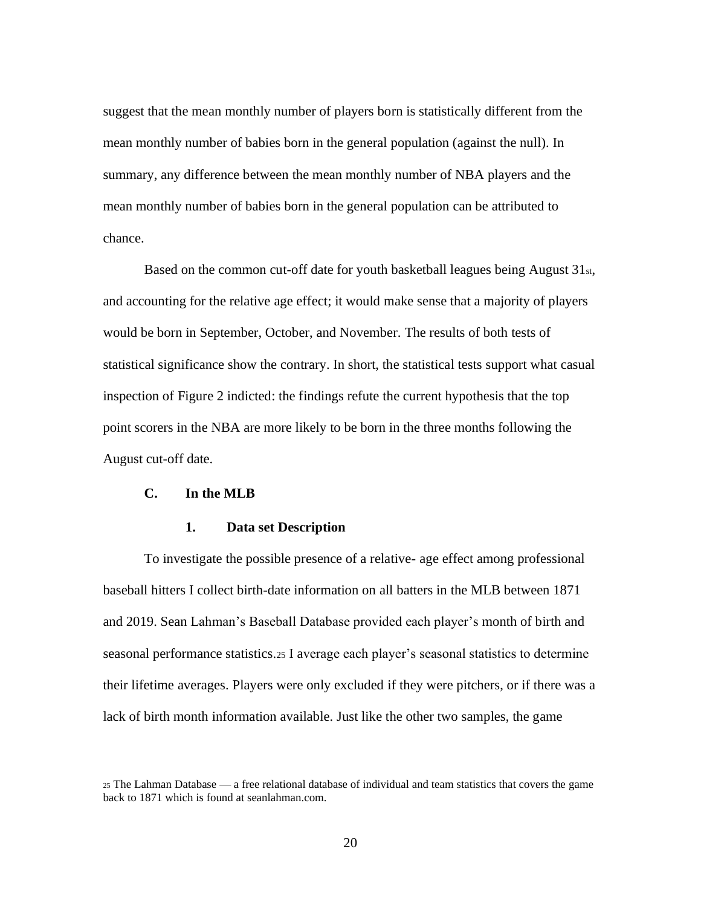suggest that the mean monthly number of players born is statistically different from the mean monthly number of babies born in the general population (against the null). In summary, any difference between the mean monthly number of NBA players and the mean monthly number of babies born in the general population can be attributed to chance.

Based on the common cut-off date for youth basketball leagues being August 31st, and accounting for the relative age effect; it would make sense that a majority of players would be born in September, October, and November. The results of both tests of statistical significance show the contrary. In short, the statistical tests support what casual inspection of Figure 2 indicted: the findings refute the current hypothesis that the top point scorers in the NBA are more likely to be born in the three months following the August cut-off date.

### C. In the MLB

#### 1. Data set Description

To investigate the possible presence of a relative- age effect among professional baseball hitters I collect birth-date information on all batters in the MLB between 1871 and 2019. Sean Lahman's Baseball Database provided each player's month of birth and seasonal performance statistics.[25] I average each player's seasonal statistics to determine their lifetime averages. Players were only excluded if they were pitchers, or if there was a lack of birth month information available. Just like the other two samples, the game

[25] The Lahman Database — a free relational database of individual and team statistics that covers the game back to 1871 which is found at seanlahman.com.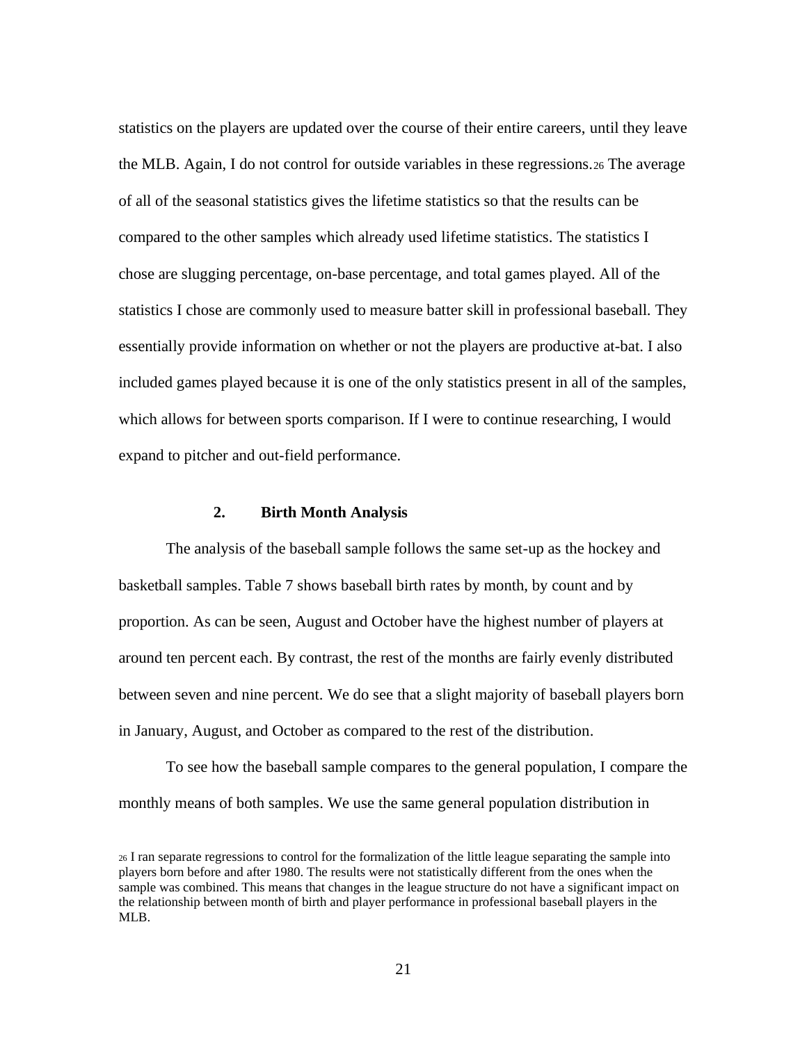statistics on the players are updated over the course of their entire careers, until they leave the MLB. Again, I do not control for outside variables in these regressions.[26] The average of all of the seasonal statistics gives the lifetime statistics so that the results can be compared to the other samples which already used lifetime statistics. The statistics I chose are slugging percentage, on-base percentage, and total games played. All of the statistics I chose are commonly used to measure batter skill in professional baseball. They essentially provide information on whether or not the players are productive at-bat. I also included games played because it is one of the only statistics present in all of the samples, which allows for between sports comparison. If I were to continue researching, I would expand to pitcher and out-field performance.

### 2. Birth Month Analysis

The analysis of the baseball sample follows the same set-up as the hockey and basketball samples. Table 7 shows baseball birth rates by month, by count and by proportion. As can be seen, August and October have the highest number of players at around ten percent each. By contrast, the rest of the months are fairly evenly distributed between seven and nine percent. We do see that a slight majority of baseball players born in January, August, and October as compared to the rest of the distribution.

To see how the baseball sample compares to the general population, I compare the monthly means of both samples. We use the same general population distribution in

[26] I ran separate regressions to control for the formalization of the little league separating the sample into players born before and after 1980. The results were not statistically different from the ones when the sample was combined. This means that changes in the league structure do not have a significant impact on the relationship between month of birth and player performance in professional baseball players in the MLB.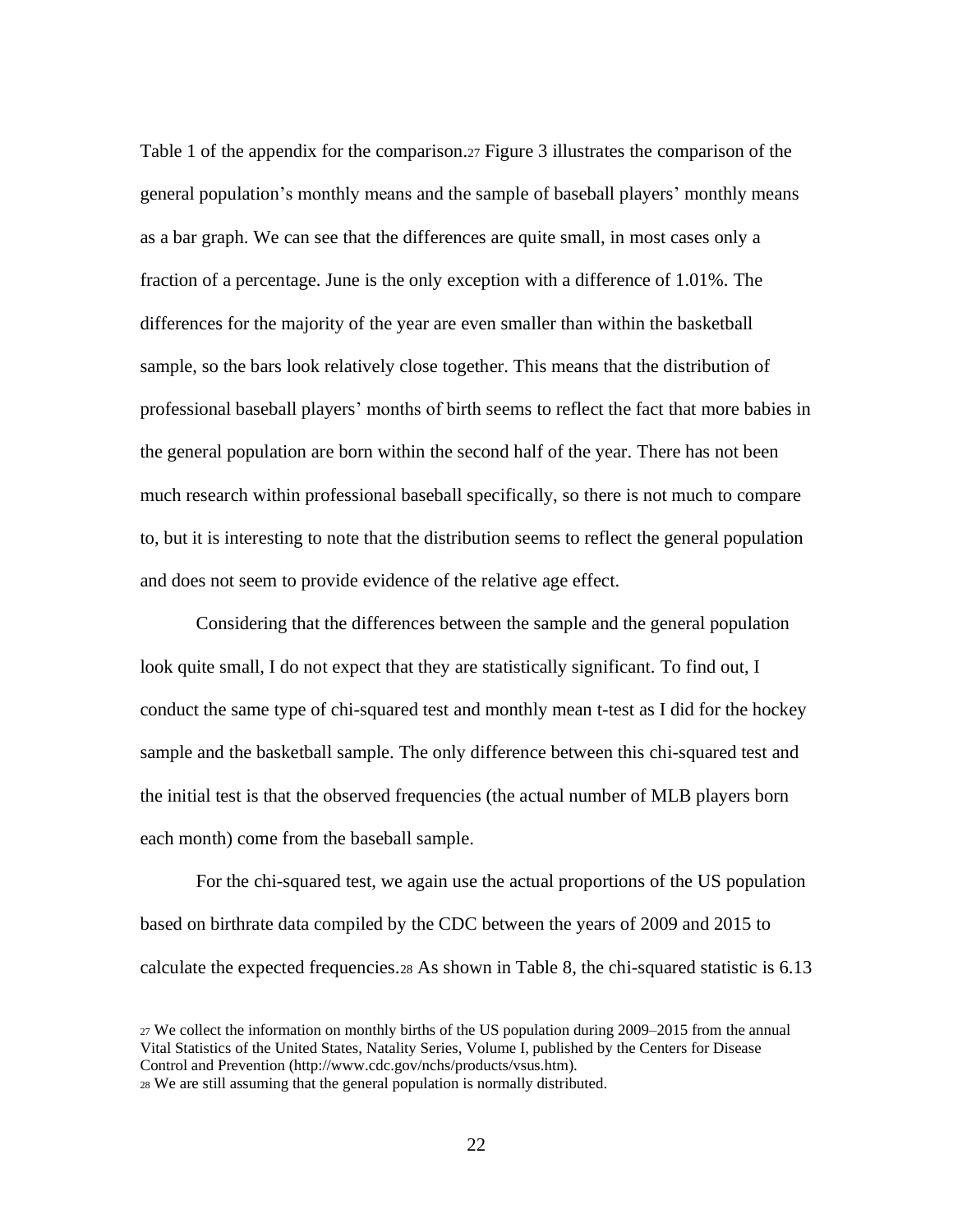Table 1 of the appendix for the comparison.[27] Figure 3 illustrates the comparison of the general population's monthly means and the sample of baseball players' monthly means as a bar graph. We can see that the differences are quite small, in most cases only a fraction of a percentage. June is the only exception with a difference of 1.01%. The differences for the majority of the year are even smaller than within the basketball sample, so the bars look relatively close together. This means that the distribution of professional baseball players' months of birth seems to reflect the fact that more babies in the general population are born within the second half of the year. There has not been much research within professional baseball specifically, so there is not much to compare to, but it is interesting to note that the distribution seems to reflect the general population and does not seem to provide evidence of the relative age effect.

Considering that the differences between the sample and the general population look quite small, I do not expect that they are statistically significant. To find out, I conduct the same type of chi-squared test and monthly mean t-test as I did for the hockey sample and the basketball sample. The only difference between this chi-squared test and the initial test is that the observed frequencies (the actual number of MLB players born each month) come from the baseball sample.

For the chi-squared test, we again use the actual proportions of the US population based on birthrate data compiled by the CDC between the years of 2009 and 2015 to calculate the expected frequencies.[28] As shown in Table 8, the chi-squared statistic is 6.13

[27] We collect the information on monthly births of the US population during 2009–2015 from the annual Vital Statistics of the United States, Natality Series, Volume I, published by the Centers for Disease Control and Prevention (http://www.cdc.gov/nchs/products/vsus.htm).

[28] We are still assuming that the general population is normally distributed.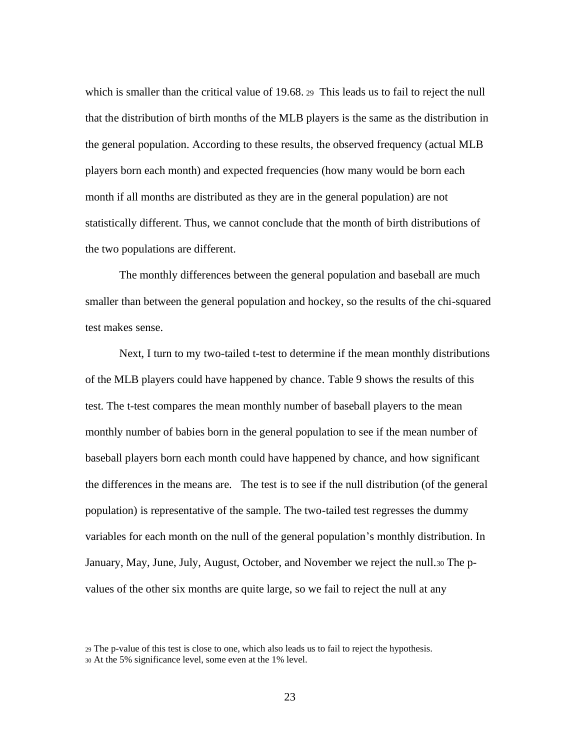which is smaller than the critical value of 19.68.[29] This leads us to fail to reject the null that the distribution of birth months of the MLB players is the same as the distribution in the general population. According to these results, the observed frequency (actual MLB players born each month) and expected frequencies (how many would be born each month if all months are distributed as they are in the general population) are not statistically different. Thus, we cannot conclude that the month of birth distributions of the two populations are different.

The monthly differences between the general population and baseball are much smaller than between the general population and hockey, so the results of the chi-squared test makes sense.

Next, I turn to my two-tailed t-test to determine if the mean monthly distributions of the MLB players could have happened by chance. Table 9 shows the results of this test. The t-test compares the mean monthly number of baseball players to the mean monthly number of babies born in the general population to see if the mean number of baseball players born each month could have happened by chance, and how significant the differences in the means are. The test is to see if the null distribution (of the general population) is representative of the sample. The two-tailed test regresses the dummy variables for each month on the null of the general population's monthly distribution. In January, May, June, July, August, October, and November we reject the null.[30] The p-values of the other six months are quite large, so we fail to reject the null at any

[29] The p-value of this test is close to one, which also leads us to fail to reject the hypothesis.

[30] At the 5% significance level, some even at the 1% level.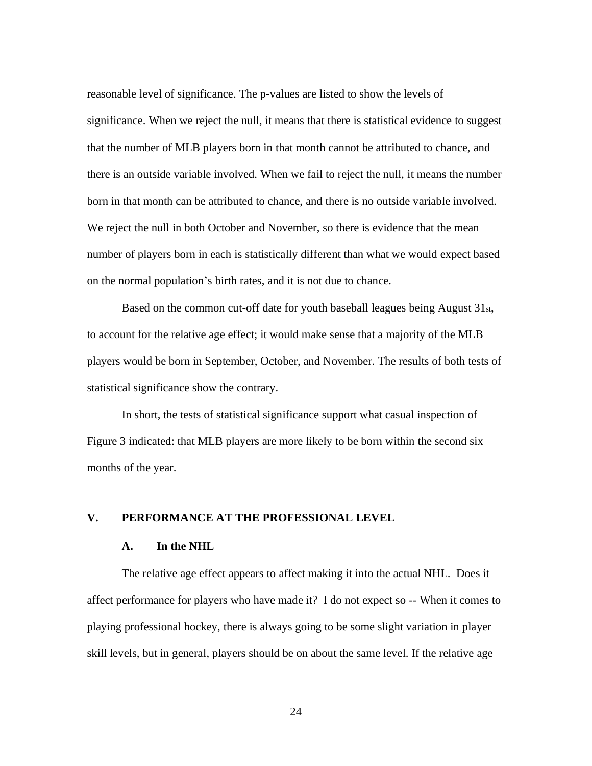reasonable level of significance. The p-values are listed to show the levels of significance. When we reject the null, it means that there is statistical evidence to suggest that the number of MLB players born in that month cannot be attributed to chance, and there is an outside variable involved. When we fail to reject the null, it means the number born in that month can be attributed to chance, and there is no outside variable involved. We reject the null in both October and November, so there is evidence that the mean number of players born in each is statistically different than what we would expect based on the normal population's birth rates, and it is not due to chance.

Based on the common cut-off date for youth baseball leagues being August 31st, to account for the relative age effect; it would make sense that a majority of the MLB players would be born in September, October, and November. The results of both tests of statistical significance show the contrary.

In short, the tests of statistical significance support what casual inspection of Figure 3 indicated: that MLB players are more likely to be born within the second six months of the year.

## V. PERFORMANCE AT THE PROFESSIONAL LEVEL

### A. In the NHL

The relative age effect appears to affect making it into the actual NHL. Does it affect performance for players who have made it? I do not expect so -- When it comes to playing professional hockey, there is always going to be some slight variation in player skill levels, but in general, players should be on about the same level. If the relative age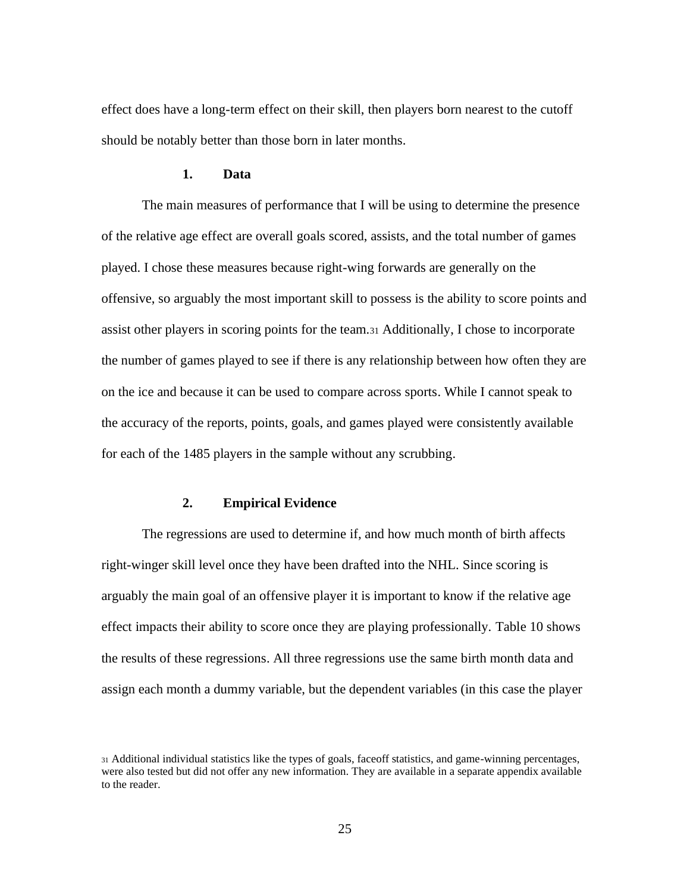effect does have a long-term effect on their skill, then players born nearest to the cutoff should be notably better than those born in later months.

### 1. Data

The main measures of performance that I will be using to determine the presence of the relative age effect are overall goals scored, assists, and the total number of games played. I chose these measures because right-wing forwards are generally on the offensive, so arguably the most important skill to possess is the ability to score points and assist other players in scoring points for the team.[31] Additionally, I chose to incorporate the number of games played to see if there is any relationship between how often they are on the ice and because it can be used to compare across sports. While I cannot speak to the accuracy of the reports, points, goals, and games played were consistently available for each of the 1485 players in the sample without any scrubbing.

### 2. Empirical Evidence

The regressions are used to determine if, and how much month of birth affects right-winger skill level once they have been drafted into the NHL. Since scoring is arguably the main goal of an offensive player it is important to know if the relative age effect impacts their ability to score once they are playing professionally. Table 10 shows the results of these regressions. All three regressions use the same birth month data and assign each month a dummy variable, but the dependent variables (in this case the player

[31] Additional individual statistics like the types of goals, faceoff statistics, and game-winning percentages, were also tested but did not offer any new information. They are available in a separate appendix available to the reader.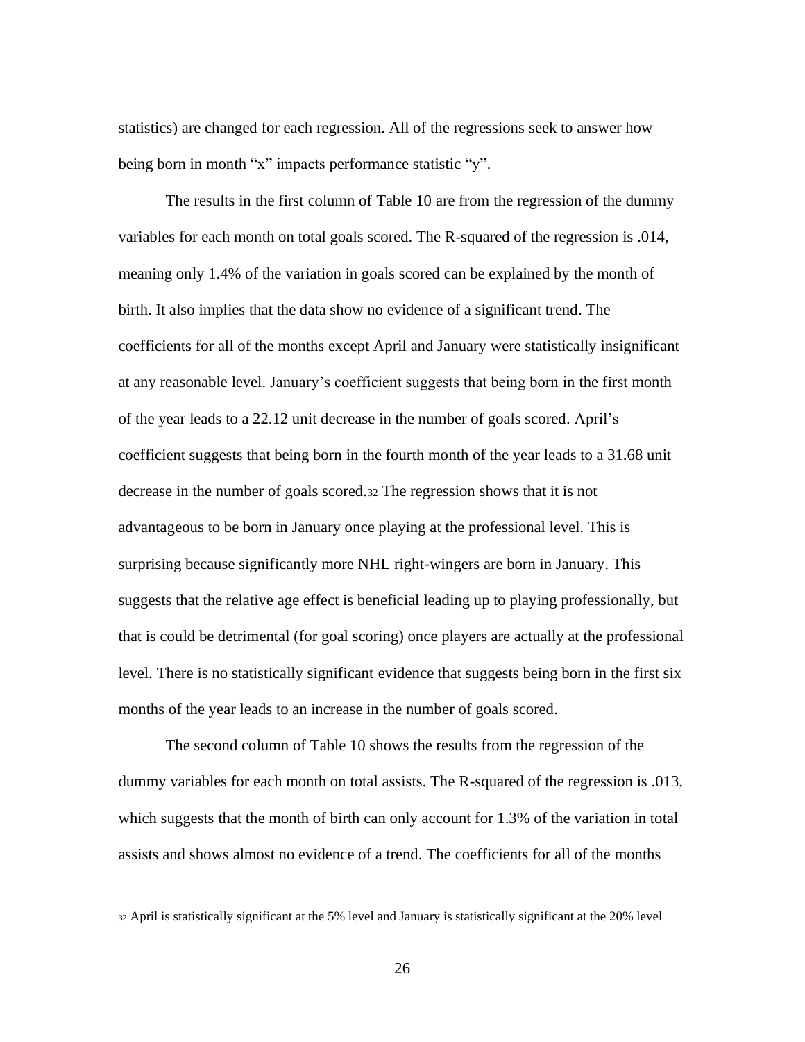statistics) are changed for each regression. All of the regressions seek to answer how being born in month "x" impacts performance statistic "y".

The results in the first column of Table 10 are from the regression of the dummy variables for each month on total goals scored. The R-squared of the regression is .014, meaning only 1.4% of the variation in goals scored can be explained by the month of birth. It also implies that the data show no evidence of a significant trend. The coefficients for all of the months except April and January were statistically insignificant at any reasonable level. January's coefficient suggests that being born in the first month of the year leads to a 22.12 unit decrease in the number of goals scored. April's coefficient suggests that being born in the fourth month of the year leads to a 31.68 unit decrease in the number of goals scored.[32] The regression shows that it is not advantageous to be born in January once playing at the professional level. This is surprising because significantly more NHL right-wingers are born in January. This suggests that the relative age effect is beneficial leading up to playing professionally, but that is could be detrimental (for goal scoring) once players are actually at the professional level. There is no statistically significant evidence that suggests being born in the first six months of the year leads to an increase in the number of goals scored.

The second column of Table 10 shows the results from the regression of the dummy variables for each month on total assists. The R-squared of the regression is .013, which suggests that the month of birth can only account for 1.3% of the variation in total assists and shows almost no evidence of a trend. The coefficients for all of the months

[32] April is statistically significant at the 5% level and January is statistically significant at the 20% level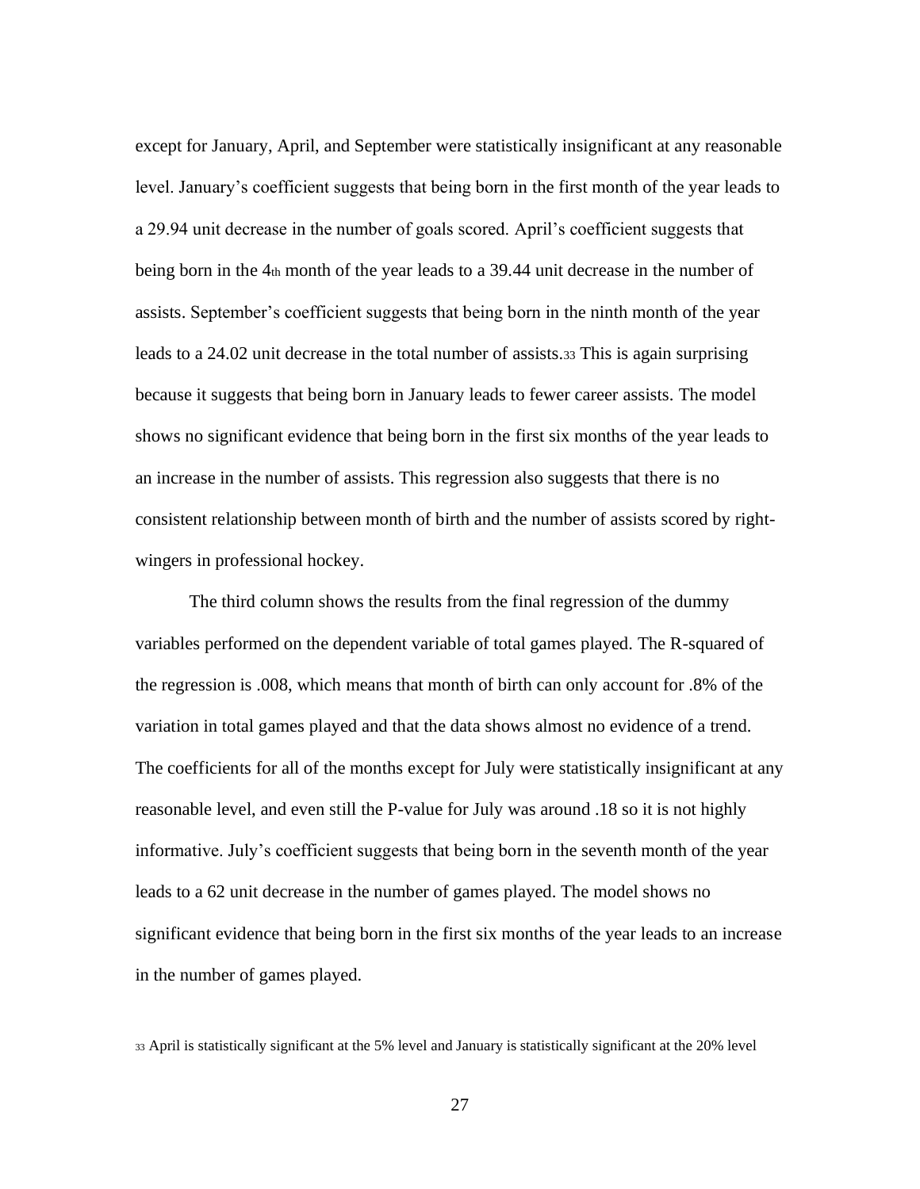except for January, April, and September were statistically insignificant at any reasonable level. January's coefficient suggests that being born in the first month of the year leads to a 29.94 unit decrease in the number of goals scored. April's coefficient suggests that being born in the 4th month of the year leads to a 39.44 unit decrease in the number of assists. September's coefficient suggests that being born in the ninth month of the year leads to a 24.02 unit decrease in the total number of assists.[33] This is again surprising because it suggests that being born in January leads to fewer career assists. The model shows no significant evidence that being born in the first six months of the year leads to an increase in the number of assists. This regression also suggests that there is no consistent relationship between month of birth and the number of assists scored by right-wingers in professional hockey.

The third column shows the results from the final regression of the dummy variables performed on the dependent variable of total games played. The R-squared of the regression is .008, which means that month of birth can only account for .8% of the variation in total games played and that the data shows almost no evidence of a trend. The coefficients for all of the months except for July were statistically insignificant at any reasonable level, and even still the P-value for July was around .18 so it is not highly informative. July's coefficient suggests that being born in the seventh month of the year leads to a 62 unit decrease in the number of games played. The model shows no significant evidence that being born in the first six months of the year leads to an increase in the number of games played.

[33] April is statistically significant at the 5% level and January is statistically significant at the 20% level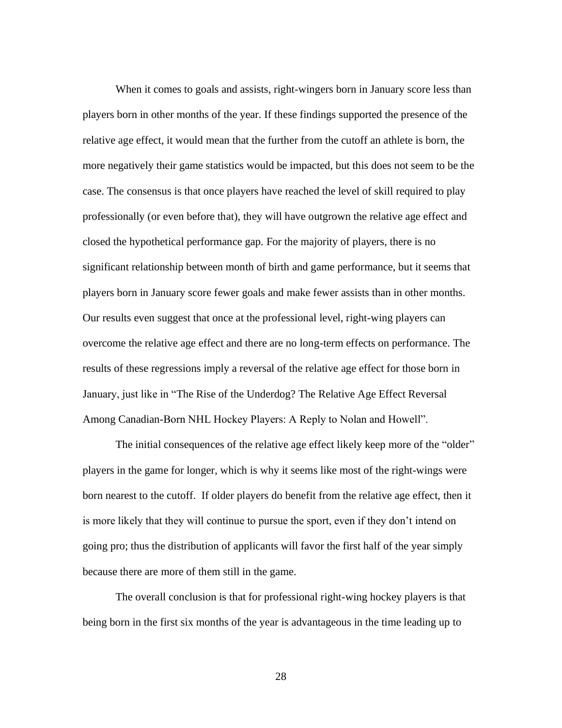When it comes to goals and assists, right-wingers born in January score less than players born in other months of the year. If these findings supported the presence of the relative age effect, it would mean that the further from the cutoff an athlete is born, the more negatively their game statistics would be impacted, but this does not seem to be the case. The consensus is that once players have reached the level of skill required to play professionally (or even before that), they will have outgrown the relative age effect and closed the hypothetical performance gap. For the majority of players, there is no significant relationship between month of birth and game performance, but it seems that players born in January score fewer goals and make fewer assists than in other months. Our results even suggest that once at the professional level, right-wing players can overcome the relative age effect and there are no long-term effects on performance. The results of these regressions imply a reversal of the relative age effect for those born in January, just like in "The Rise of the Underdog? The Relative Age Effect Reversal Among Canadian-Born NHL Hockey Players: A Reply to Nolan and Howell".

The initial consequences of the relative age effect likely keep more of the "older" players in the game for longer, which is why it seems like most of the right-wings were born nearest to the cutoff. If older players do benefit from the relative age effect, then it is more likely that they will continue to pursue the sport, even if they don't intend on going pro; thus the distribution of applicants will favor the first half of the year simply because there are more of them still in the game.

The overall conclusion is that for professional right-wing hockey players is that being born in the first six months of the year is advantageous in the time leading up to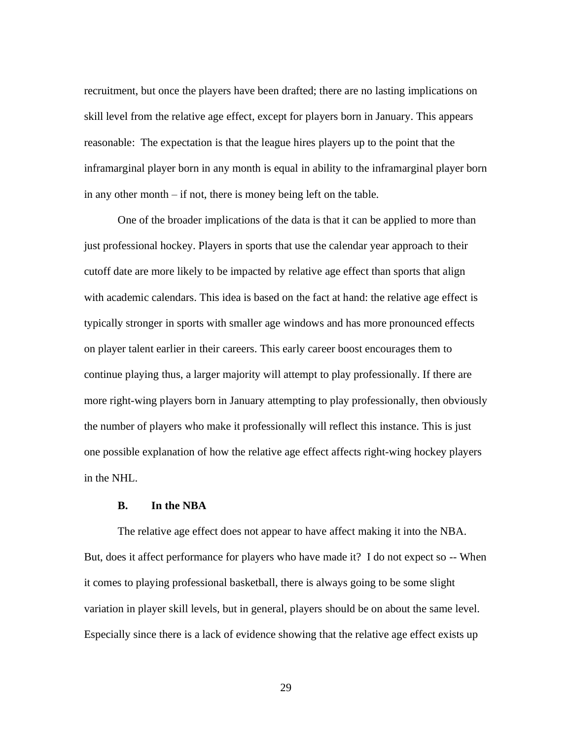recruitment, but once the players have been drafted; there are no lasting implications on skill level from the relative age effect, except for players born in January. This appears reasonable: The expectation is that the league hires players up to the point that the inframarginal player born in any month is equal in ability to the inframarginal player born in any other month – if not, there is money being left on the table.

One of the broader implications of the data is that it can be applied to more than just professional hockey. Players in sports that use the calendar year approach to their cutoff date are more likely to be impacted by relative age effect than sports that align with academic calendars. This idea is based on the fact at hand: the relative age effect is typically stronger in sports with smaller age windows and has more pronounced effects on player talent earlier in their careers. This early career boost encourages them to continue playing thus, a larger majority will attempt to play professionally. If there are more right-wing players born in January attempting to play professionally, then obviously the number of players who make it professionally will reflect this instance. This is just one possible explanation of how the relative age effect affects right-wing hockey players in the NHL.

### B. In the NBA

The relative age effect does not appear to have affect making it into the NBA. But, does it affect performance for players who have made it? I do not expect so -- When it comes to playing professional basketball, there is always going to be some slight variation in player skill levels, but in general, players should be on about the same level. Especially since there is a lack of evidence showing that the relative age effect exists up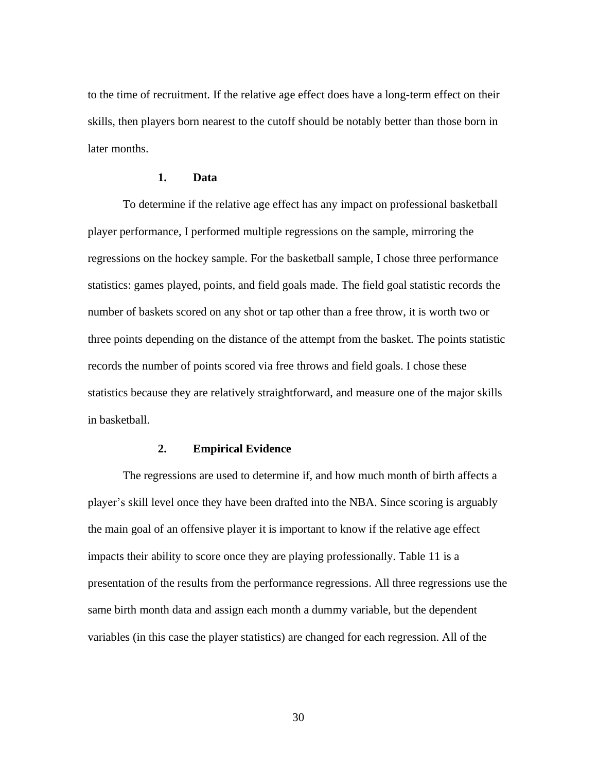to the time of recruitment. If the relative age effect does have a long-term effect on their skills, then players born nearest to the cutoff should be notably better than those born in later months.

### 1. Data

To determine if the relative age effect has any impact on professional basketball player performance, I performed multiple regressions on the sample, mirroring the regressions on the hockey sample. For the basketball sample, I chose three performance statistics: games played, points, and field goals made. The field goal statistic records the number of baskets scored on any shot or tap other than a free throw, it is worth two or three points depending on the distance of the attempt from the basket. The points statistic records the number of points scored via free throws and field goals. I chose these statistics because they are relatively straightforward, and measure one of the major skills in basketball.

### 2. Empirical Evidence

The regressions are used to determine if, and how much month of birth affects a player's skill level once they have been drafted into the NBA. Since scoring is arguably the main goal of an offensive player it is important to know if the relative age effect impacts their ability to score once they are playing professionally. Table 11 is a presentation of the results from the performance regressions. All three regressions use the same birth month data and assign each month a dummy variable, but the dependent variables (in this case the player statistics) are changed for each regression. All of the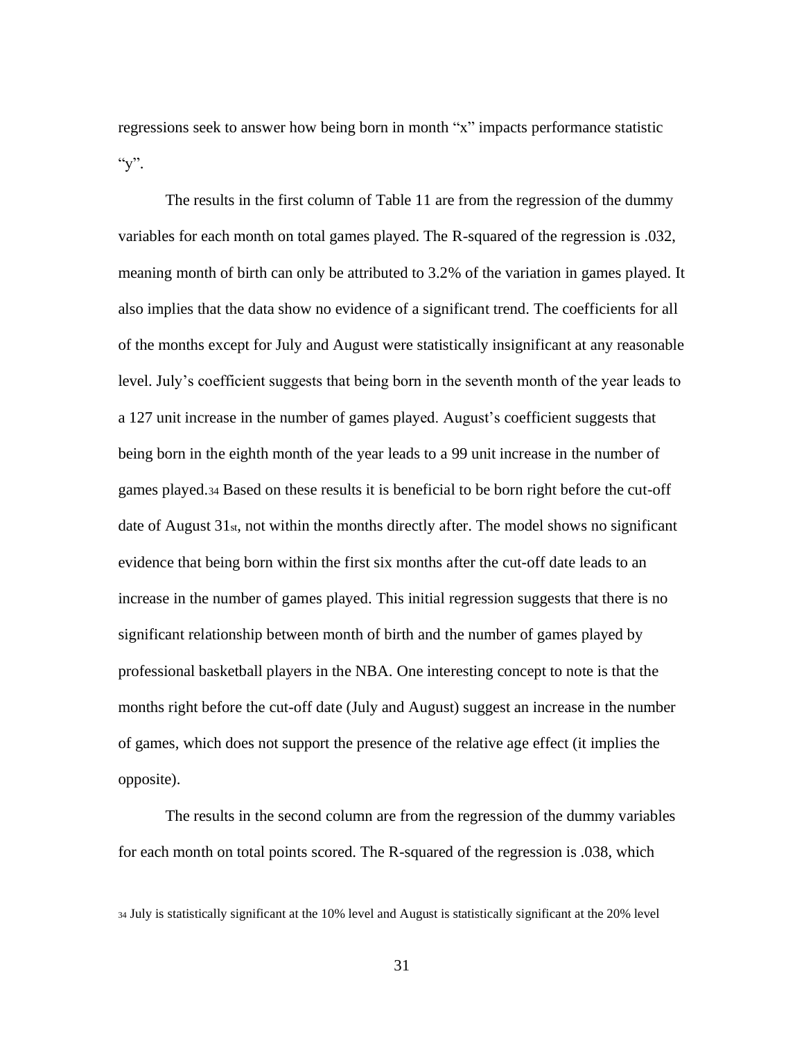regressions seek to answer how being born in month "x" impacts performance statistic "y".

The results in the first column of Table 11 are from the regression of the dummy variables for each month on total games played. The R-squared of the regression is .032, meaning month of birth can only be attributed to 3.2% of the variation in games played. It also implies that the data show no evidence of a significant trend. The coefficients for all of the months except for July and August were statistically insignificant at any reasonable level. July's coefficient suggests that being born in the seventh month of the year leads to a 127 unit increase in the number of games played. August's coefficient suggests that being born in the eighth month of the year leads to a 99 unit increase in the number of games played.[34] Based on these results it is beneficial to be born right before the cut-off date of August 31st, not within the months directly after. The model shows no significant evidence that being born within the first six months after the cut-off date leads to an increase in the number of games played. This initial regression suggests that there is no significant relationship between month of birth and the number of games played by professional basketball players in the NBA. One interesting concept to note is that the months right before the cut-off date (July and August) suggest an increase in the number of games, which does not support the presence of the relative age effect (it implies the opposite).

The results in the second column are from the regression of the dummy variables for each month on total points scored. The R-squared of the regression is .038, which

[34] July is statistically significant at the 10% level and August is statistically significant at the 20% level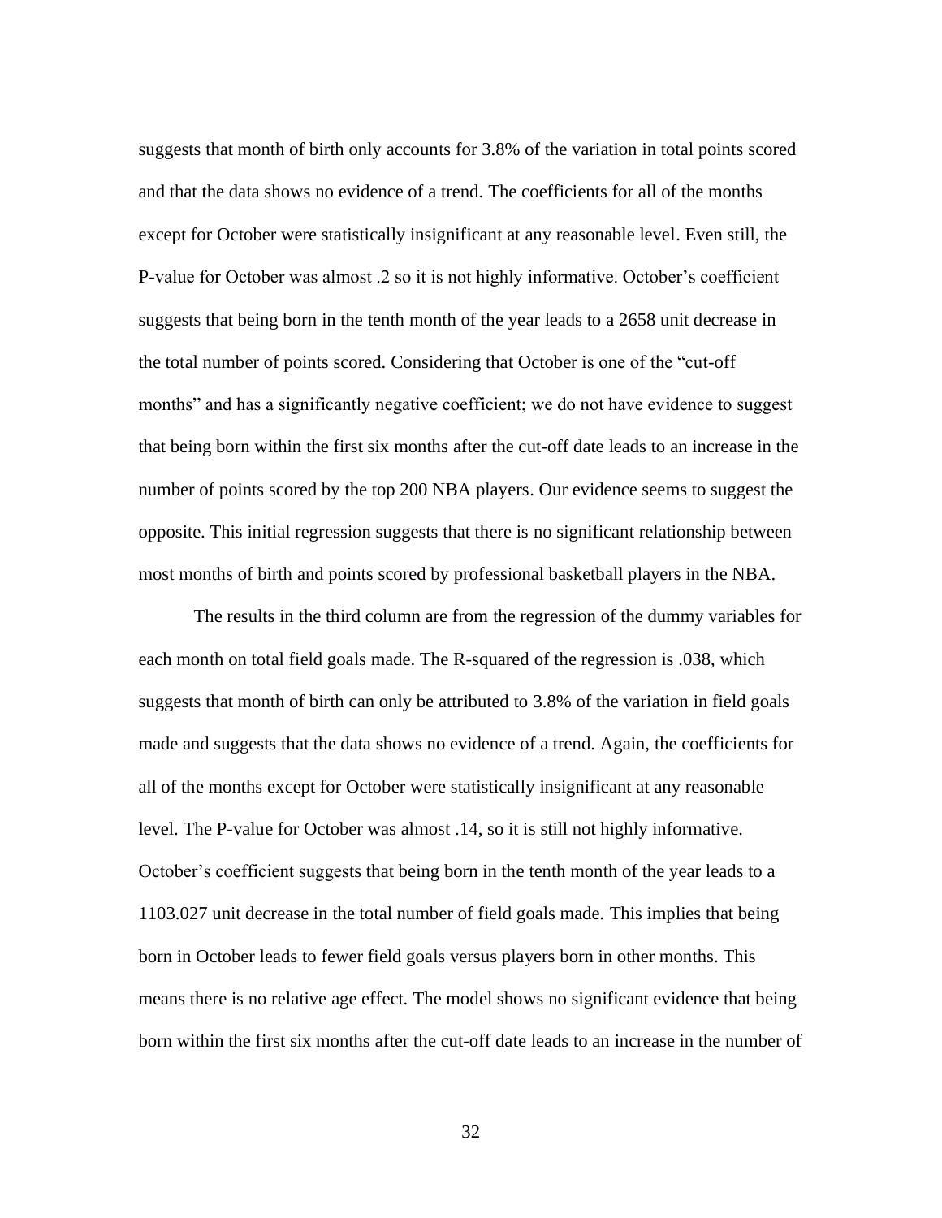suggests that month of birth only accounts for 3.8% of the variation in total points scored and that the data shows no evidence of a trend. The coefficients for all of the months except for October were statistically insignificant at any reasonable level. Even still, the P-value for October was almost .2 so it is not highly informative. October's coefficient suggests that being born in the tenth month of the year leads to a 2658 unit decrease in the total number of points scored. Considering that October is one of the "cut-off months" and has a significantly negative coefficient; we do not have evidence to suggest that being born within the first six months after the cut-off date leads to an increase in the number of points scored by the top 200 NBA players. Our evidence seems to suggest the opposite. This initial regression suggests that there is no significant relationship between most months of birth and points scored by professional basketball players in the NBA.

The results in the third column are from the regression of the dummy variables for each month on total field goals made. The R-squared of the regression is .038, which suggests that month of birth can only be attributed to 3.8% of the variation in field goals made and suggests that the data shows no evidence of a trend. Again, the coefficients for all of the months except for October were statistically insignificant at any reasonable level. The P-value for October was almost .14, so it is still not highly informative. October's coefficient suggests that being born in the tenth month of the year leads to a 1103.027 unit decrease in the total number of field goals made. This implies that being born in October leads to fewer field goals versus players born in other months. This means there is no relative age effect. The model shows no significant evidence that being born within the first six months after the cut-off date leads to an increase in the number of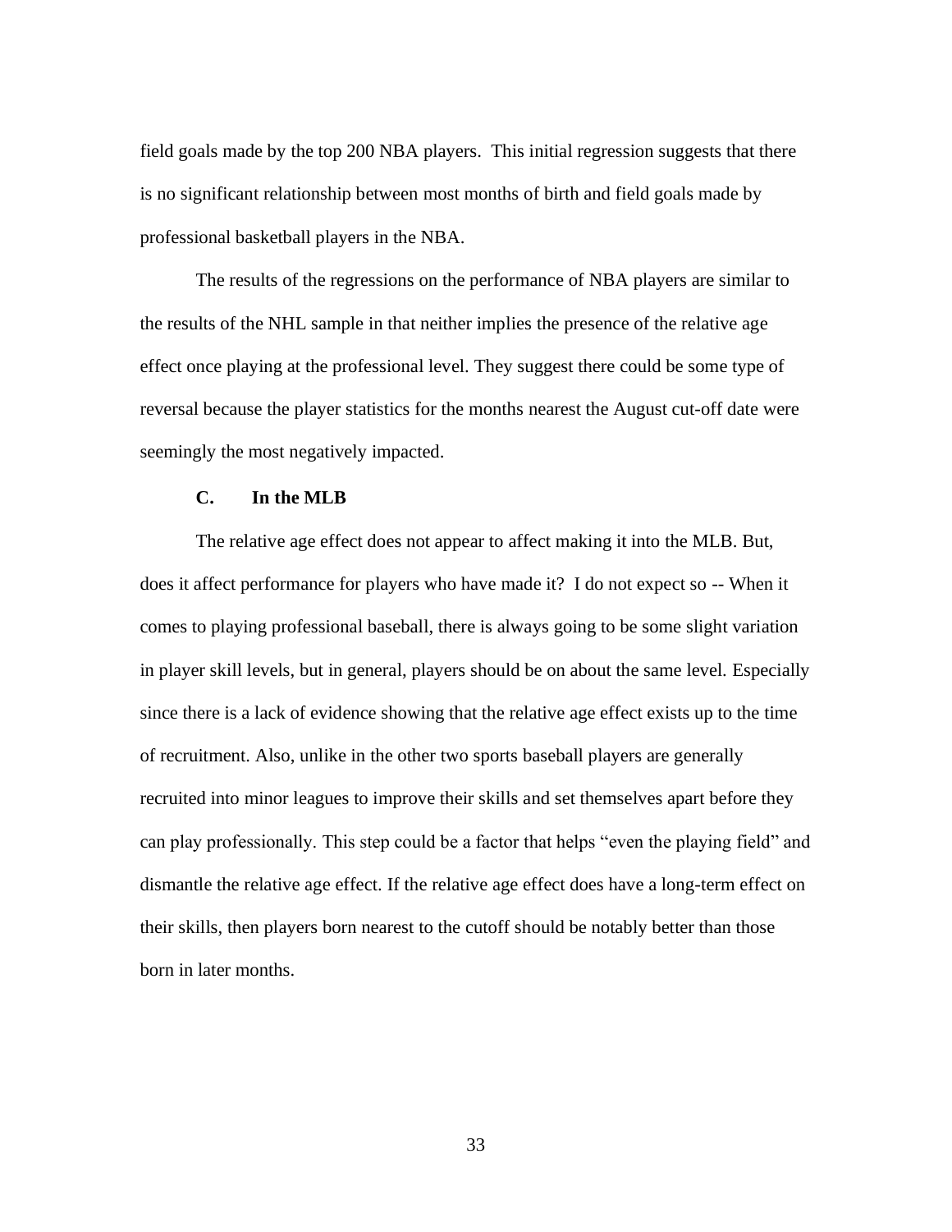field goals made by the top 200 NBA players. This initial regression suggests that there is no significant relationship between most months of birth and field goals made by professional basketball players in the NBA.

The results of the regressions on the performance of NBA players are similar to the results of the NHL sample in that neither implies the presence of the relative age effect once playing at the professional level. They suggest there could be some type of reversal because the player statistics for the months nearest the August cut-off date were seemingly the most negatively impacted.

### C. In the MLB

The relative age effect does not appear to affect making it into the MLB. But, does it affect performance for players who have made it? I do not expect so -- When it comes to playing professional baseball, there is always going to be some slight variation in player skill levels, but in general, players should be on about the same level. Especially since there is a lack of evidence showing that the relative age effect exists up to the time of recruitment. Also, unlike in the other two sports baseball players are generally recruited into minor leagues to improve their skills and set themselves apart before they can play professionally. This step could be a factor that helps "even the playing field" and dismantle the relative age effect. If the relative age effect does have a long-term effect on their skills, then players born nearest to the cutoff should be notably better than those born in later months.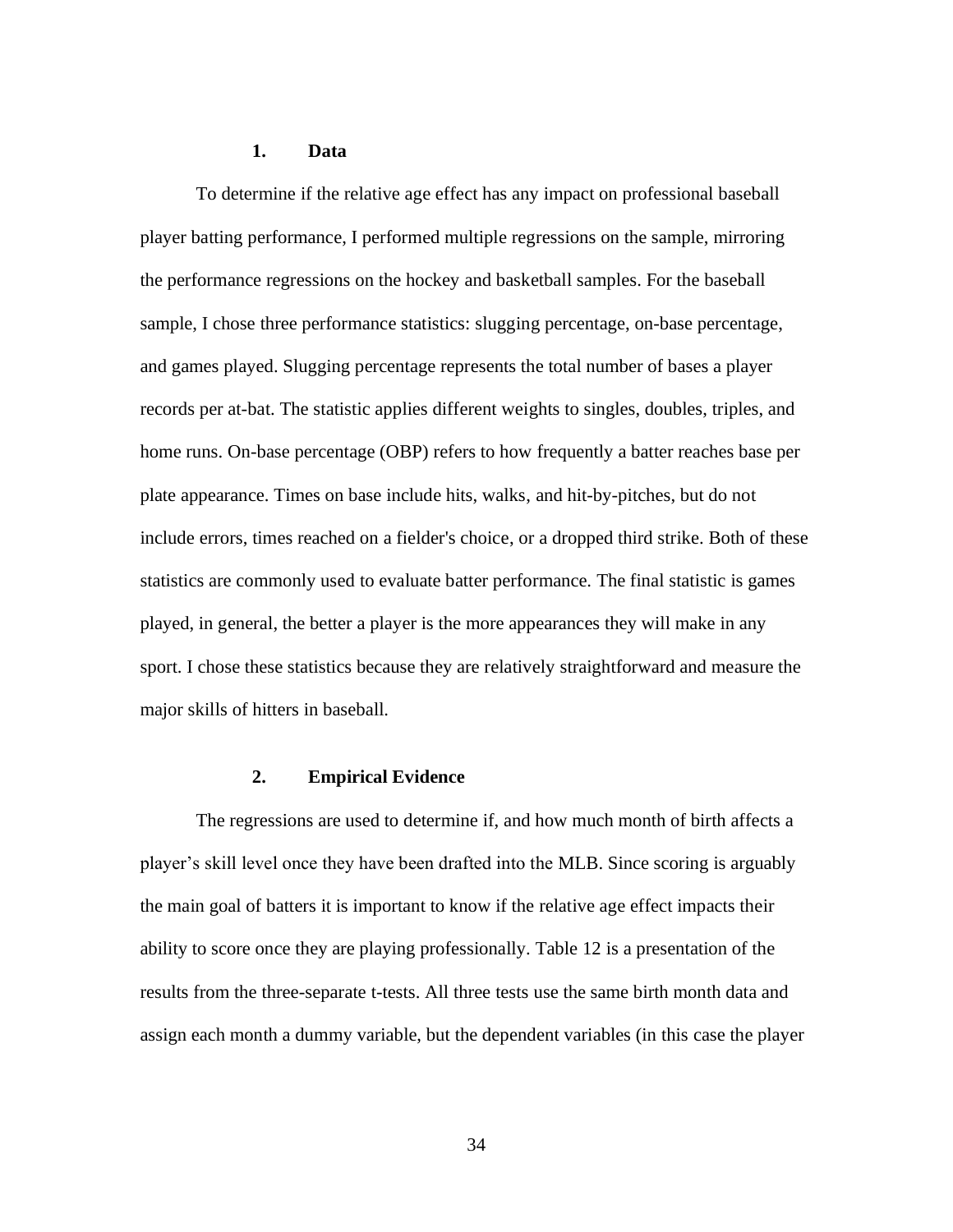## 1. Data

To determine if the relative age effect has any impact on professional baseball player batting performance, I performed multiple regressions on the sample, mirroring the performance regressions on the hockey and basketball samples. For the baseball sample, I chose three performance statistics: slugging percentage, on-base percentage, and games played. Slugging percentage represents the total number of bases a player records per at-bat. The statistic applies different weights to singles, doubles, triples, and home runs. On-base percentage (OBP) refers to how frequently a batter reaches base per plate appearance. Times on base include hits, walks, and hit-by-pitches, but do not include errors, times reached on a fielder's choice, or a dropped third strike. Both of these statistics are commonly used to evaluate batter performance. The final statistic is games played, in general, the better a player is the more appearances they will make in any sport. I chose these statistics because they are relatively straightforward and measure the major skills of hitters in baseball.

## 2. Empirical Evidence

The regressions are used to determine if, and how much month of birth affects a player's skill level once they have been drafted into the MLB. Since scoring is arguably the main goal of batters it is important to know if the relative age effect impacts their ability to score once they are playing professionally. Table 12 is a presentation of the results from the three-separate t-tests. All three tests use the same birth month data and assign each month a dummy variable, but the dependent variables (in this case the player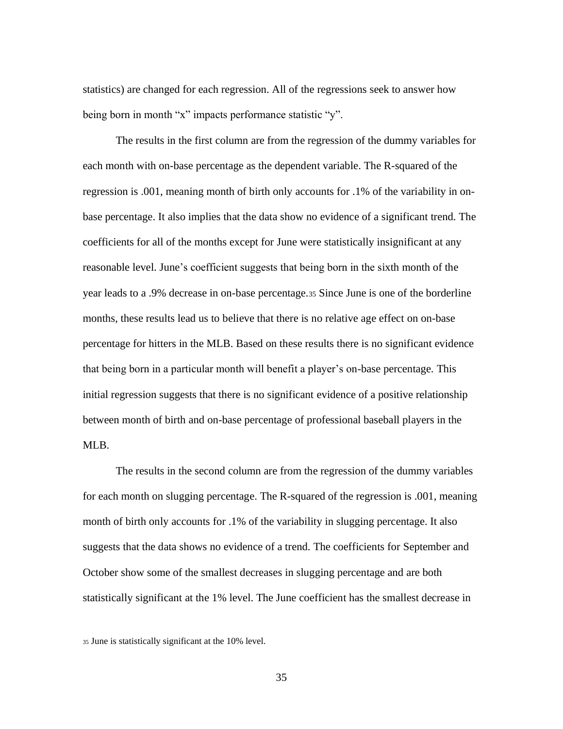statistics) are changed for each regression. All of the regressions seek to answer how being born in month “x” impacts performance statistic “y”.

The results in the first column are from the regression of the dummy variables for each month with on-base percentage as the dependent variable. The R-squared of the regression is .001, meaning month of birth only accounts for .1% of the variability in on-base percentage. It also implies that the data show no evidence of a significant trend. The coefficients for all of the months except for June were statistically insignificant at any reasonable level. June’s coefficient suggests that being born in the sixth month of the year leads to a .9% decrease in on-base percentage.[35] Since June is one of the borderline months, these results lead us to believe that there is no relative age effect on on-base percentage for hitters in the MLB. Based on these results there is no significant evidence that being born in a particular month will benefit a player’s on-base percentage. This initial regression suggests that there is no significant evidence of a positive relationship between month of birth and on-base percentage of professional baseball players in the MLB.

The results in the second column are from the regression of the dummy variables for each month on slugging percentage. The R-squared of the regression is .001, meaning month of birth only accounts for .1% of the variability in slugging percentage. It also suggests that the data shows no evidence of a trend. The coefficients for September and October show some of the smallest decreases in slugging percentage and are both statistically significant at the 1% level. The June coefficient has the smallest decrease in

[35] June is statistically significant at the 10% level.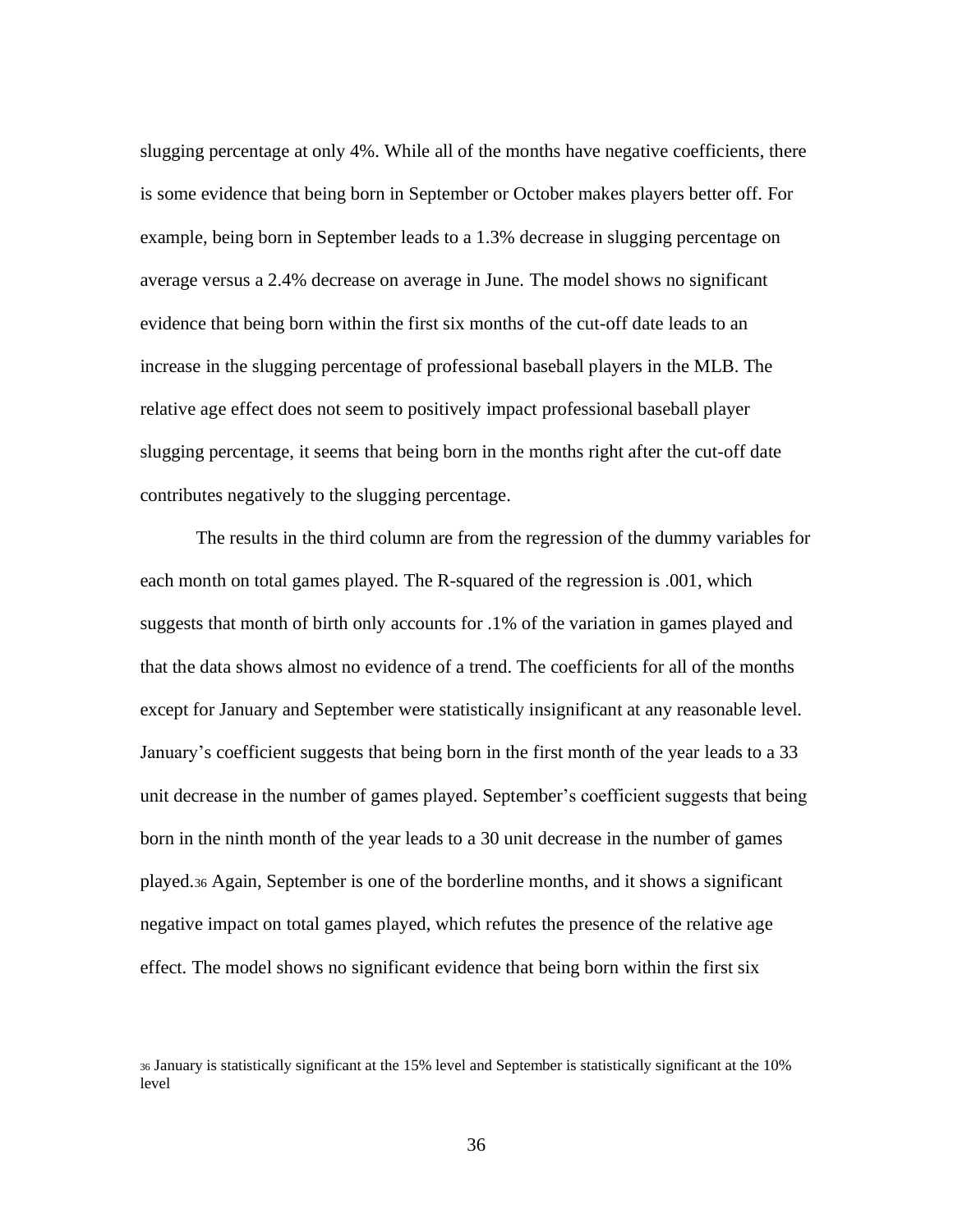slugging percentage at only 4%. While all of the months have negative coefficients, there is some evidence that being born in September or October makes players better off. For example, being born in September leads to a 1.3% decrease in slugging percentage on average versus a 2.4% decrease on average in June. The model shows no significant evidence that being born within the first six months of the cut-off date leads to an increase in the slugging percentage of professional baseball players in the MLB. The relative age effect does not seem to positively impact professional baseball player slugging percentage, it seems that being born in the months right after the cut-off date contributes negatively to the slugging percentage.

The results in the third column are from the regression of the dummy variables for each month on total games played. The R-squared of the regression is .001, which suggests that month of birth only accounts for .1% of the variation in games played and that the data shows almost no evidence of a trend. The coefficients for all of the months except for January and September were statistically insignificant at any reasonable level. January's coefficient suggests that being born in the first month of the year leads to a 33 unit decrease in the number of games played. September's coefficient suggests that being born in the ninth month of the year leads to a 30 unit decrease in the number of games played.[36] Again, September is one of the borderline months, and it shows a significant negative impact on total games played, which refutes the presence of the relative age effect. The model shows no significant evidence that being born within the first six

[36] January is statistically significant at the 15% level and September is statistically significant at the 10% level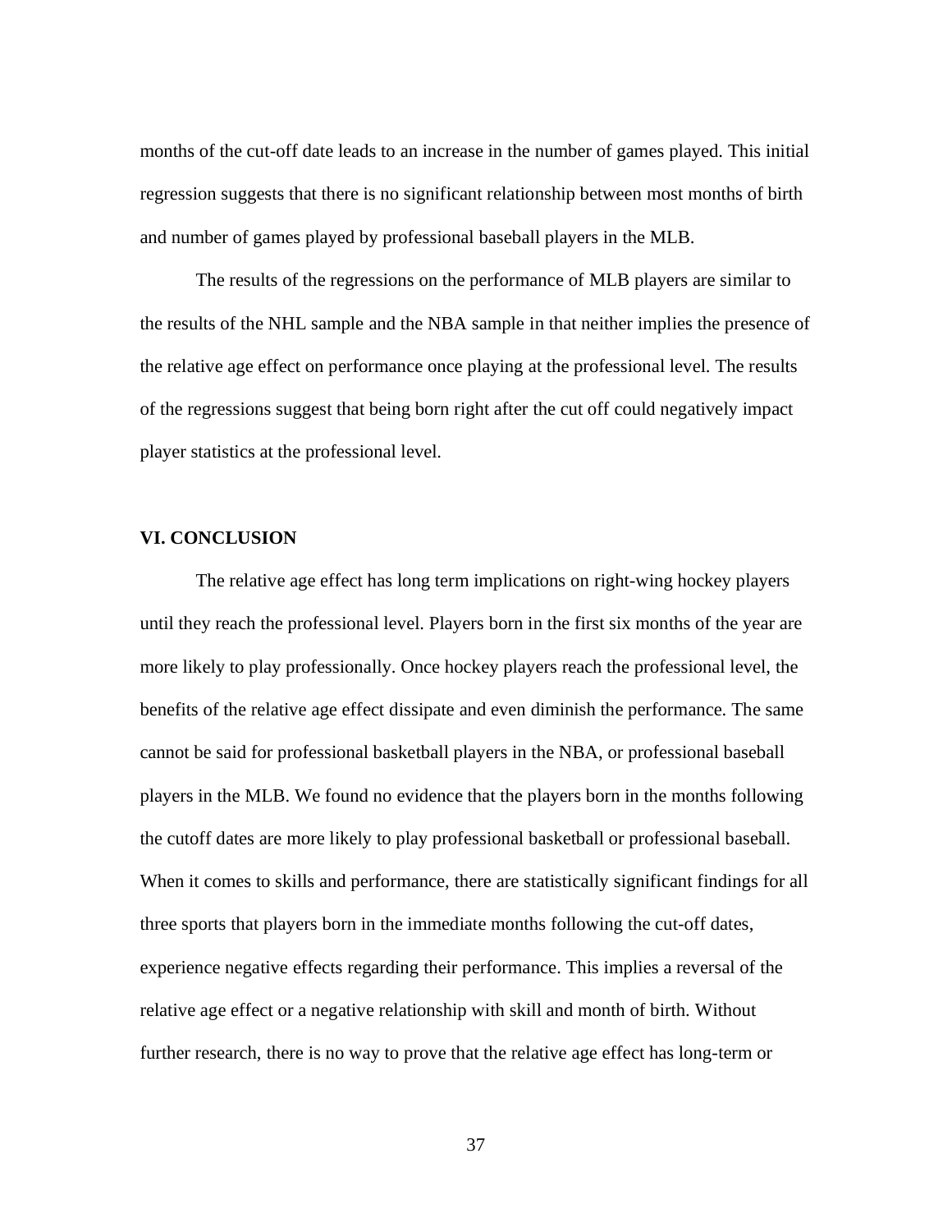months of the cut-off date leads to an increase in the number of games played. This initial regression suggests that there is no significant relationship between most months of birth and number of games played by professional baseball players in the MLB.

The results of the regressions on the performance of MLB players are similar to the results of the NHL sample and the NBA sample in that neither implies the presence of the relative age effect on performance once playing at the professional level. The results of the regressions suggest that being born right after the cut off could negatively impact player statistics at the professional level.

## VI. CONCLUSION

The relative age effect has long term implications on right-wing hockey players until they reach the professional level. Players born in the first six months of the year are more likely to play professionally. Once hockey players reach the professional level, the benefits of the relative age effect dissipate and even diminish the performance. The same cannot be said for professional basketball players in the NBA, or professional baseball players in the MLB. We found no evidence that the players born in the months following the cutoff dates are more likely to play professional basketball or professional baseball. When it comes to skills and performance, there are statistically significant findings for all three sports that players born in the immediate months following the cut-off dates, experience negative effects regarding their performance. This implies a reversal of the relative age effect or a negative relationship with skill and month of birth. Without further research, there is no way to prove that the relative age effect has long-term or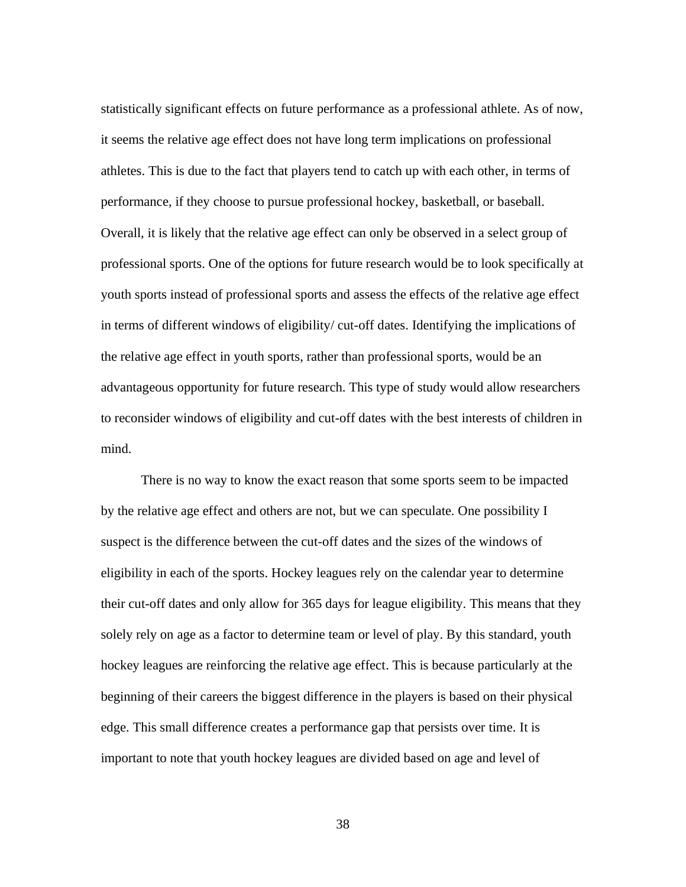statistically significant effects on future performance as a professional athlete. As of now, it seems the relative age effect does not have long term implications on professional athletes. This is due to the fact that players tend to catch up with each other, in terms of performance, if they choose to pursue professional hockey, basketball, or baseball. Overall, it is likely that the relative age effect can only be observed in a select group of professional sports. One of the options for future research would be to look specifically at youth sports instead of professional sports and assess the effects of the relative age effect in terms of different windows of eligibility/ cut-off dates. Identifying the implications of the relative age effect in youth sports, rather than professional sports, would be an advantageous opportunity for future research. This type of study would allow researchers to reconsider windows of eligibility and cut-off dates with the best interests of children in mind.

There is no way to know the exact reason that some sports seem to be impacted by the relative age effect and others are not, but we can speculate. One possibility I suspect is the difference between the cut-off dates and the sizes of the windows of eligibility in each of the sports. Hockey leagues rely on the calendar year to determine their cut-off dates and only allow for 365 days for league eligibility. This means that they solely rely on age as a factor to determine team or level of play. By this standard, youth hockey leagues are reinforcing the relative age effect. This is because particularly at the beginning of their careers the biggest difference in the players is based on their physical edge. This small difference creates a performance gap that persists over time. It is important to note that youth hockey leagues are divided based on age and level of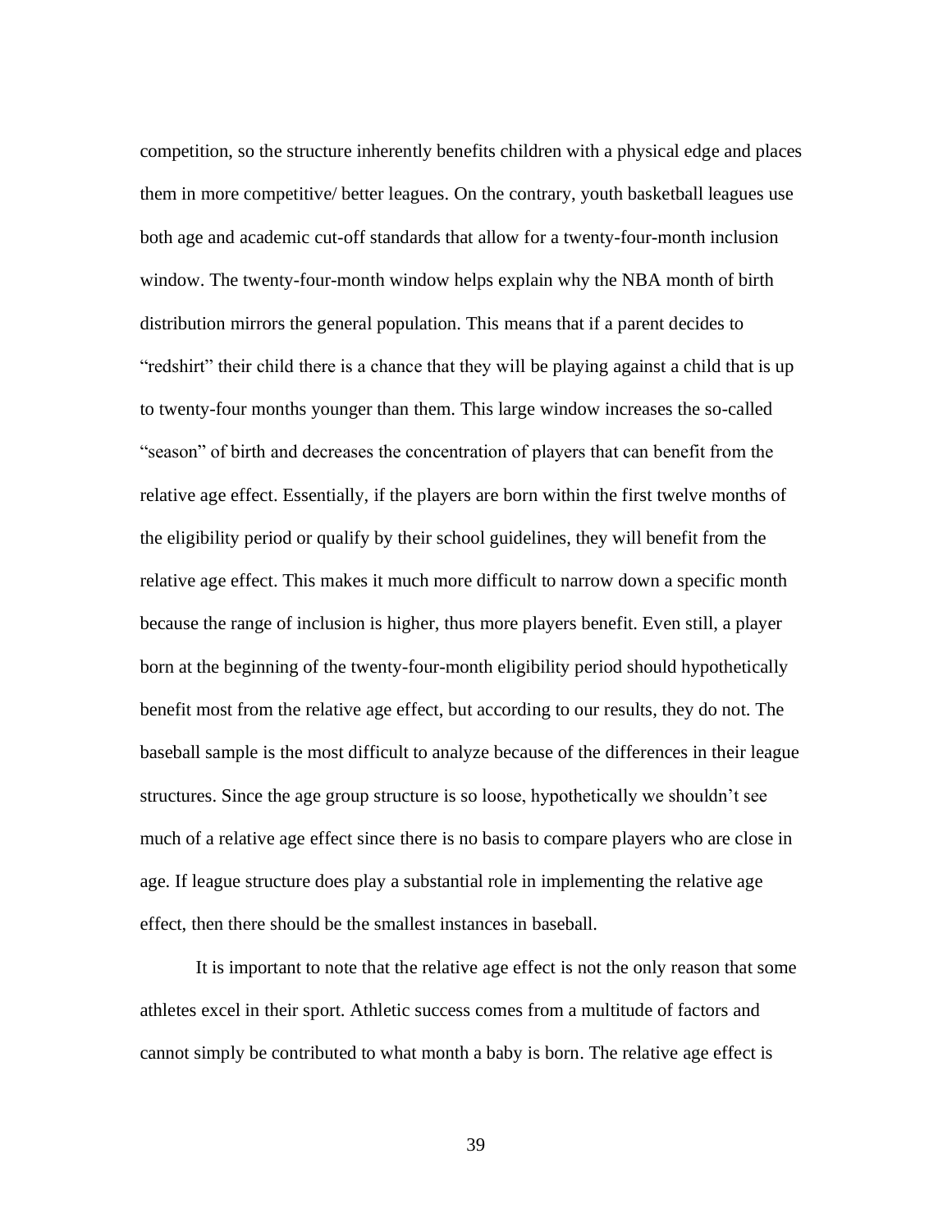competition, so the structure inherently benefits children with a physical edge and places them in more competitive/ better leagues. On the contrary, youth basketball leagues use both age and academic cut-off standards that allow for a twenty-four-month inclusion window. The twenty-four-month window helps explain why the NBA month of birth distribution mirrors the general population. This means that if a parent decides to "redshirt" their child there is a chance that they will be playing against a child that is up to twenty-four months younger than them. This large window increases the so-called "season" of birth and decreases the concentration of players that can benefit from the relative age effect. Essentially, if the players are born within the first twelve months of the eligibility period or qualify by their school guidelines, they will benefit from the relative age effect. This makes it much more difficult to narrow down a specific month because the range of inclusion is higher, thus more players benefit. Even still, a player born at the beginning of the twenty-four-month eligibility period should hypothetically benefit most from the relative age effect, but according to our results, they do not. The baseball sample is the most difficult to analyze because of the differences in their league structures. Since the age group structure is so loose, hypothetically we shouldn't see much of a relative age effect since there is no basis to compare players who are close in age. If league structure does play a substantial role in implementing the relative age effect, then there should be the smallest instances in baseball.

It is important to note that the relative age effect is not the only reason that some athletes excel in their sport. Athletic success comes from a multitude of factors and cannot simply be contributed to what month a baby is born. The relative age effect is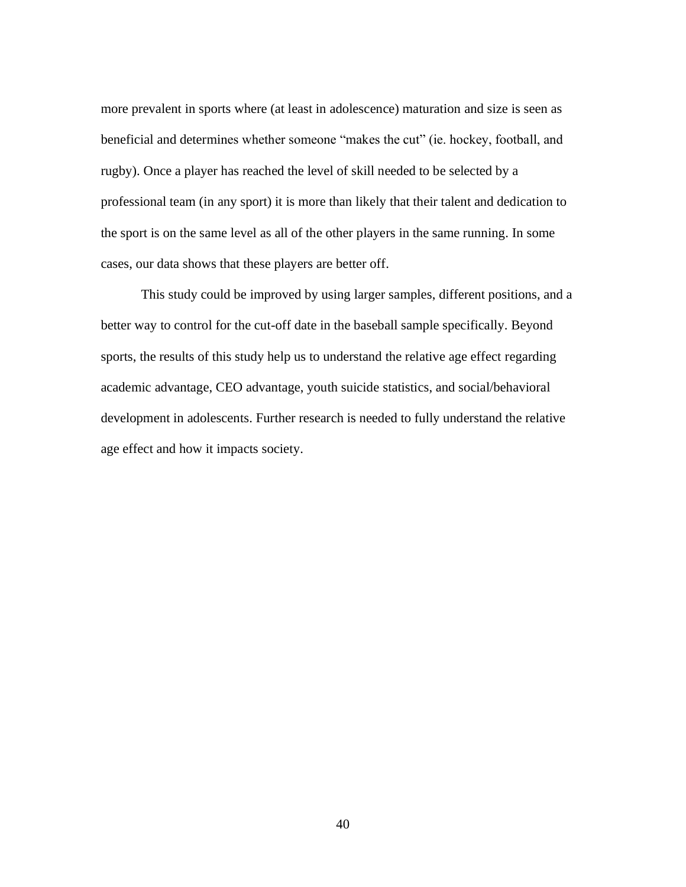more prevalent in sports where (at least in adolescence) maturation and size is seen as beneficial and determines whether someone "makes the cut" (ie. hockey, football, and rugby). Once a player has reached the level of skill needed to be selected by a professional team (in any sport) it is more than likely that their talent and dedication to the sport is on the same level as all of the other players in the same running. In some cases, our data shows that these players are better off.

This study could be improved by using larger samples, different positions, and a better way to control for the cut-off date in the baseball sample specifically. Beyond sports, the results of this study help us to understand the relative age effect regarding academic advantage, CEO advantage, youth suicide statistics, and social/behavioral development in adolescents. Further research is needed to fully understand the relative age effect and how it impacts society.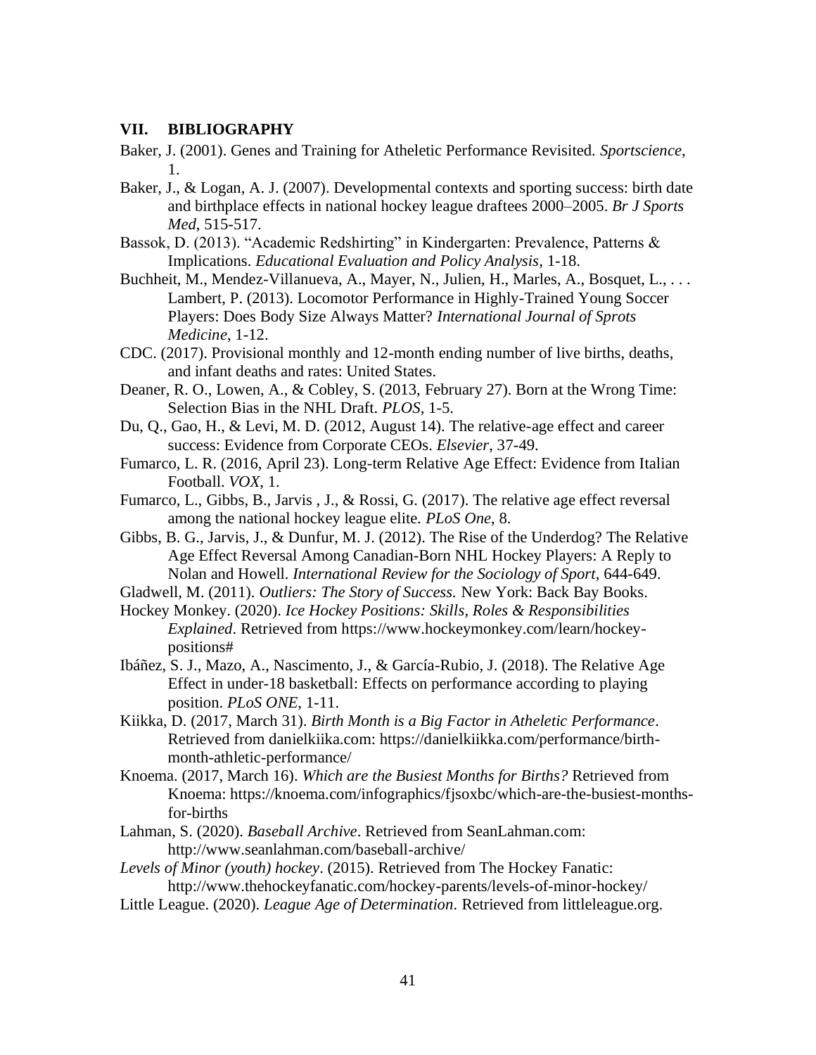## VII. BIBLIOGRAPHY

Baker, J. (2001). Genes and Training for Atheletic Performance Revisited. *Sportscience*, 1.

Baker, J., & Logan, A. J. (2007). Developmental contexts and sporting success: birth date and birthplace effects in national hockey league draftees 2000–2005. *Br J Sports Med*, 515-517.

Bassok, D. (2013). "Academic Redshirting" in Kindergarten: Prevalence, Patterns & Implications. *Educational Evaluation and Policy Analysis*, 1-18.

Buchheit, M., Mendez-Villanueva, A., Mayer, N., Julien, H., Marles, A., Bosquet, L., . . . Lambert, P. (2013). Locomotor Performance in Highly-Trained Young Soccer Players: Does Body Size Always Matter? *International Journal of Sprots Medicine*, 1-12.

CDC. (2017). Provisional monthly and 12-month ending number of live births, deaths, and infant deaths and rates: United States.

Deaner, R. O., Lowen, A., & Cobley, S. (2013, February 27). Born at the Wrong Time: Selection Bias in the NHL Draft. *PLOS*, 1-5.

Du, Q., Gao, H., & Levi, M. D. (2012, August 14). The relative-age effect and career success: Evidence from Corporate CEOs. *Elsevier*, 37-49.

Fumarco, L. R. (2016, April 23). Long-term Relative Age Effect: Evidence from Italian Football. *VOX*, 1.

Fumarco, L., Gibbs, B., Jarvis , J., & Rossi, G. (2017). The relative age effect reversal among the national hockey league elite. *PLoS One*, 8.

Gibbs, B. G., Jarvis, J., & Dunfur, M. J. (2012). The Rise of the Underdog? The Relative Age Effect Reversal Among Canadian-Born NHL Hockey Players: A Reply to Nolan and Howell. *International Review for the Sociology of Sport*, 644-649.

Gladwell, M. (2011). *Outliers: The Story of Success.* New York: Back Bay Books.

Hockey Monkey. (2020). *Ice Hockey Positions: Skills, Roles & Responsibilities Explained*. Retrieved from https://www.hockeymonkey.com/learn/hockey-positions#

Ibáñez, S. J., Mazo, A., Nascimento, J., & García-Rubio, J. (2018). The Relative Age Effect in under-18 basketball: Effects on performance according to playing position. *PLoS ONE*, 1-11.

Kiikka, D. (2017, March 31). *Birth Month is a Big Factor in Atheletic Performance*. Retrieved from danielkiika.com: https://danielkiikka.com/performance/birth-month-athletic-performance/

Knoema. (2017, March 16). *Which are the Busiest Months for Births?* Retrieved from Knoema: https://knoema.com/infographics/fjsoxbc/which-are-the-busiest-months-for-births

Lahman, S. (2020). *Baseball Archive*. Retrieved from SeanLahman.com: http://www.seanlahman.com/baseball-archive/

*Levels of Minor (youth) hockey*. (2015). Retrieved from The Hockey Fanatic: http://www.thehockeyfanatic.com/hockey-parents/levels-of-minor-hockey/

Little League. (2020). *League Age of Determination*. Retrieved from littleleague.org.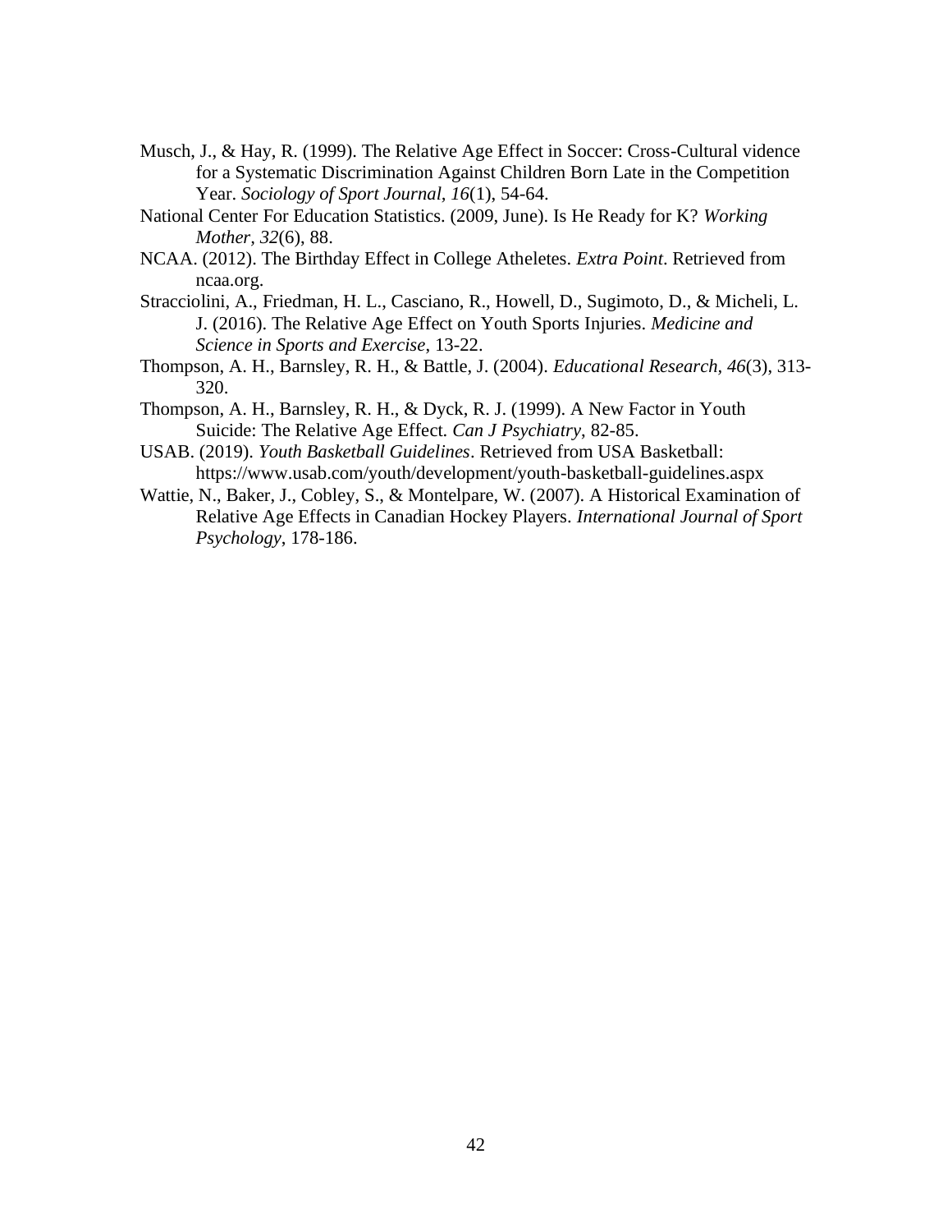Musch, J., & Hay, R. (1999). The Relative Age Effect in Soccer: Cross-Cultural vidence for a Systematic Discrimination Against Children Born Late in the Competition Year. *Sociology of Sport Journal*, *16*(1), 54-64.

National Center For Education Statistics. (2009, June). Is He Ready for K? *Working Mother*, *32*(6), 88.

NCAA. (2012). The Birthday Effect in College Atheletes. *Extra Point*. Retrieved from ncaa.org.

Stracciolini, A., Friedman, H. L., Casciano, R., Howell, D., Sugimoto, D., & Micheli, L. J. (2016). The Relative Age Effect on Youth Sports Injuries. *Medicine and Science in Sports and Exercise*, 13-22.

Thompson, A. H., Barnsley, R. H., & Battle, J. (2004). *Educational Research*, *46*(3), 313-320.

Thompson, A. H., Barnsley, R. H., & Dyck, R. J. (1999). A New Factor in Youth Suicide: The Relative Age Effect. *Can J Psychiatry*, 82-85.

USAB. (2019). *Youth Basketball Guidelines*. Retrieved from USA Basketball: https://www.usab.com/youth/development/youth-basketball-guidelines.aspx

Wattie, N., Baker, J., Cobley, S., & Montelpare, W. (2007). A Historical Examination of Relative Age Effects in Canadian Hockey Players. *International Journal of Sport Psychology*, 178-186.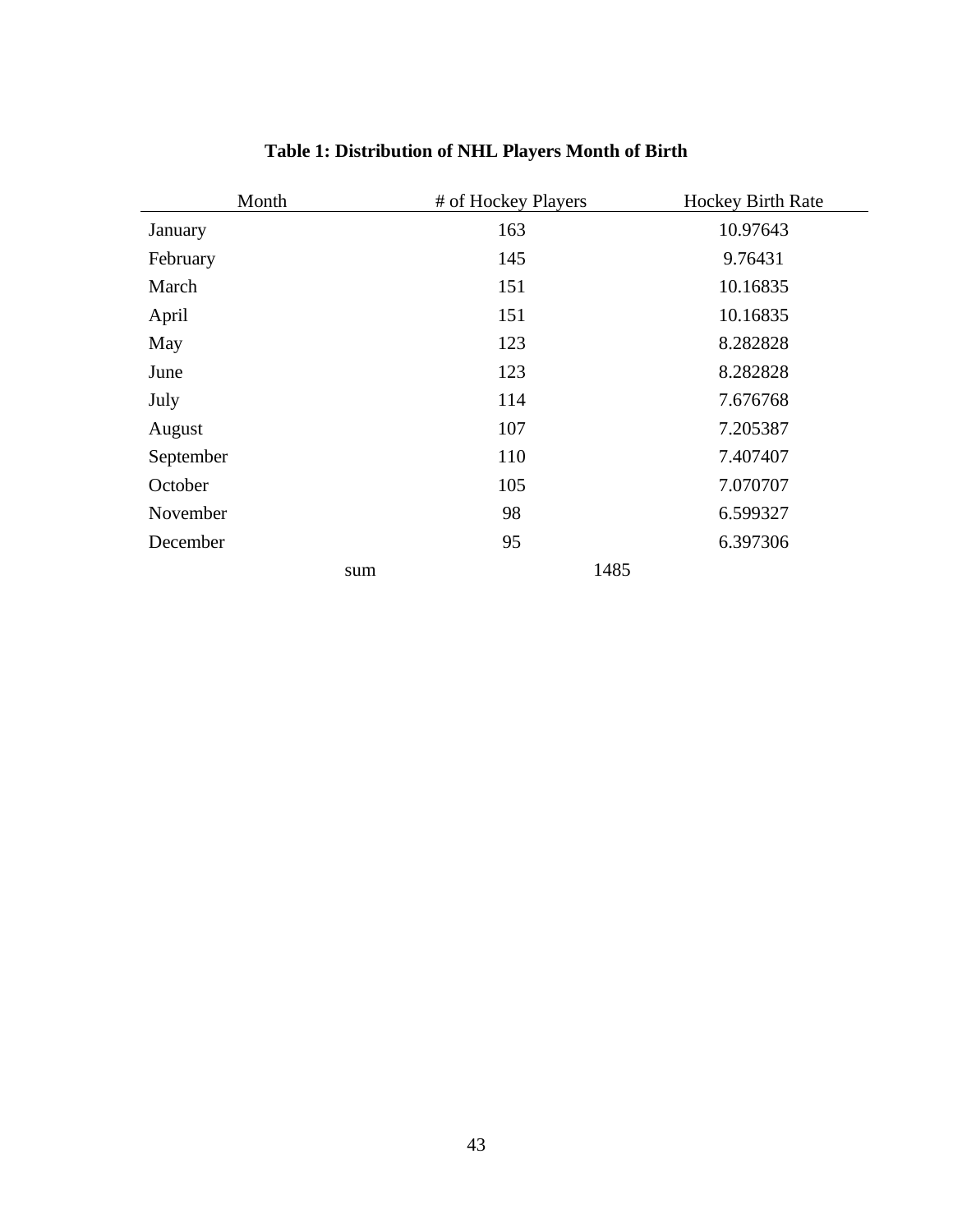**Table 1: Distribution of NHL Players Month of Birth**

| Month | # of Hockey Players | Hockey Birth Rate |
|---|---|---|
| January | 163 | 10.97643 |
| February | 145 | 9.76431 |
| March | 151 | 10.16835 |
| April | 151 | 10.16835 |
| May | 123 | 8.282828 |
| June | 123 | 8.282828 |
| July | 114 | 7.676768 |
| August | 107 | 7.205387 |
| September | 110 | 7.407407 |
| October | 105 | 7.070707 |
| November | 98 | 6.599327 |
| December | 95 | 6.397306 |
| sum | 1485 | |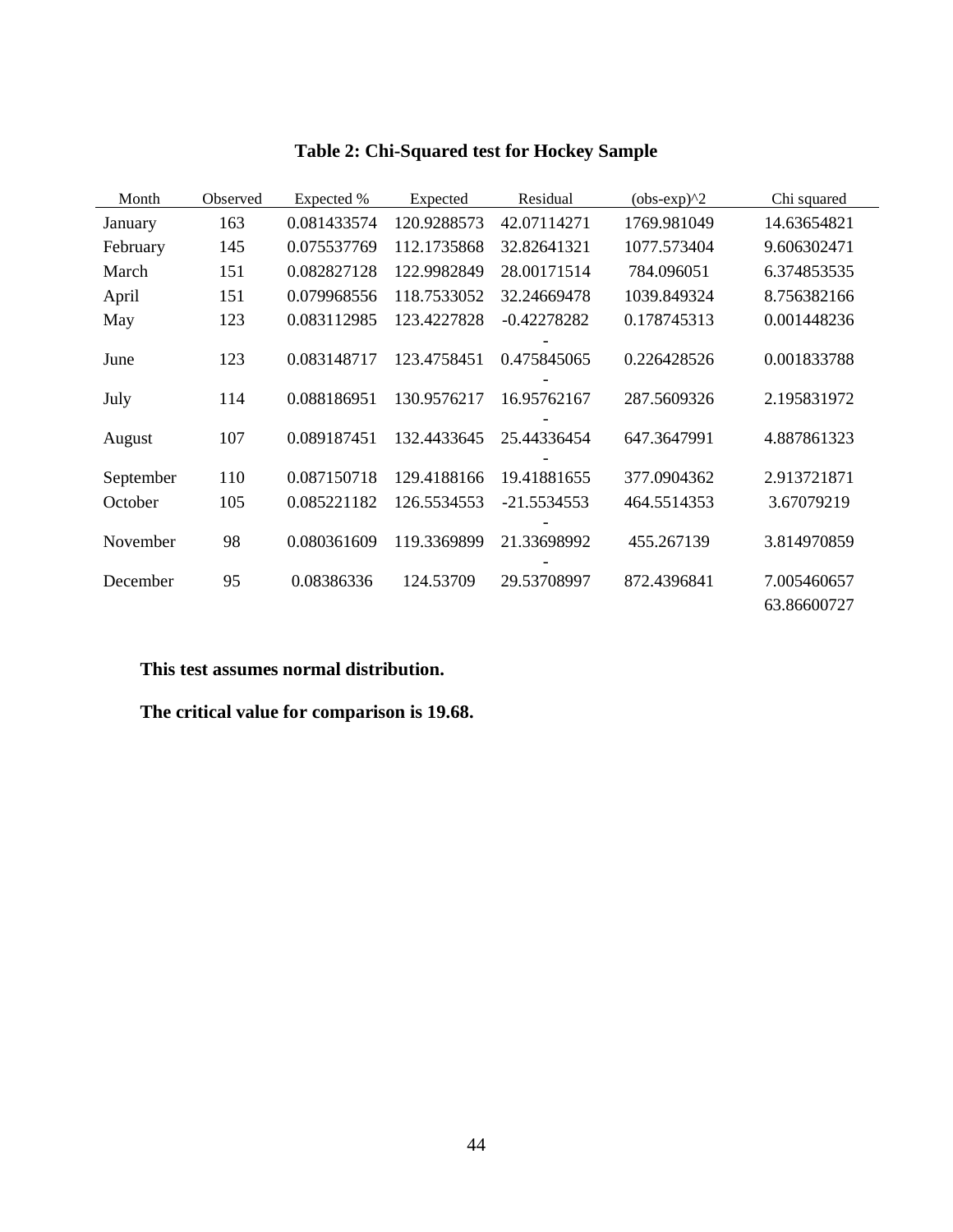**Table 2: Chi-Squared test for Hockey Sample**

| Month | Observed | Expected % | Expected | Residual | (obs-exp)^2 | Chi squared |
|---|---|---|---|---|---|---|
| January | 163 | 0.081433574 | 120.9288573 | 42.07114271 | 1769.981049 | 14.63654821 |
| February | 145 | 0.075537769 | 112.1735868 | 32.82641321 | 1077.573404 | 9.606302471 |
| March | 151 | 0.082827128 | 122.9982849 | 28.00171514 | 784.096051 | 6.374853535 |
| April | 151 | 0.079968556 | 118.7533052 | 32.24669478 | 1039.849324 | 8.756382166 |
| May | 123 | 0.083112985 | 123.4227828 | -0.42278282 | 0.178745313 | 0.001448236 |
| June | 123 | 0.083148717 | 123.4758451 | -0.475845065 | 0.226428526 | 0.001833788 |
| July | 114 | 0.088186951 | 130.9576217 | -16.95762167 | 287.5609326 | 2.195831972 |
| August | 107 | 0.089187451 | 132.4433645 | -25.44336454 | 647.3647991 | 4.887861323 |
| September | 110 | 0.087150718 | 129.4188166 | -19.41881655 | 377.0904362 | 2.913721871 |
| October | 105 | 0.085221182 | 126.5534553 | -21.5534553 | 464.5514353 | 3.67079219 |
| November | 98 | 0.080361609 | 119.3369899 | -21.33698992 | 455.267139 | 3.814970859 |
| December | 95 | 0.08386336 | 124.53709 | -29.53708997 | 872.4396841 | 7.005460657 |
| | | | | | | 63.86600727 |

**This test assumes normal distribution.**

**The critical value for comparison is 19.68.**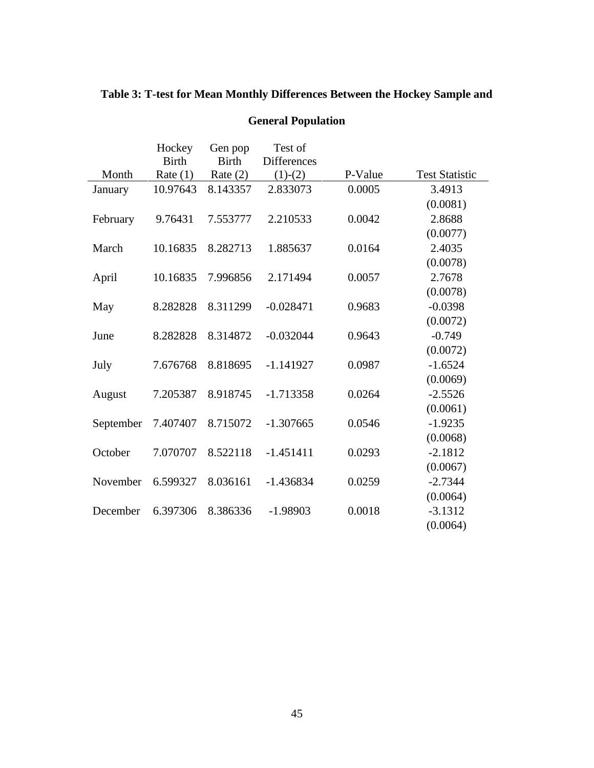**Table 3: T-test for Mean Monthly Differences Between the Hockey Sample and General Population**

| Month | Hockey Birth Rate (1) | Gen pop Birth Rate (2) | Test of Differences (1)-(2) | P-Value | Test Statistic |
|---|---|---|---|---|---|
| January | 10.97643 | 8.143357 | 2.833073 | 0.0005 | 3.4913 |
| | | | | | (0.0081) |
| February | 9.76431 | 7.553777 | 2.210533 | 0.0042 | 2.8688 |
| | | | | | (0.0077) |
| March | 10.16835 | 8.282713 | 1.885637 | 0.0164 | 2.4035 |
| | | | | | (0.0078) |
| April | 10.16835 | 7.996856 | 2.171494 | 0.0057 | 2.7678 |
| | | | | | (0.0078) |
| May | 8.282828 | 8.311299 | -0.028471 | 0.9683 | -0.0398 |
| | | | | | (0.0072) |
| June | 8.282828 | 8.314872 | -0.032044 | 0.9643 | -0.749 |
| | | | | | (0.0072) |
| July | 7.676768 | 8.818695 | -1.141927 | 0.0987 | -1.6524 |
| | | | | | (0.0069) |
| August | 7.205387 | 8.918745 | -1.713358 | 0.0264 | -2.5526 |
| | | | | | (0.0061) |
| September | 7.407407 | 8.715072 | -1.307665 | 0.0546 | -1.9235 |
| | | | | | (0.0068) |
| October | 7.070707 | 8.522118 | -1.451411 | 0.0293 | -2.1812 |
| | | | | | (0.0067) |
| November | 6.599327 | 8.036161 | -1.436834 | 0.0259 | -2.7344 |
| | | | | | (0.0064) |
| December | 6.397306 | 8.386336 | -1.98903 | 0.0018 | -3.1312 |
| | | | | | (0.0064) |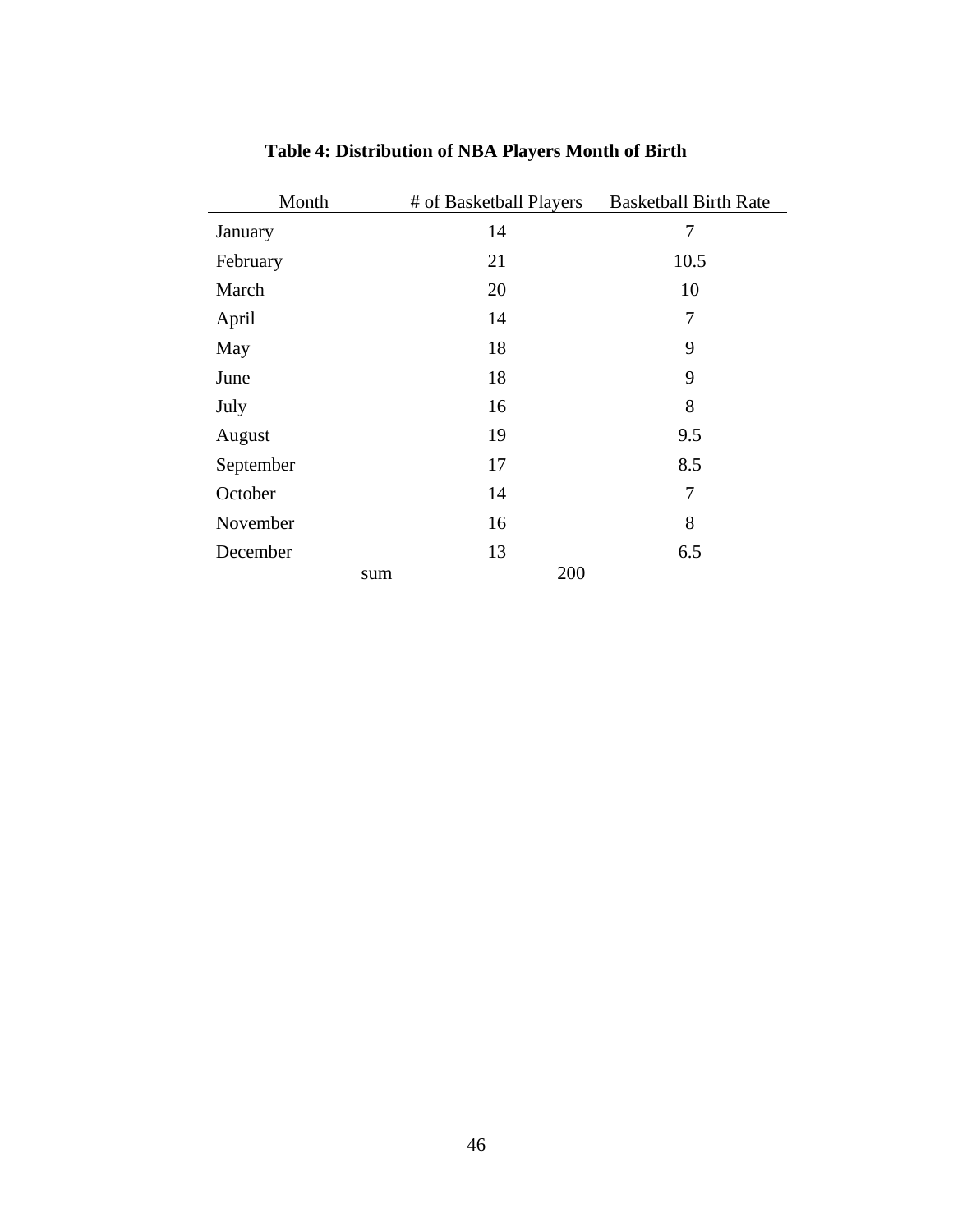**Table 4: Distribution of NBA Players Month of Birth**

| Month | # of Basketball Players | Basketball Birth Rate |
|---|---|---|
| January | 14 | 7 |
| February | 21 | 10.5 |
| March | 20 | 10 |
| April | 14 | 7 |
| May | 18 | 9 |
| June | 18 | 9 |
| July | 16 | 8 |
| August | 19 | 9.5 |
| September | 17 | 8.5 |
| October | 14 | 7 |
| November | 16 | 8 |
| December | 13 | 6.5 |
| sum | 200 | |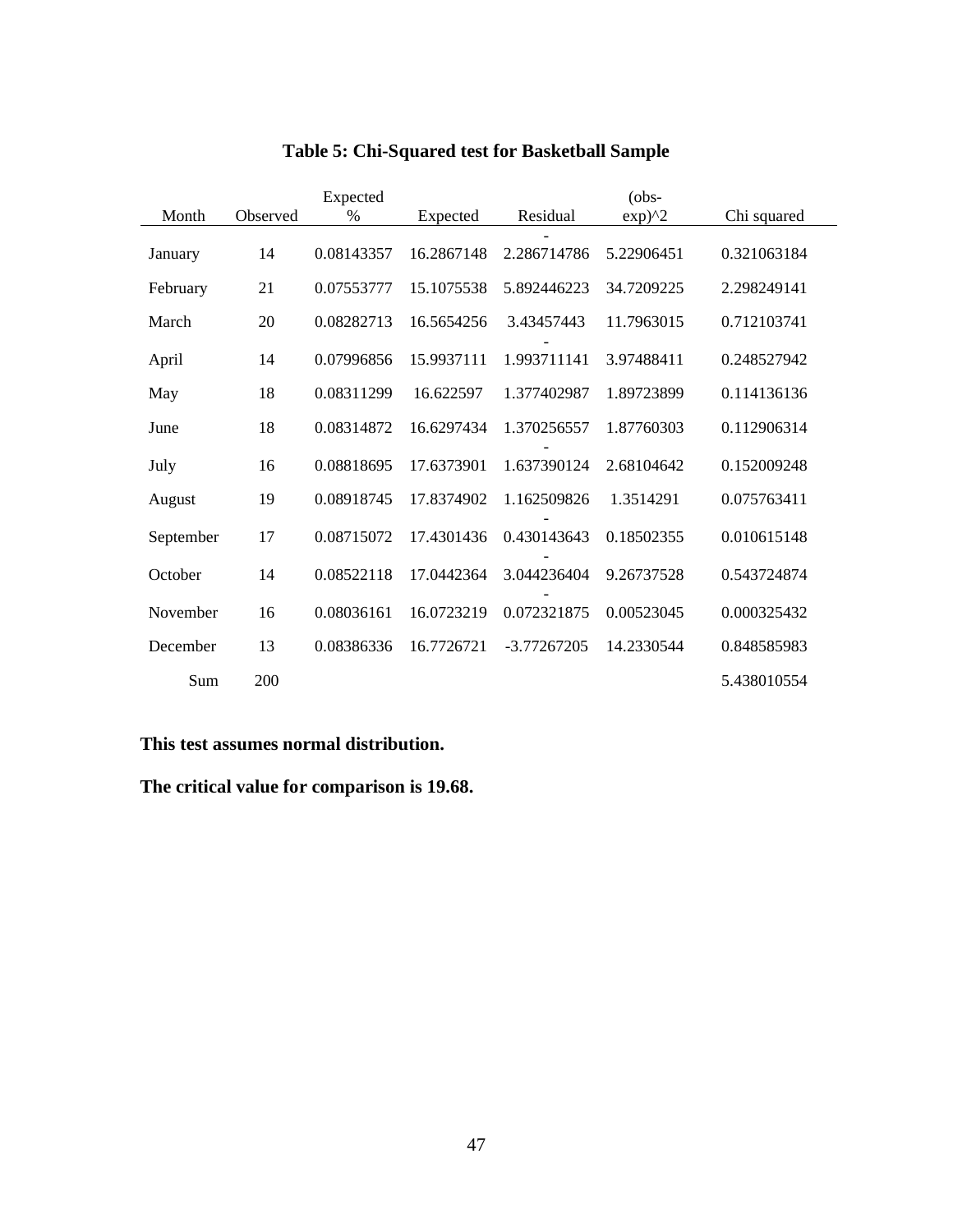**Table 5: Chi-Squared test for Basketball Sample**

| Month | Observed | Expected % | Expected | Residual | (obs-exp)^2 | Chi squared |
|---|---|---|---|---|---|---|
| January | 14 | 0.08143357 | 16.2867148 | -2.286714786 | 5.22906451 | 0.321063184 |
| February | 21 | 0.07553777 | 15.1075538 | 5.892446223 | 34.7209225 | 2.298249141 |
| March | 20 | 0.08282713 | 16.5654256 | 3.43457443 | 11.7963015 | 0.712103741 |
| April | 14 | 0.07996856 | 15.9937111 | -1.993711141 | 3.97488411 | 0.248527942 |
| May | 18 | 0.08311299 | 16.622597 | 1.377402987 | 1.89723899 | 0.114136136 |
| June | 18 | 0.08314872 | 16.6297434 | 1.370256557 | 1.87760303 | 0.112906314 |
| July | 16 | 0.08818695 | 17.6373901 | -1.637390124 | 2.68104642 | 0.152009248 |
| August | 19 | 0.08918745 | 17.8374902 | 1.162509826 | 1.3514291 | 0.075763411 |
| September | 17 | 0.08715072 | 17.4301436 | -0.430143643 | 0.18502355 | 0.010615148 |
| October | 14 | 0.08522118 | 17.0442364 | -3.044236404 | 9.26737528 | 0.543724874 |
| November | 16 | 0.08036161 | 16.0723219 | -0.072321875 | 0.00523045 | 0.000325432 |
| December | 13 | 0.08386336 | 16.7726721 | -3.77267205 | 14.2330544 | 0.848585983 |
| Sum | 200 | | | | | 5.438010554 |

**This test assumes normal distribution.**

**The critical value for comparison is 19.68.**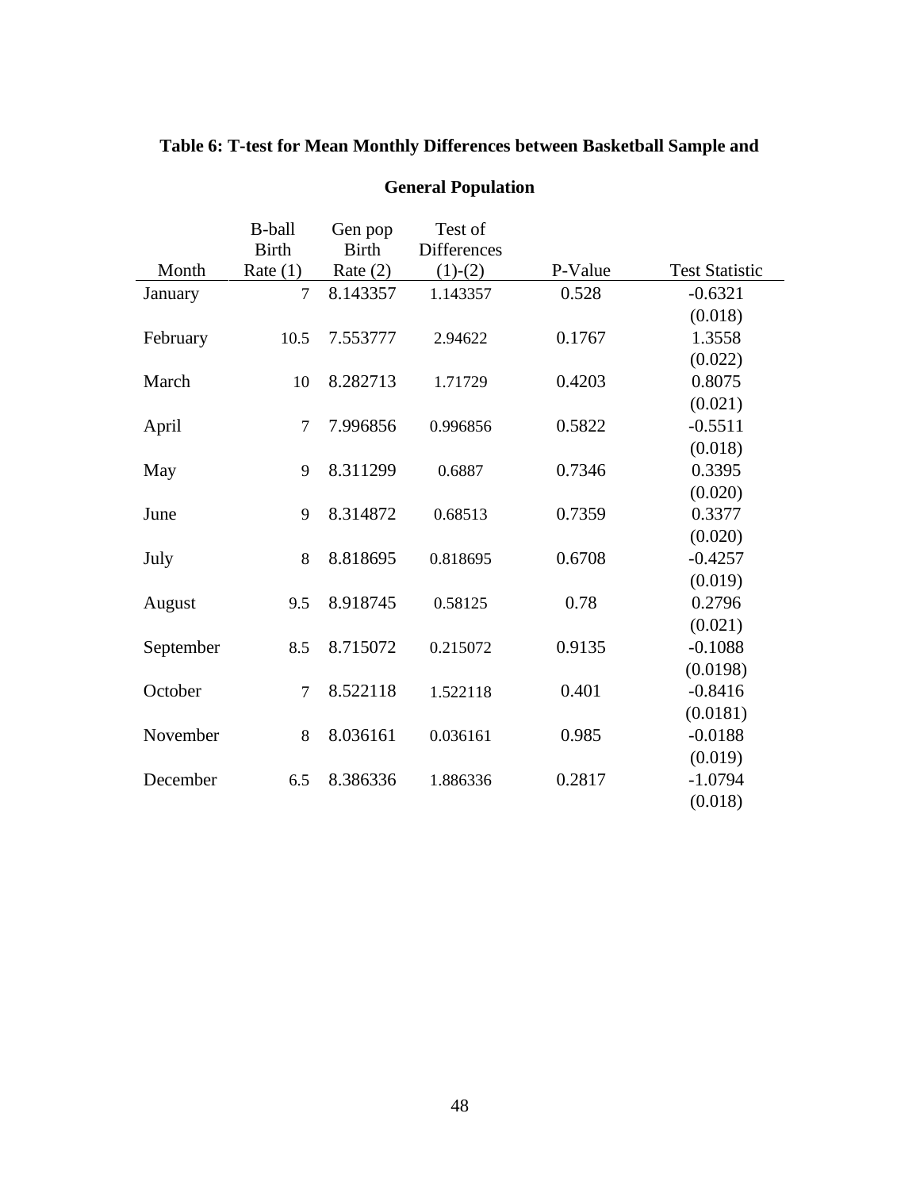**Table 6: T-test for Mean Monthly Differences between Basketball Sample and General Population**

| Month | B-ball Birth Rate (1) | Gen pop Birth Rate (2) | Test of Differences (1)-(2) | P-Value | Test Statistic |
|---|---|---|---|---|---|
| January | 7 | 8.143357 | 1.143357 | 0.528 | -0.6321 |
| | | | | | (0.018) |
| February | 10.5 | 7.553777 | 2.94622 | 0.1767 | 1.3558 |
| | | | | | (0.022) |
| March | 10 | 8.282713 | 1.71729 | 0.4203 | 0.8075 |
| | | | | | (0.021) |
| April | 7 | 7.996856 | 0.996856 | 0.5822 | -0.5511 |
| | | | | | (0.018) |
| May | 9 | 8.311299 | 0.6887 | 0.7346 | 0.3395 |
| | | | | | (0.020) |
| June | 9 | 8.314872 | 0.68513 | 0.7359 | 0.3377 |
| | | | | | (0.020) |
| July | 8 | 8.818695 | 0.818695 | 0.6708 | -0.4257 |
| | | | | | (0.019) |
| August | 9.5 | 8.918745 | 0.58125 | 0.78 | 0.2796 |
| | | | | | (0.021) |
| September | 8.5 | 8.715072 | 0.215072 | 0.9135 | -0.1088 |
| | | | | | (0.0198) |
| October | 7 | 8.522118 | 1.522118 | 0.401 | -0.8416 |
| | | | | | (0.0181) |
| November | 8 | 8.036161 | 0.036161 | 0.985 | -0.0188 |
| | | | | | (0.019) |
| December | 6.5 | 8.386336 | 1.886336 | 0.2817 | -1.0794 |
| | | | | | (0.018) |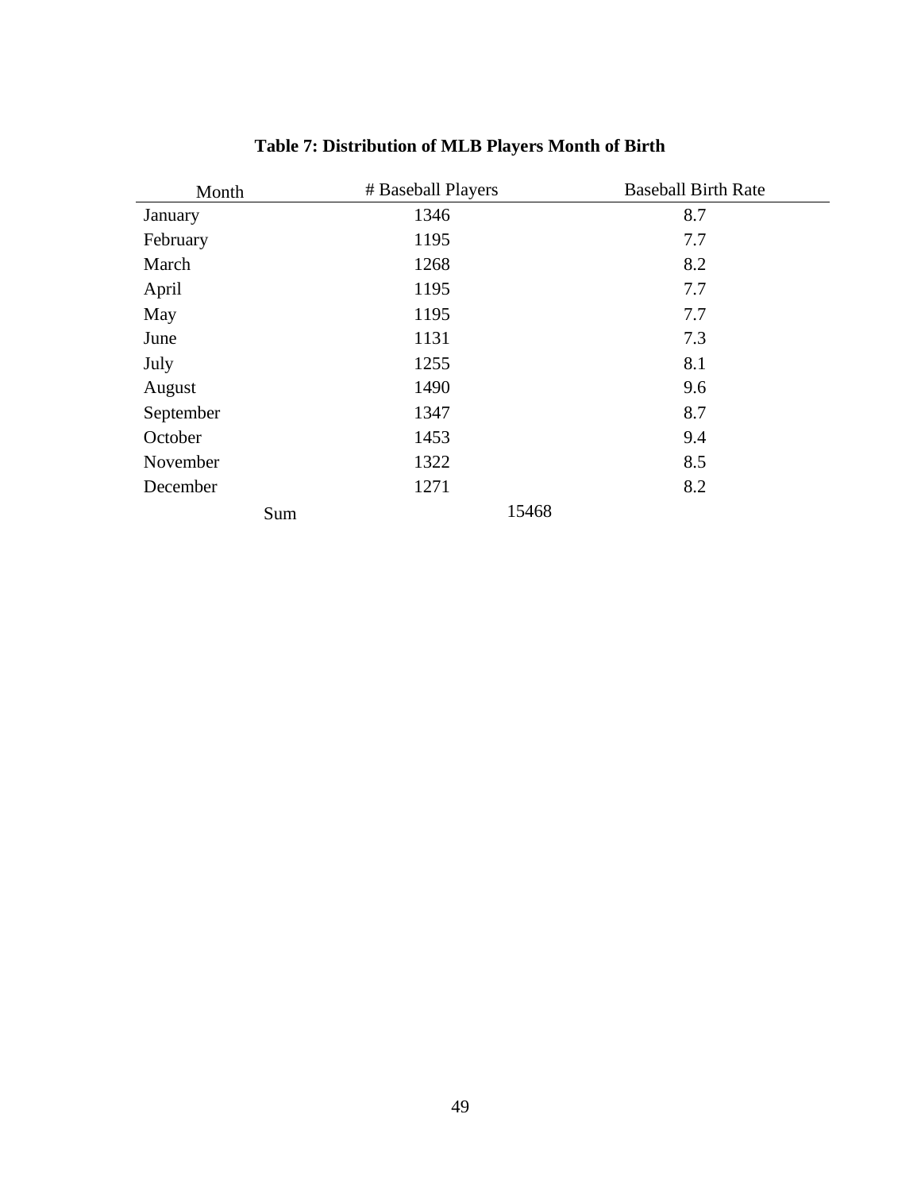**Table 7: Distribution of MLB Players Month of Birth**

| Month | # Baseball Players | Baseball Birth Rate |
|---|---|---|
| January | 1346 | 8.7 |
| February | 1195 | 7.7 |
| March | 1268 | 8.2 |
| April | 1195 | 7.7 |
| May | 1195 | 7.7 |
| June | 1131 | 7.3 |
| July | 1255 | 8.1 |
| August | 1490 | 9.6 |
| September | 1347 | 8.7 |
| October | 1453 | 9.4 |
| November | 1322 | 8.5 |
| December | 1271 | 8.2 |
| Sum | 15468 | |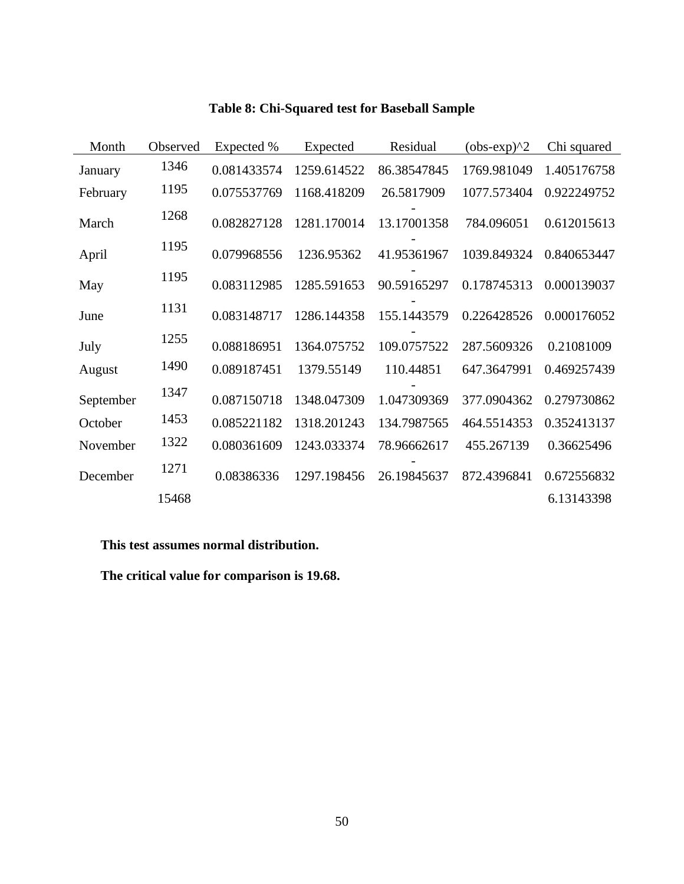**Table 8: Chi-Squared test for Baseball Sample**

| Month | Observed | Expected % | Expected | Residual | (obs-exp)^2 | Chi squared |
|---|---|---|---|---|---|---|
| January | 1346 | 0.081433574 | 1259.614522 | 86.38547845 | 1769.981049 | 1.405176758 |
| February | 1195 | 0.075537769 | 1168.418209 | 26.5817909 | 1077.573404 | 0.922249752 |
| March | 1268 | 0.082827128 | 1281.170014 | -13.17001358 | 784.096051 | 0.612015613 |
| April | 1195 | 0.079968556 | 1236.95362 | -41.95361967 | 1039.849324 | 0.840653447 |
| May | 1195 | 0.083112985 | 1285.591653 | -90.59165297 | 0.178745313 | 0.000139037 |
| June | 1131 | 0.083148717 | 1286.144358 | -155.1443579 | 0.226428526 | 0.000176052 |
| July | 1255 | 0.088186951 | 1364.075752 | -109.0757522 | 287.5609326 | 0.21081009 |
| August | 1490 | 0.089187451 | 1379.55149 | 110.44851 | 647.3647991 | 0.469257439 |
| September | 1347 | 0.087150718 | 1348.047309 | -1.047309369 | 377.0904362 | 0.279730862 |
| October | 1453 | 0.085221182 | 1318.201243 | 134.7987565 | 464.5514353 | 0.352413137 |
| November | 1322 | 0.080361609 | 1243.033374 | 78.96662617 | 455.267139 | 0.36625496 |
| December | 1271 | 0.08386336 | 1297.198456 | -26.19845637 | 872.4396841 | 0.672556832 |
| | 15468 | | | | | 6.13143398 |

**This test assumes normal distribution.**

**The critical value for comparison is 19.68.**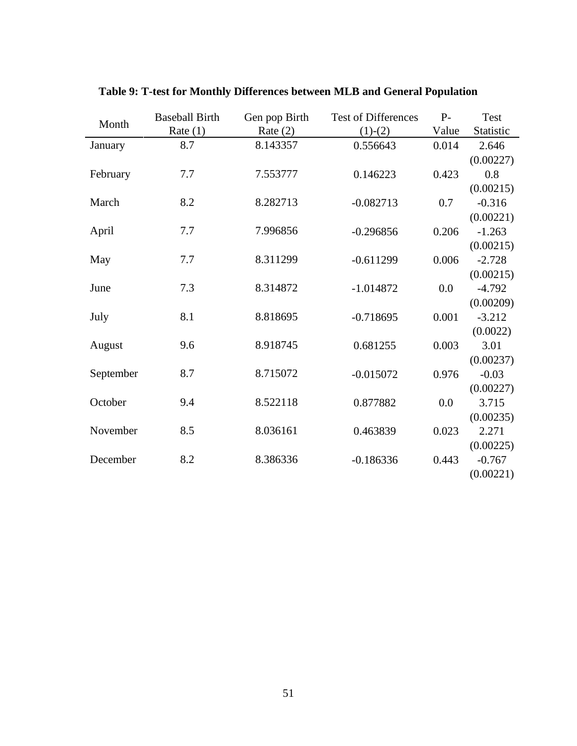**Table 9: T-test for Monthly Differences between MLB and General Population**

| Month | Baseball Birth Rate (1) | Gen pop Birth Rate (2) | Test of Differences (1)-(2) | P-Value | Test Statistic |
|---|---|---|---|---|---|
| January | 8.7 | 8.143357 | 0.556643 | 0.014 | 2.646 (0.00227) |
| February | 7.7 | 7.553777 | 0.146223 | 0.423 | 0.8 (0.00215) |
| March | 8.2 | 8.282713 | -0.082713 | 0.7 | -0.316 (0.00221) |
| April | 7.7 | 7.996856 | -0.296856 | 0.206 | -1.263 (0.00215) |
| May | 7.7 | 8.311299 | -0.611299 | 0.006 | -2.728 (0.00215) |
| June | 7.3 | 8.314872 | -1.014872 | 0.0 | -4.792 (0.00209) |
| July | 8.1 | 8.818695 | -0.718695 | 0.001 | -3.212 (0.0022) |
| August | 9.6 | 8.918745 | 0.681255 | 0.003 | 3.01 (0.00237) |
| September | 8.7 | 8.715072 | -0.015072 | 0.976 | -0.03 (0.00227) |
| October | 9.4 | 8.522118 | 0.877882 | 0.0 | 3.715 (0.00235) |
| November | 8.5 | 8.036161 | 0.463839 | 0.023 | 2.271 (0.00225) |
| December | 8.2 | 8.386336 | -0.186336 | 0.443 | -0.767 (0.00221) |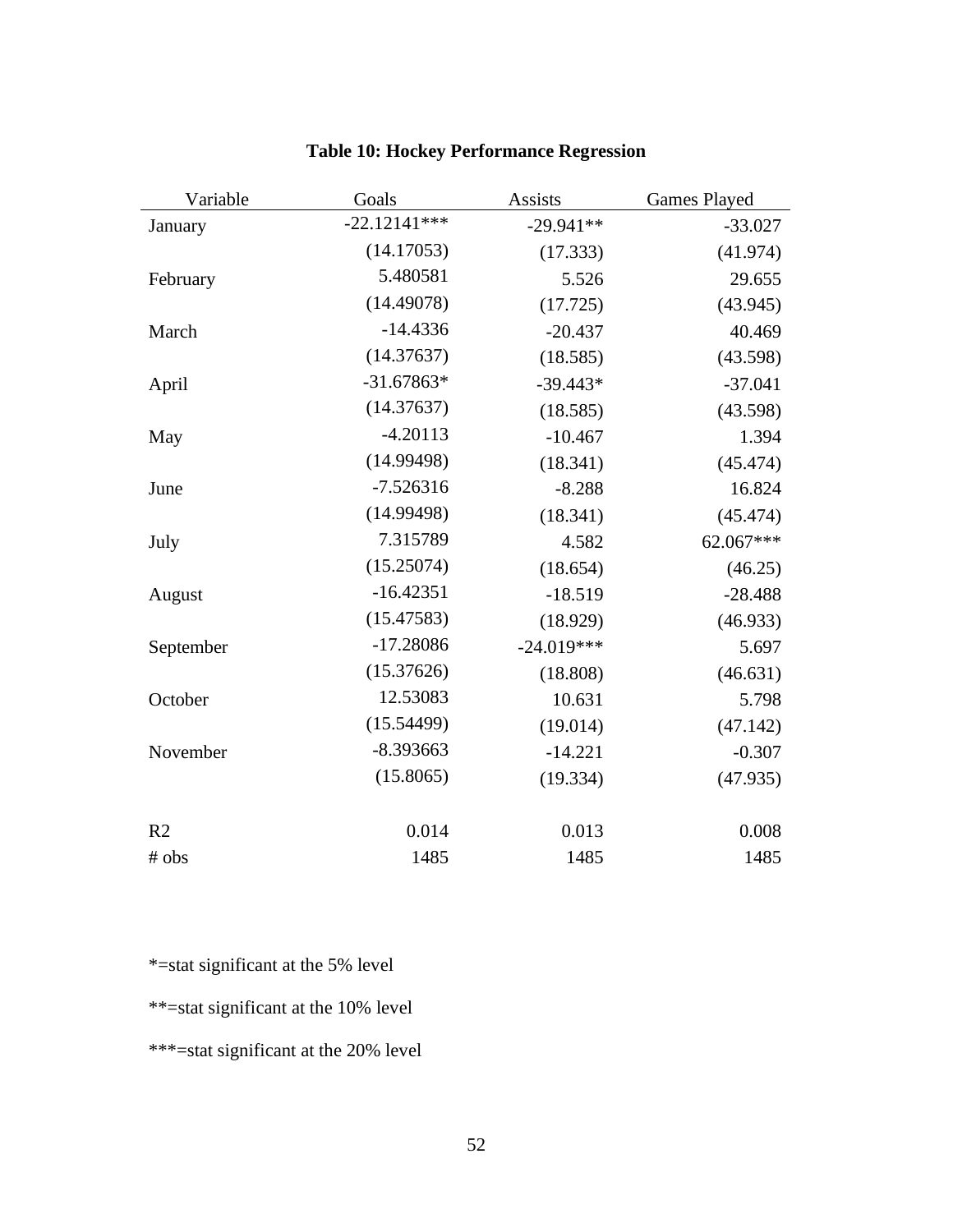**Table 10: Hockey Performance Regression**

| Variable | Goals | Assists | Games Played |
|---|---|---|---|
| January | -22.12141*** | -29.941** | -33.027 |
| | (14.17053) | (17.333) | (41.974) |
| February | 5.480581 | 5.526 | 29.655 |
| | (14.49078) | (17.725) | (43.945) |
| March | -14.4336 | -20.437 | 40.469 |
| | (14.37637) | (18.585) | (43.598) |
| April | -31.67863* | -39.443* | -37.041 |
| | (14.37637) | (18.585) | (43.598) |
| May | -4.20113 | -10.467 | 1.394 |
| | (14.99498) | (18.341) | (45.474) |
| June | -7.526316 | -8.288 | 16.824 |
| | (14.99498) | (18.341) | (45.474) |
| July | 7.315789 | 4.582 | 62.067*** |
| | (15.25074) | (18.654) | (46.25) |
| August | -16.42351 | -18.519 | -28.488 |
| | (15.47583) | (18.929) | (46.933) |
| September | -17.28086 | -24.019*** | 5.697 |
| | (15.37626) | (18.808) | (46.631) |
| October | 12.53083 | 10.631 | 5.798 |
| | (15.54499) | (19.014) | (47.142) |
| November | -8.393663 | -14.221 | -0.307 |
| | (15.8065) | (19.334) | (47.935) |
| R2 | 0.014 | 0.013 | 0.008 |
| # obs | 1485 | 1485 | 1485 |

*=stat significant at the 5% level

**=stat significant at the 10% level

***=stat significant at the 20% level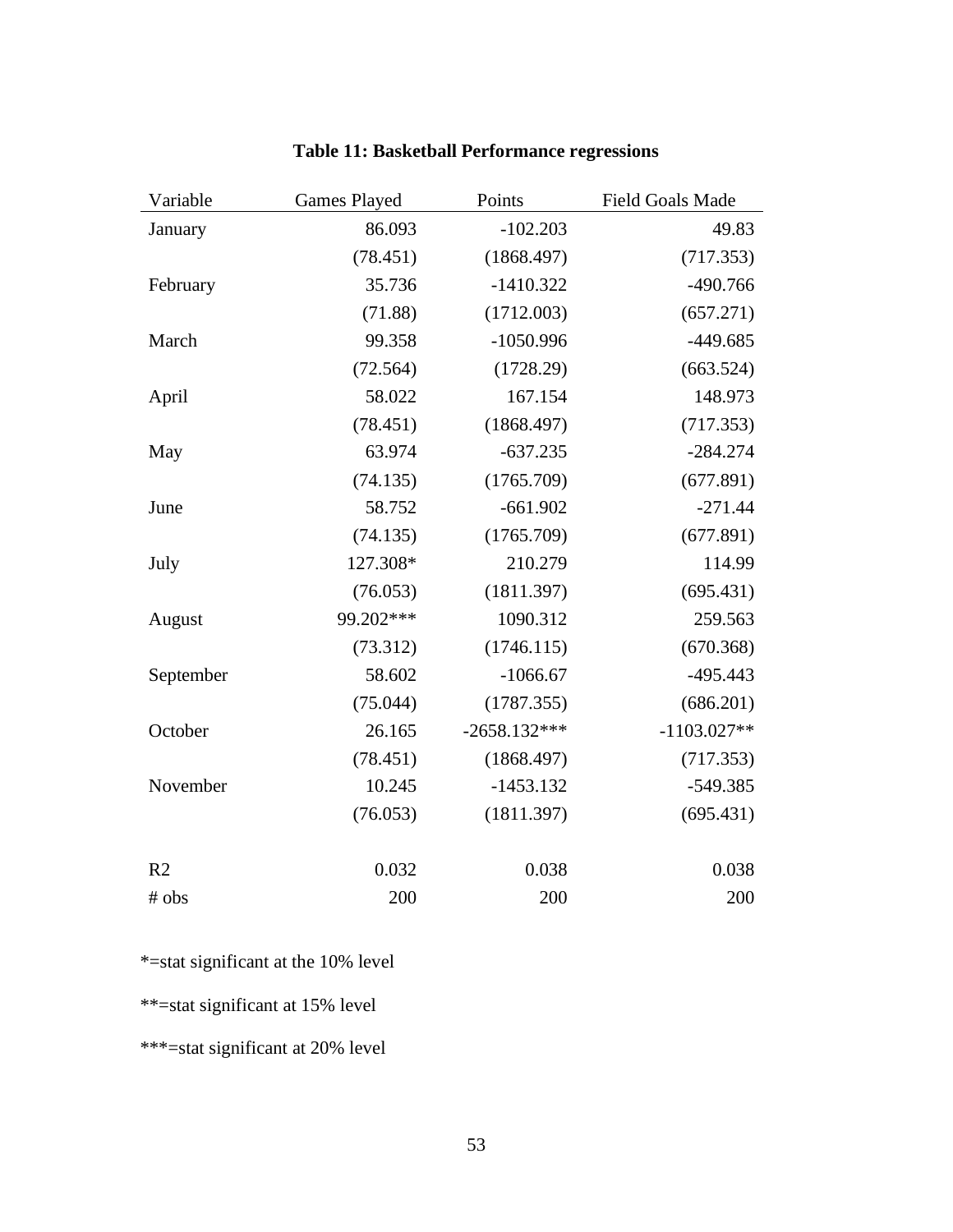**Table 11: Basketball Performance regressions**

| Variable | Games Played | Points | Field Goals Made |
|---|---|---|---|
| January | 86.093 | -102.203 | 49.83 |
| | (78.451) | (1868.497) | (717.353) |
| February | 35.736 | -1410.322 | -490.766 |
| | (71.88) | (1712.003) | (657.271) |
| March | 99.358 | -1050.996 | -449.685 |
| | (72.564) | (1728.29) | (663.524) |
| April | 58.022 | 167.154 | 148.973 |
| | (78.451) | (1868.497) | (717.353) |
| May | 63.974 | -637.235 | -284.274 |
| | (74.135) | (1765.709) | (677.891) |
| June | 58.752 | -661.902 | -271.44 |
| | (74.135) | (1765.709) | (677.891) |
| July | 127.308* | 210.279 | 114.99 |
| | (76.053) | (1811.397) | (695.431) |
| August | 99.202*** | 1090.312 | 259.563 |
| | (73.312) | (1746.115) | (670.368) |
| September | 58.602 | -1066.67 | -495.443 |
| | (75.044) | (1787.355) | (686.201) |
| October | 26.165 | -2658.132*** | -1103.027** |
| | (78.451) | (1868.497) | (717.353) |
| November | 10.245 | -1453.132 | -549.385 |
| | (76.053) | (1811.397) | (695.431) |
| | | | |
| R2 | 0.032 | 0.038 | 0.038 |
| # obs | 200 | 200 | 200 |

*=stat significant at the 10% level

**=stat significant at 15% level

***=stat significant at 20% level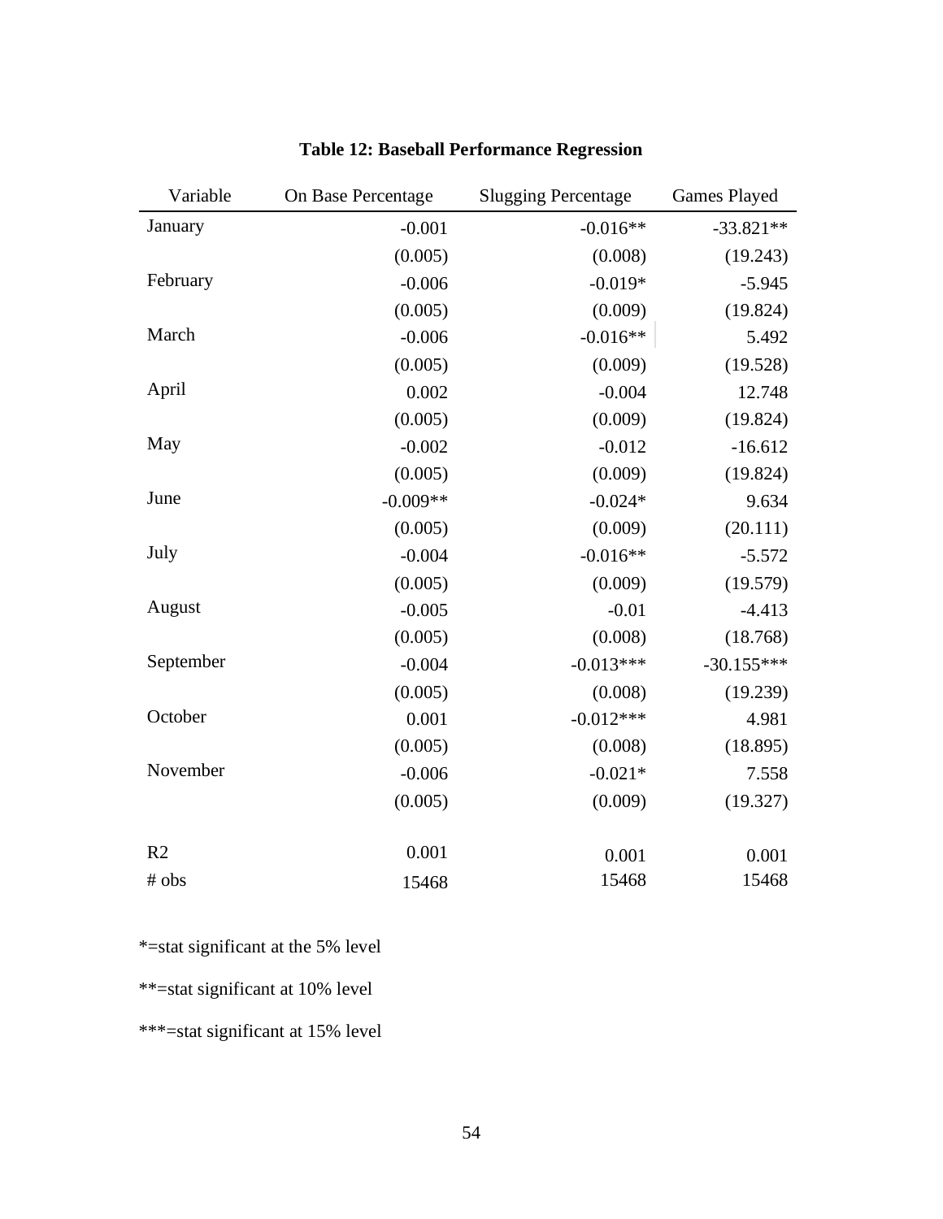**Table 12: Baseball Performance Regression**

| Variable | On Base Percentage | Slugging Percentage | Games Played |
|---|---|---|---|
| January | -0.001 | -0.016** | -33.821** |
| | (0.005) | (0.008) | (19.243) |
| February | -0.006 | -0.019* | -5.945 |
| | (0.005) | (0.009) | (19.824) |
| March | -0.006 | -0.016** | 5.492 |
| | (0.005) | (0.009) | (19.528) |
| April | 0.002 | -0.004 | 12.748 |
| | (0.005) | (0.009) | (19.824) |
| May | -0.002 | -0.012 | -16.612 |
| | (0.005) | (0.009) | (19.824) |
| June | -0.009** | -0.024* | 9.634 |
| | (0.005) | (0.009) | (20.111) |
| July | -0.004 | -0.016** | -5.572 |
| | (0.005) | (0.009) | (19.579) |
| August | -0.005 | -0.01 | -4.413 |
| | (0.005) | (0.008) | (18.768) |
| September | -0.004 | -0.013*** | -30.155*** |
| | (0.005) | (0.008) | (19.239) |
| October | 0.001 | -0.012*** | 4.981 |
| | (0.005) | (0.008) | (18.895) |
| November | -0.006 | -0.021* | 7.558 |
| | (0.005) | (0.009) | (19.327) |
| R2 | 0.001 | 0.001 | 0.001 |
| # obs | 15468 | 15468 | 15468 |

*=stat significant at the 5% level

**=stat significant at 10% level

***=stat significant at 15% level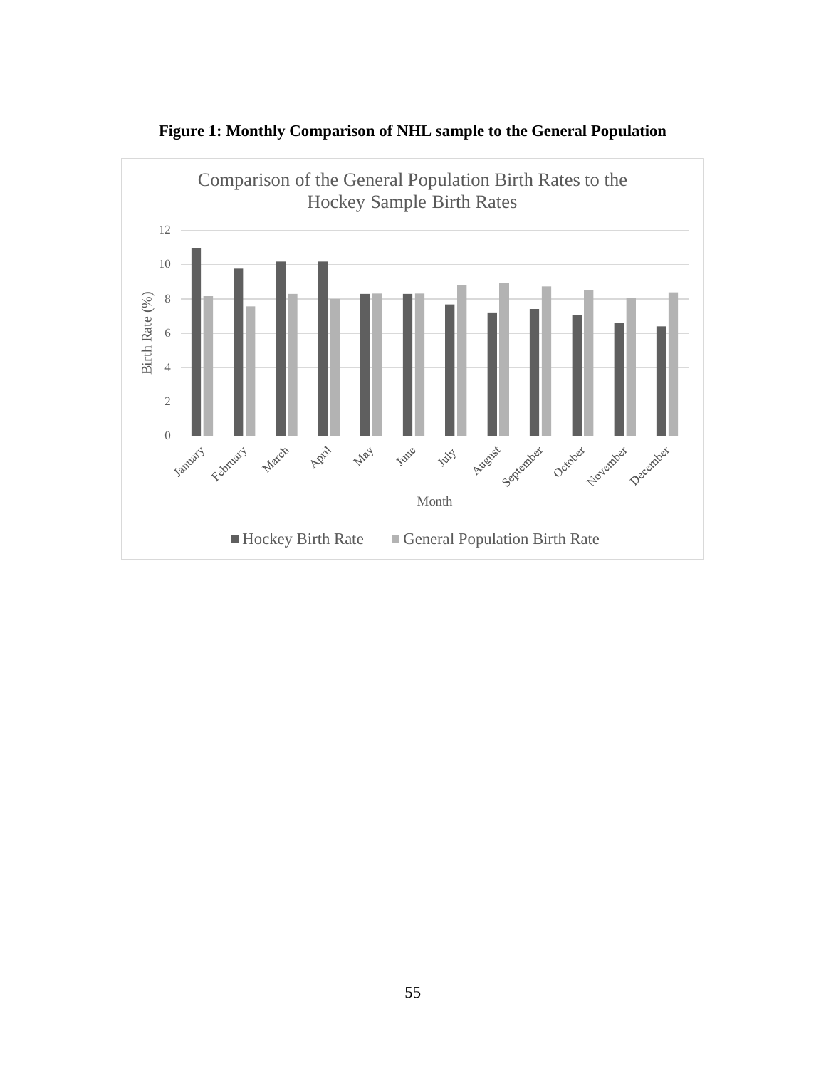**Figure 1: Monthly Comparison of NHL sample to the General Population**

Comparison of the General Population Birth Rates to the Hockey Sample Birth Rates

| Month | Hockey Birth Rate | General Population Birth Rate |
|---|---|---|
| January | 11.0 | 8.1 |
| February | 9.7 | 7.5 |
| March | 10.1 | 8.2 |
| April | 10.1 | 7.9 |
| May | 8.2 | 8.3 |
| June | 8.2 | 8.3 |
| July | 7.6 | 8.8 |
| August | 7.2 | 8.9 |
| September | 7.4 | 8.7 |
| October | 7.0 | 8.5 |
| November | 6.5 | 8.0 |
| December | 6.4 | 8.4 |

*Note: values are approximate readings from a bar chart (y-axis: Birth Rate (%), 0–12; x-axis: Month).*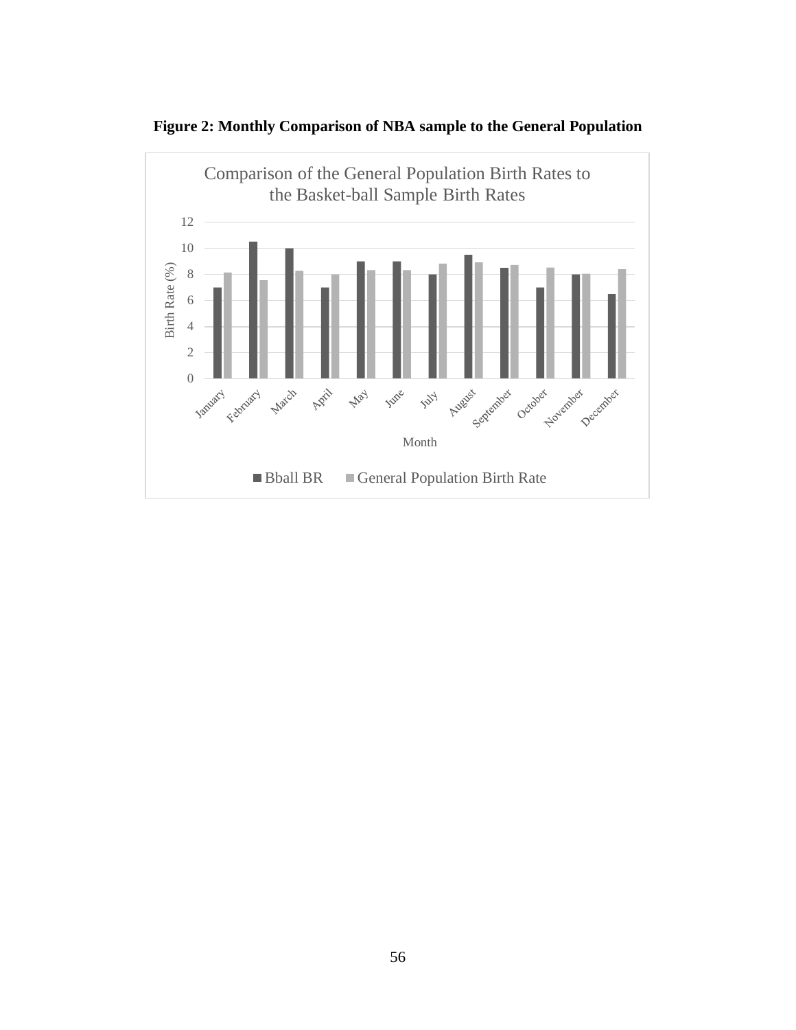**Figure 2: Monthly Comparison of NBA sample to the General Population**

Comparison of the General Population Birth Rates to the Basket-ball Sample Birth Rates

Birth Rate (%)

Month

Bball BR | General Population Birth Rate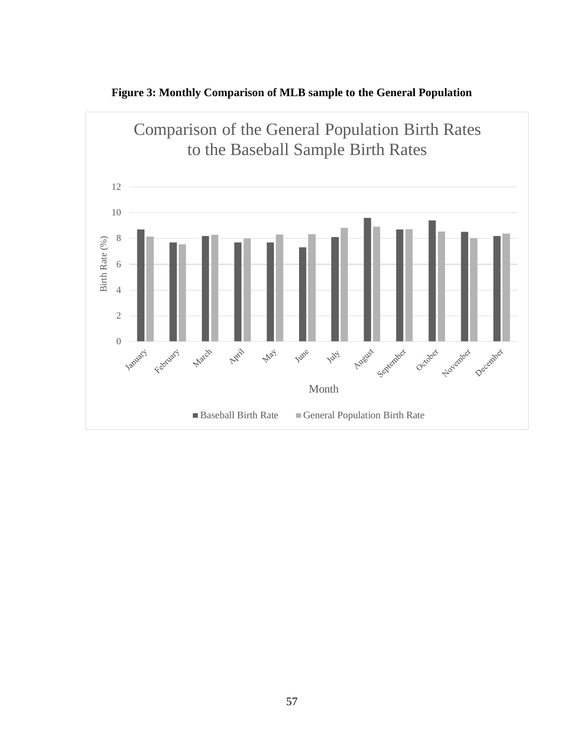**Figure 3: Monthly Comparison of MLB sample to the General Population**

Comparison of the General Population Birth Rates to the Baseball Sample Birth Rates

Birth Rate (%)

Month

Baseball Birth Rate | General Population Birth Rate

January, February, March, April, May, June, July, August, September, October, November, December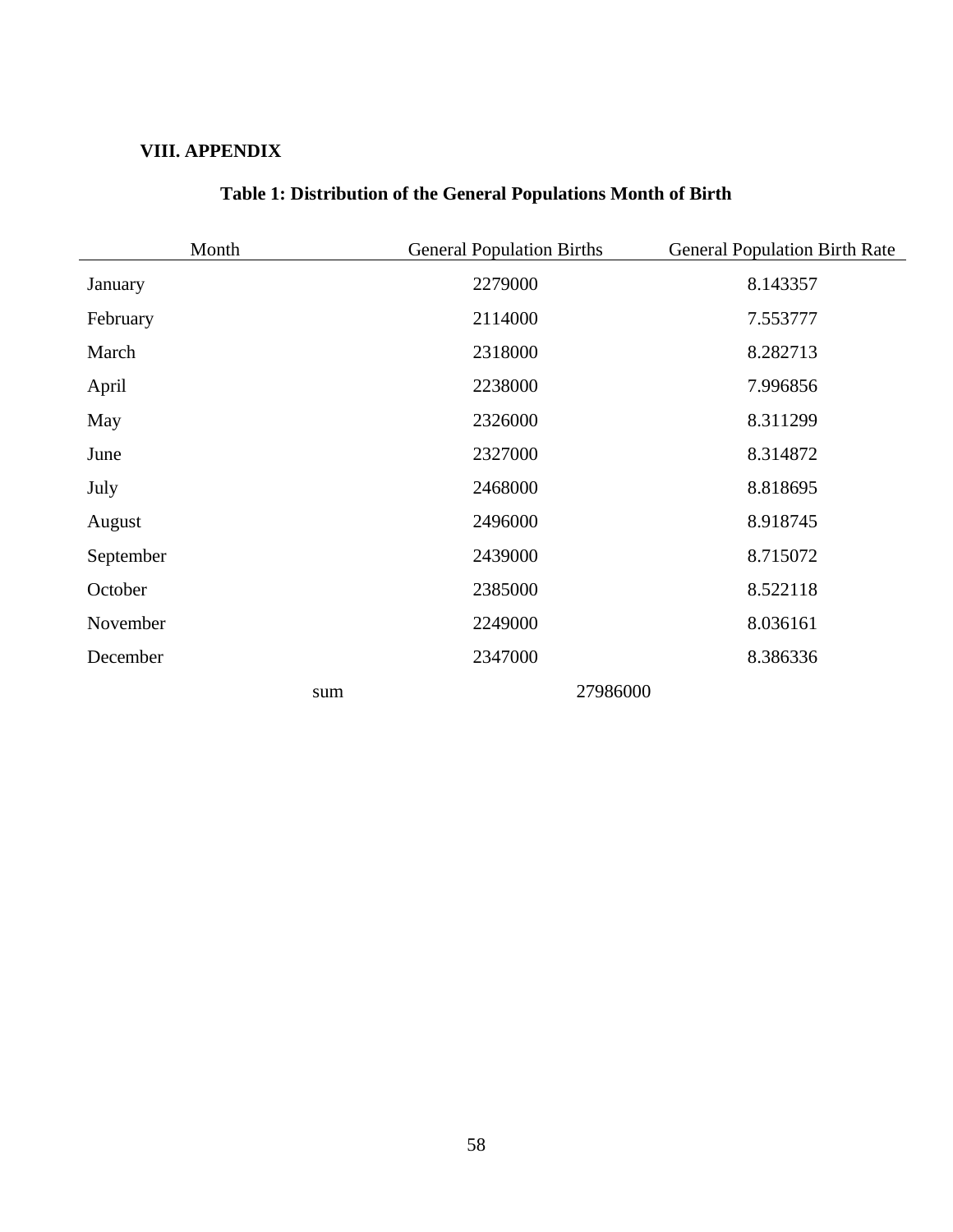## VIII. APPENDIX

**Table 1: Distribution of the General Populations Month of Birth**

| Month | General Population Births | General Population Birth Rate |
|---|---|---|
| January | 2279000 | 8.143357 |
| February | 2114000 | 7.553777 |
| March | 2318000 | 8.282713 |
| April | 2238000 | 7.996856 |
| May | 2326000 | 8.311299 |
| June | 2327000 | 8.314872 |
| July | 2468000 | 8.818695 |
| August | 2496000 | 8.918745 |
| September | 2439000 | 8.715072 |
| October | 2385000 | 8.522118 |
| November | 2249000 | 8.036161 |
| December | 2347000 | 8.386336 |
| sum | 27986000 | |